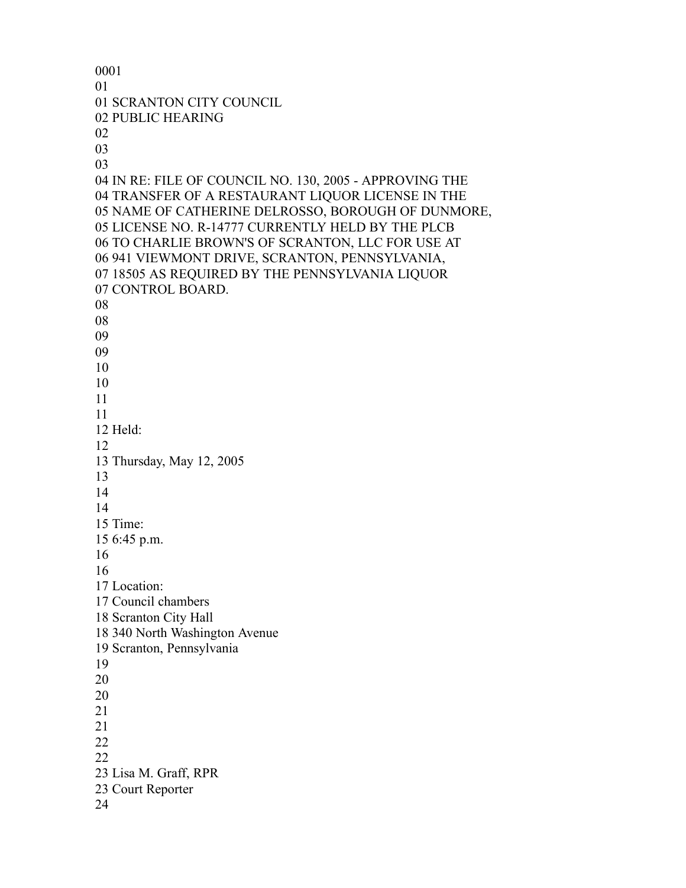0001
01
01 SCRANTON CITY COUNCIL
02 PUBLIC HEARING
02
03
03
04 IN RE: FILE OF COUNCIL NO. 130, 2005 - APPROVING THE
04 TRANSFER OF A RESTAURANT LIQUOR LICENSE IN THE
05 NAME OF CATHERINE DELROSSO, BOROUGH OF DUNMORE,
05 LICENSE NO. R-14777 CURRENTLY HELD BY THE PLCB
06 TO CHARLIE BROWN'S OF SCRANTON, LLC FOR USE AT
06 941 VIEWMONT DRIVE, SCRANTON, PENNSYLVANIA,
07 18505 AS REQUIRED BY THE PENNSYLVANIA LIQUOR
07 CONTROL BOARD.
08
08
09
09
10
10
11
11
12 Held:
12
13 Thursday, May 12, 2005
13
14
14
15 Time:
15 6:45 p.m.
16
16
17 Location:
17 Council chambers
18 Scranton City Hall
18 340 North Washington Avenue
19 Scranton, Pennsylvania
19
20
20
21
21
22
22
23 Lisa M. Graff, RPR
23 Court Reporter
24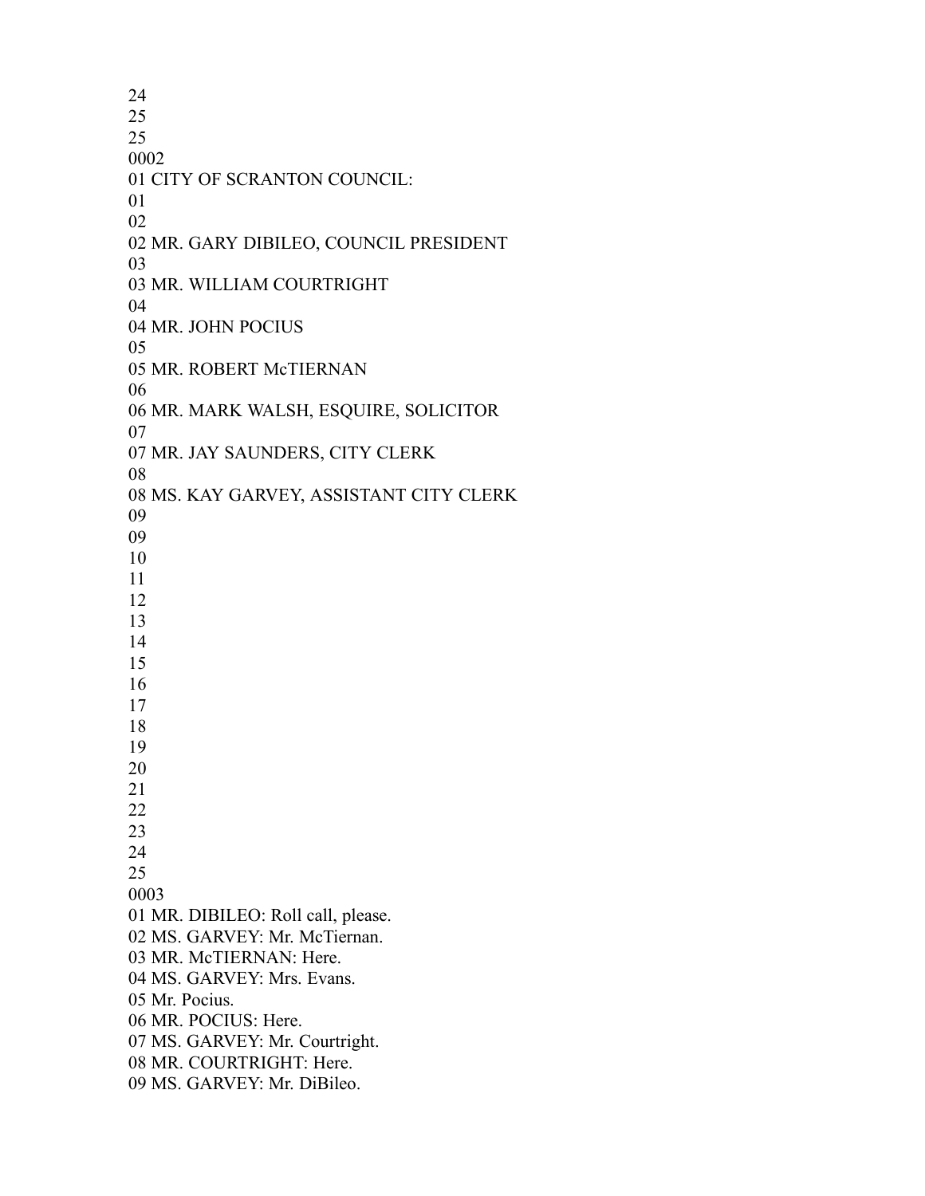24
25
25
0002
01 CITY OF SCRANTON COUNCIL:
01
02
02 MR. GARY DIBILEO, COUNCIL PRESIDENT
03
03 MR. WILLIAM COURTRIGHT
04
04 MR. JOHN POCIUS
05
05 MR. ROBERT McTIERNAN
06
06 MR. MARK WALSH, ESQUIRE, SOLICITOR
07
07 MR. JAY SAUNDERS, CITY CLERK
08
08 MS. KAY GARVEY, ASSISTANT CITY CLERK
09
09
10
11
12
13
14
15
16
17
18
19
20
21
22
23
24
25
0003
01 MR. DIBILEO: Roll call, please.
02 MS. GARVEY: Mr. McTiernan.
03 MR. McTIERNAN: Here.
04 MS. GARVEY: Mrs. Evans.
05 Mr. Pocius.
06 MR. POCIUS: Here.
07 MS. GARVEY: Mr. Courtright.
08 MR. COURTRIGHT: Here.
09 MS. GARVEY: Mr. DiBileo.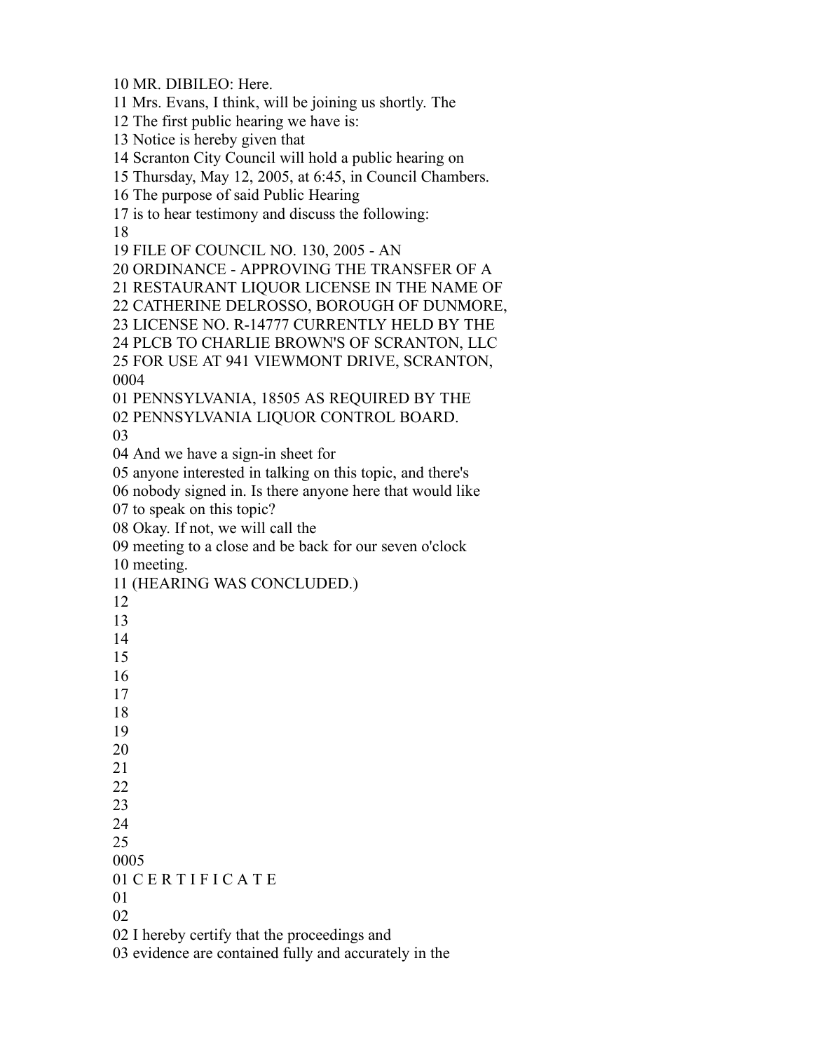10 MR. DIBILEO: Here.
11 Mrs. Evans, I think, will be joining us shortly. The
12 The first public hearing we have is:
13 Notice is hereby given that
14 Scranton City Council will hold a public hearing on
15 Thursday, May 12, 2005, at 6:45, in Council Chambers.
16 The purpose of said Public Hearing
17 is to hear testimony and discuss the following:
18
19 FILE OF COUNCIL NO. 130, 2005 - AN
20 ORDINANCE - APPROVING THE TRANSFER OF A
21 RESTAURANT LIQUOR LICENSE IN THE NAME OF
22 CATHERINE DELROSSO, BOROUGH OF DUNMORE,
23 LICENSE NO. R-14777 CURRENTLY HELD BY THE
24 PLCB TO CHARLIE BROWN'S OF SCRANTON, LLC
25 FOR USE AT 941 VIEWMONT DRIVE, SCRANTON,
0004
01 PENNSYLVANIA, 18505 AS REQUIRED BY THE
02 PENNSYLVANIA LIQUOR CONTROL BOARD.
03
04 And we have a sign-in sheet for
05 anyone interested in talking on this topic, and there's
06 nobody signed in. Is there anyone here that would like
07 to speak on this topic?
08 Okay. If not, we will call the
09 meeting to a close and be back for our seven o'clock
10 meeting.
11 (HEARING WAS CONCLUDED.)
12
13
14
15
16
17
18
19
20
21
22
23
24
25
0005
01 C E R T I F I C A T E
01
02
02 I hereby certify that the proceedings and
03 evidence are contained fully and accurately in the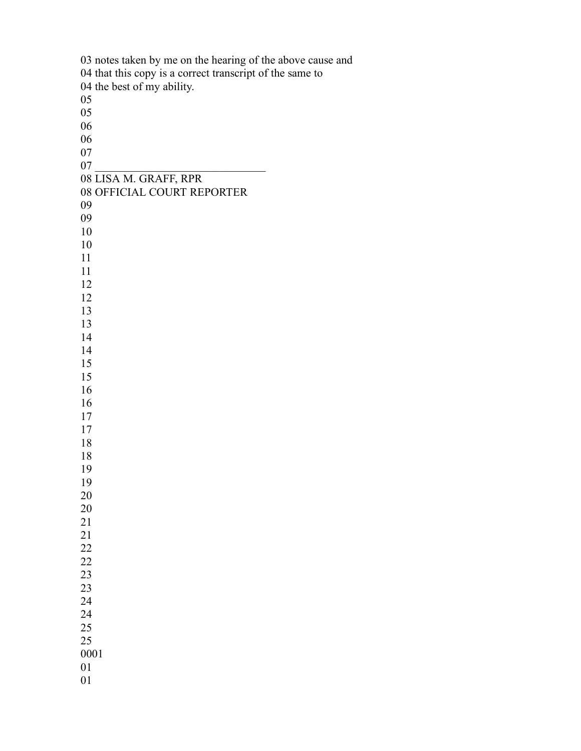03 notes taken by me on the hearing of the above cause and
04 that this copy is a correct transcript of the same to
04 the best of my ability.
05
05
06
06
07
07 ______________________________
08 LISA M. GRAFF, RPR
08 OFFICIAL COURT REPORTER
09
09
10
10
11
11
12
12
13
13
14
14
15
15
16
16
17
17
18
18
19
19
20
20
21
21
22
22
23
23
24
24
25
25
0001
01
01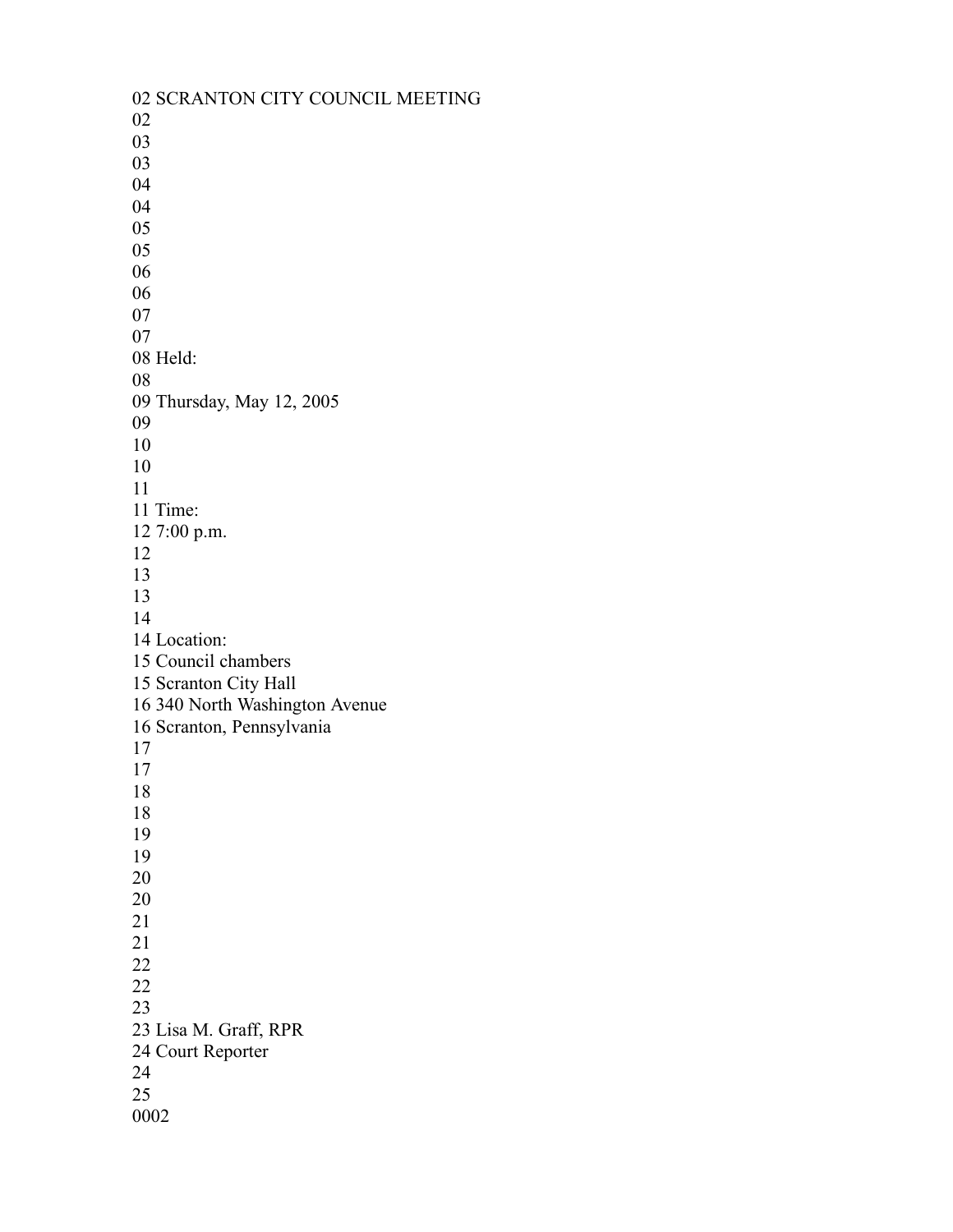02 SCRANTON CITY COUNCIL MEETING
02
03
03
04
04
05
05
06
06
07
07
08 Held:
08
09 Thursday, May 12, 2005
09
10
10
11
11 Time:
12 7:00 p.m.
12
13
13
14
14 Location:
15 Council chambers
15 Scranton City Hall
16 340 North Washington Avenue
16 Scranton, Pennsylvania
17
17
18
18
19
19
20
20
21
21
22
22
23
23 Lisa M. Graff, RPR
24 Court Reporter
24
25
0002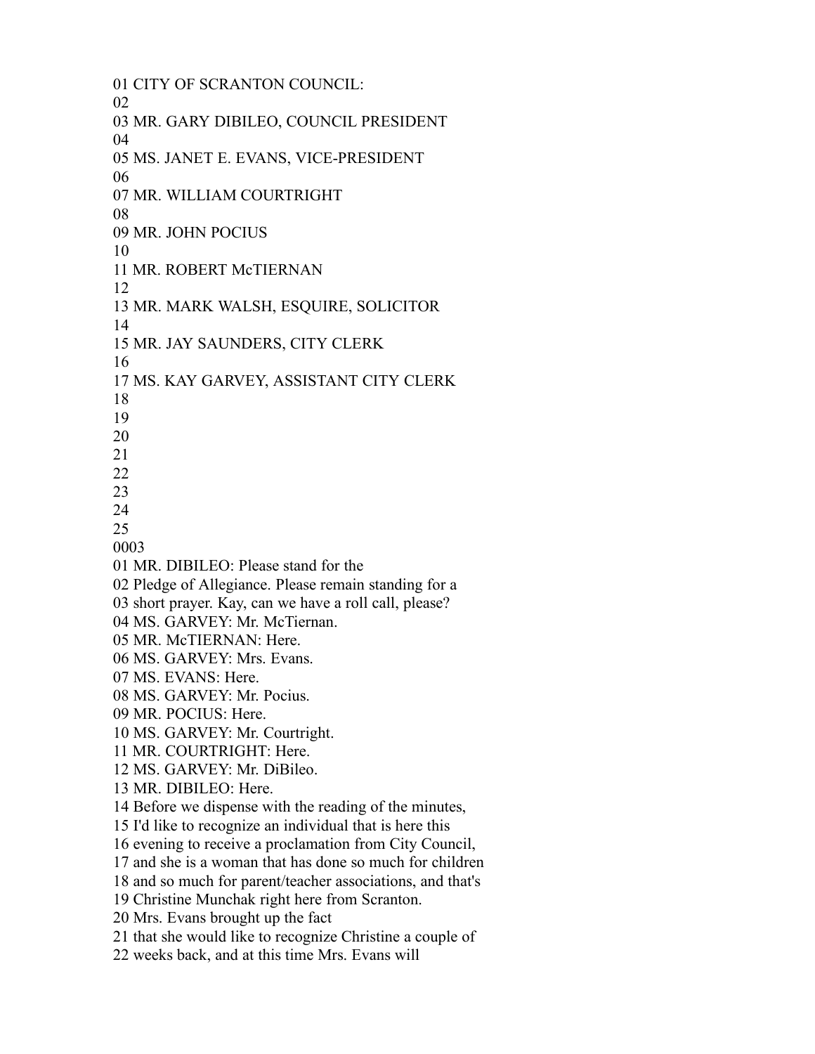01 CITY OF SCRANTON COUNCIL:
02
03 MR. GARY DIBILEO, COUNCIL PRESIDENT
04
05 MS. JANET E. EVANS, VICE-PRESIDENT
06
07 MR. WILLIAM COURTRIGHT
08
09 MR. JOHN POCIUS
10
11 MR. ROBERT McTIERNAN
12
13 MR. MARK WALSH, ESQUIRE, SOLICITOR
14
15 MR. JAY SAUNDERS, CITY CLERK
16
17 MS. KAY GARVEY, ASSISTANT CITY CLERK
18
19
20
21
22
23
24
25
0003
01 MR. DIBILEO: Please stand for the
02 Pledge of Allegiance. Please remain standing for a
03 short prayer. Kay, can we have a roll call, please?
04 MS. GARVEY: Mr. McTiernan.
05 MR. McTIERNAN: Here.
06 MS. GARVEY: Mrs. Evans.
07 MS. EVANS: Here.
08 MS. GARVEY: Mr. Pocius.
09 MR. POCIUS: Here.
10 MS. GARVEY: Mr. Courtright.
11 MR. COURTRIGHT: Here.
12 MS. GARVEY: Mr. DiBileo.
13 MR. DIBILEO: Here.
14 Before we dispense with the reading of the minutes,
15 I'd like to recognize an individual that is here this
16 evening to receive a proclamation from City Council,
17 and she is a woman that has done so much for children
18 and so much for parent/teacher associations, and that's
19 Christine Munchak right here from Scranton.
20 Mrs. Evans brought up the fact
21 that she would like to recognize Christine a couple of
22 weeks back, and at this time Mrs. Evans will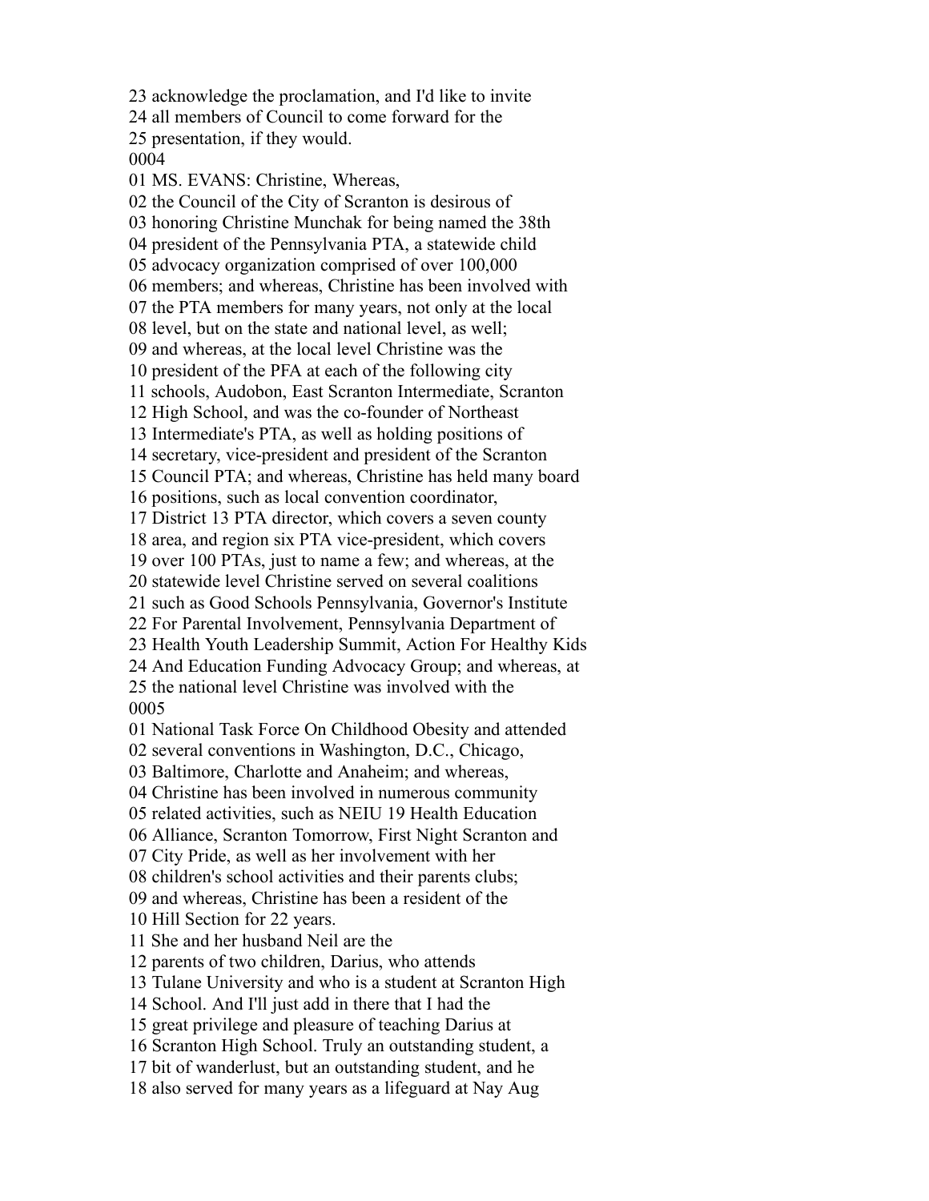23 acknowledge the proclamation, and I'd like to invite
24 all members of Council to come forward for the
25 presentation, if they would.
0004
01 MS. EVANS: Christine, Whereas,
02 the Council of the City of Scranton is desirous of
03 honoring Christine Munchak for being named the 38th
04 president of the Pennsylvania PTA, a statewide child
05 advocacy organization comprised of over 100,000
06 members; and whereas, Christine has been involved with
07 the PTA members for many years, not only at the local
08 level, but on the state and national level, as well;
09 and whereas, at the local level Christine was the
10 president of the PFA at each of the following city
11 schools, Audobon, East Scranton Intermediate, Scranton
12 High School, and was the co-founder of Northeast
13 Intermediate's PTA, as well as holding positions of
14 secretary, vice-president and president of the Scranton
15 Council PTA; and whereas, Christine has held many board
16 positions, such as local convention coordinator,
17 District 13 PTA director, which covers a seven county
18 area, and region six PTA vice-president, which covers
19 over 100 PTAs, just to name a few; and whereas, at the
20 statewide level Christine served on several coalitions
21 such as Good Schools Pennsylvania, Governor's Institute
22 For Parental Involvement, Pennsylvania Department of
23 Health Youth Leadership Summit, Action For Healthy Kids
24 And Education Funding Advocacy Group; and whereas, at
25 the national level Christine was involved with the
0005
01 National Task Force On Childhood Obesity and attended
02 several conventions in Washington, D.C., Chicago,
03 Baltimore, Charlotte and Anaheim; and whereas,
04 Christine has been involved in numerous community
05 related activities, such as NEIU 19 Health Education
06 Alliance, Scranton Tomorrow, First Night Scranton and
07 City Pride, as well as her involvement with her
08 children's school activities and their parents clubs;
09 and whereas, Christine has been a resident of the
10 Hill Section for 22 years.
11 She and her husband Neil are the
12 parents of two children, Darius, who attends
13 Tulane University and who is a student at Scranton High
14 School. And I'll just add in there that I had the
15 great privilege and pleasure of teaching Darius at
16 Scranton High School. Truly an outstanding student, a
17 bit of wanderlust, but an outstanding student, and he
18 also served for many years as a lifeguard at Nay Aug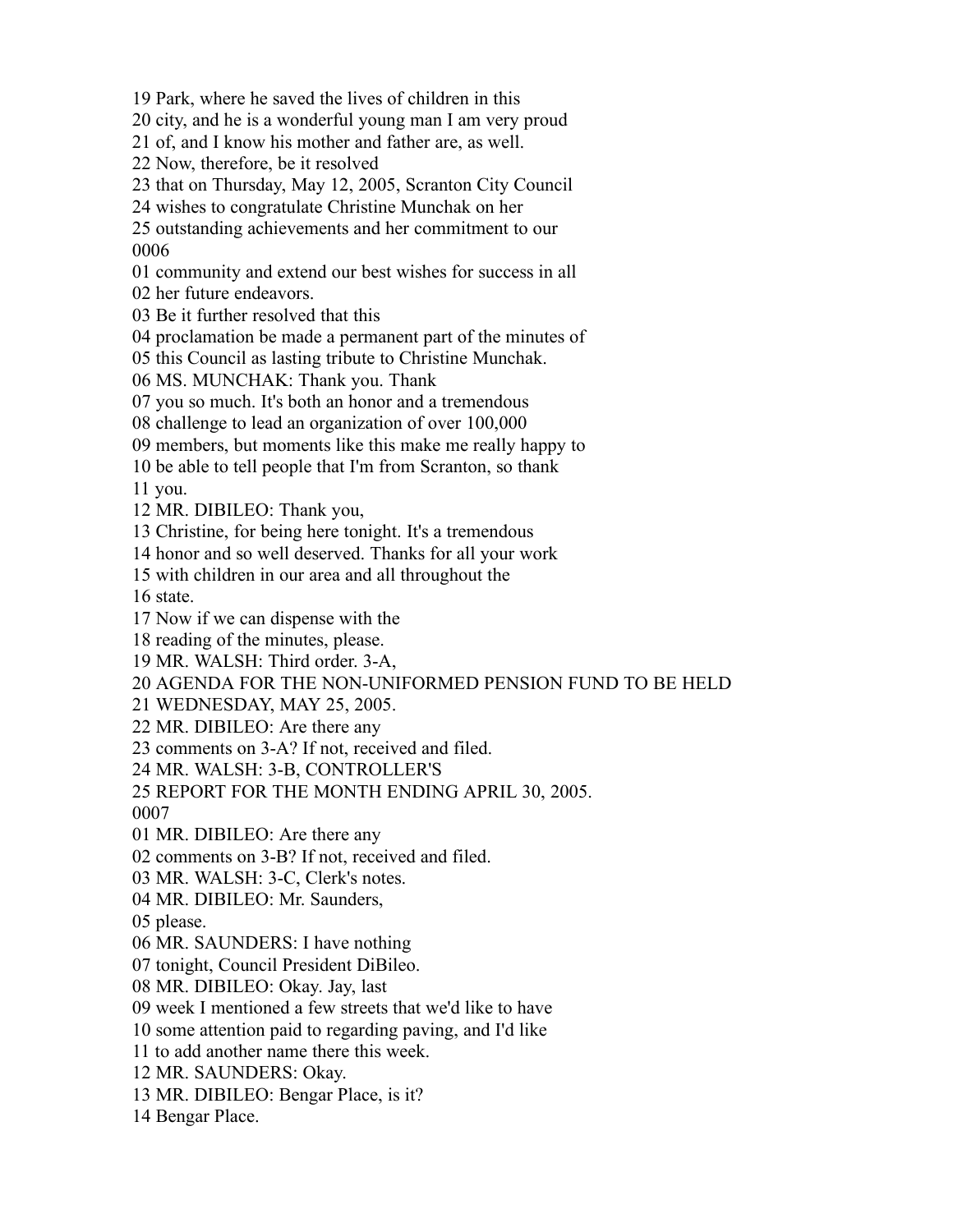19 Park, where he saved the lives of children in this
20 city, and he is a wonderful young man I am very proud
21 of, and I know his mother and father are, as well.
22 Now, therefore, be it resolved
23 that on Thursday, May 12, 2005, Scranton City Council
24 wishes to congratulate Christine Munchak on her
25 outstanding achievements and her commitment to our
0006
01 community and extend our best wishes for success in all
02 her future endeavors.
03 Be it further resolved that this
04 proclamation be made a permanent part of the minutes of
05 this Council as lasting tribute to Christine Munchak.
06 MS. MUNCHAK: Thank you. Thank
07 you so much. It's both an honor and a tremendous
08 challenge to lead an organization of over 100,000
09 members, but moments like this make me really happy to
10 be able to tell people that I'm from Scranton, so thank
11 you.
12 MR. DIBILEO: Thank you,
13 Christine, for being here tonight. It's a tremendous
14 honor and so well deserved. Thanks for all your work
15 with children in our area and all throughout the
16 state.
17 Now if we can dispense with the
18 reading of the minutes, please.
19 MR. WALSH: Third order. 3-A,
20 AGENDA FOR THE NON-UNIFORMED PENSION FUND TO BE HELD
21 WEDNESDAY, MAY 25, 2005.
22 MR. DIBILEO: Are there any
23 comments on 3-A? If not, received and filed.
24 MR. WALSH: 3-B, CONTROLLER'S
25 REPORT FOR THE MONTH ENDING APRIL 30, 2005.
0007
01 MR. DIBILEO: Are there any
02 comments on 3-B? If not, received and filed.
03 MR. WALSH: 3-C, Clerk's notes.
04 MR. DIBILEO: Mr. Saunders,
05 please.
06 MR. SAUNDERS: I have nothing
07 tonight, Council President DiBileo.
08 MR. DIBILEO: Okay. Jay, last
09 week I mentioned a few streets that we'd like to have
10 some attention paid to regarding paving, and I'd like
11 to add another name there this week.
12 MR. SAUNDERS: Okay.
13 MR. DIBILEO: Bengar Place, is it?
14 Bengar Place.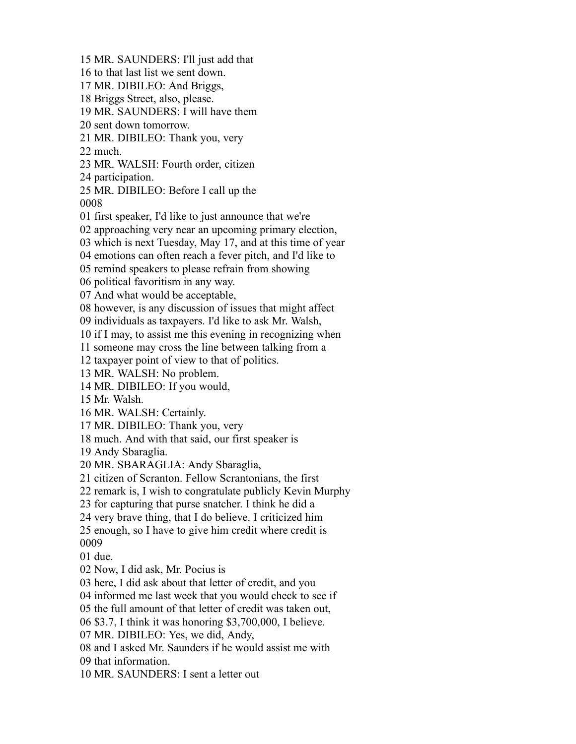15 MR. SAUNDERS: I'll just add that
16 to that last list we sent down.
17 MR. DIBILEO: And Briggs,
18 Briggs Street, also, please.
19 MR. SAUNDERS: I will have them
20 sent down tomorrow.
21 MR. DIBILEO: Thank you, very
22 much.
23 MR. WALSH: Fourth order, citizen
24 participation.
25 MR. DIBILEO: Before I call up the
0008
01 first speaker, I'd like to just announce that we're
02 approaching very near an upcoming primary election,
03 which is next Tuesday, May 17, and at this time of year
04 emotions can often reach a fever pitch, and I'd like to
05 remind speakers to please refrain from showing
06 political favoritism in any way.
07 And what would be acceptable,
08 however, is any discussion of issues that might affect
09 individuals as taxpayers. I'd like to ask Mr. Walsh,
10 if I may, to assist me this evening in recognizing when
11 someone may cross the line between talking from a
12 taxpayer point of view to that of politics.
13 MR. WALSH: No problem.
14 MR. DIBILEO: If you would,
15 Mr. Walsh.
16 MR. WALSH: Certainly.
17 MR. DIBILEO: Thank you, very
18 much. And with that said, our first speaker is
19 Andy Sbaraglia.
20 MR. SBARAGLIA: Andy Sbaraglia,
21 citizen of Scranton. Fellow Scrantonians, the first
22 remark is, I wish to congratulate publicly Kevin Murphy
23 for capturing that purse snatcher. I think he did a
24 very brave thing, that I do believe. I criticized him
25 enough, so I have to give him credit where credit is
0009
01 due.
02 Now, I did ask, Mr. Pocius is
03 here, I did ask about that letter of credit, and you
04 informed me last week that you would check to see if
05 the full amount of that letter of credit was taken out,
06 $3.7, I think it was honoring $3,700,000, I believe.
07 MR. DIBILEO: Yes, we did, Andy,
08 and I asked Mr. Saunders if he would assist me with
09 that information.
10 MR. SAUNDERS: I sent a letter out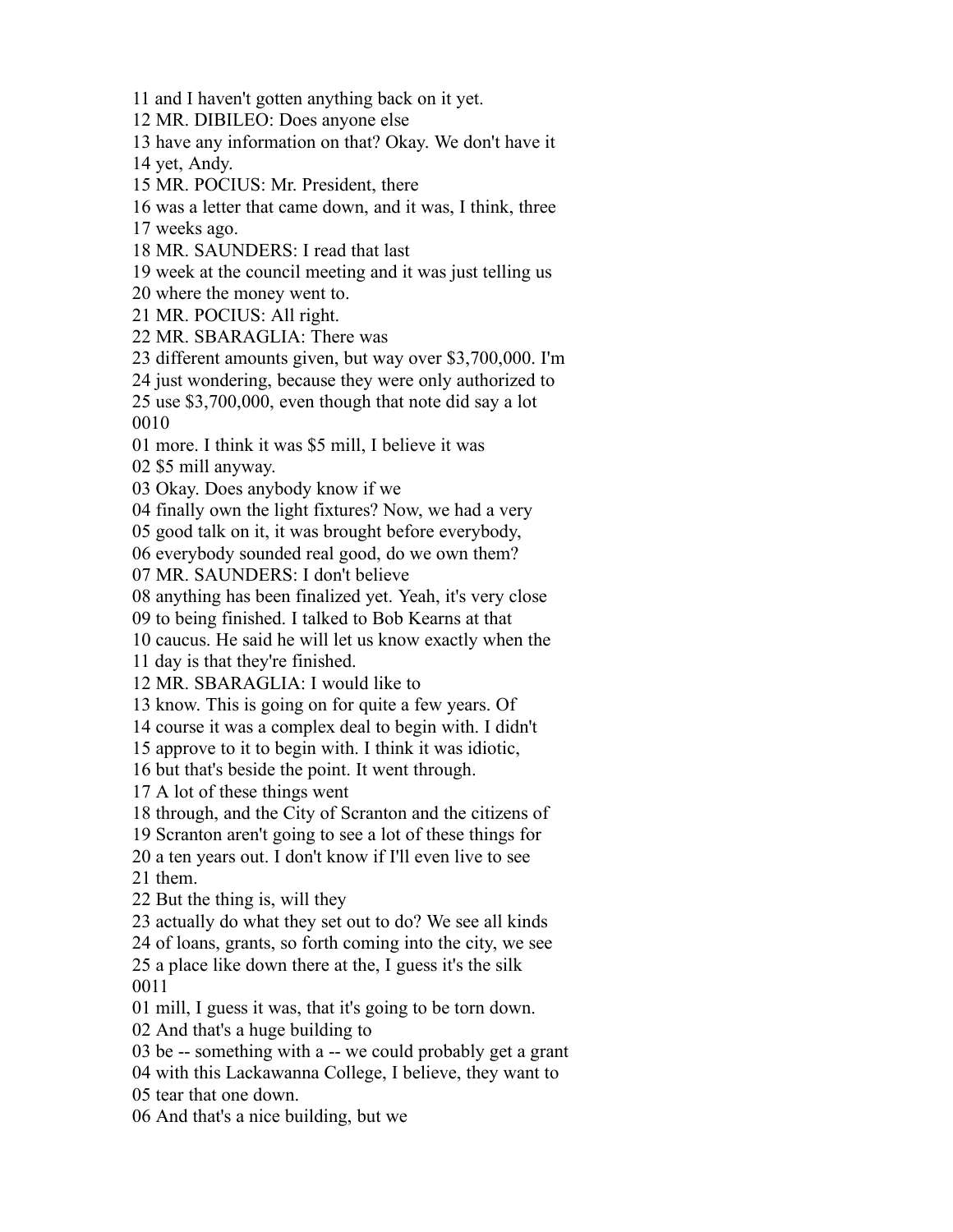11 and I haven't gotten anything back on it yet.
12 MR. DIBILEO: Does anyone else
13 have any information on that? Okay. We don't have it
14 yet, Andy.
15 MR. POCIUS: Mr. President, there
16 was a letter that came down, and it was, I think, three
17 weeks ago.
18 MR. SAUNDERS: I read that last
19 week at the council meeting and it was just telling us
20 where the money went to.
21 MR. POCIUS: All right.
22 MR. SBARAGLIA: There was
23 different amounts given, but way over $3,700,000. I'm
24 just wondering, because they were only authorized to
25 use $3,700,000, even though that note did say a lot
0010
01 more. I think it was $5 mill, I believe it was
02 $5 mill anyway.
03 Okay. Does anybody know if we
04 finally own the light fixtures? Now, we had a very
05 good talk on it, it was brought before everybody,
06 everybody sounded real good, do we own them?
07 MR. SAUNDERS: I don't believe
08 anything has been finalized yet. Yeah, it's very close
09 to being finished. I talked to Bob Kearns at that
10 caucus. He said he will let us know exactly when the
11 day is that they're finished.
12 MR. SBARAGLIA: I would like to
13 know. This is going on for quite a few years. Of
14 course it was a complex deal to begin with. I didn't
15 approve to it to begin with. I think it was idiotic,
16 but that's beside the point. It went through.
17 A lot of these things went
18 through, and the City of Scranton and the citizens of
19 Scranton aren't going to see a lot of these things for
20 a ten years out. I don't know if I'll even live to see
21 them.
22 But the thing is, will they
23 actually do what they set out to do? We see all kinds
24 of loans, grants, so forth coming into the city, we see
25 a place like down there at the, I guess it's the silk
0011
01 mill, I guess it was, that it's going to be torn down.
02 And that's a huge building to
03 be -- something with a -- we could probably get a grant
04 with this Lackawanna College, I believe, they want to
05 tear that one down.
06 And that's a nice building, but we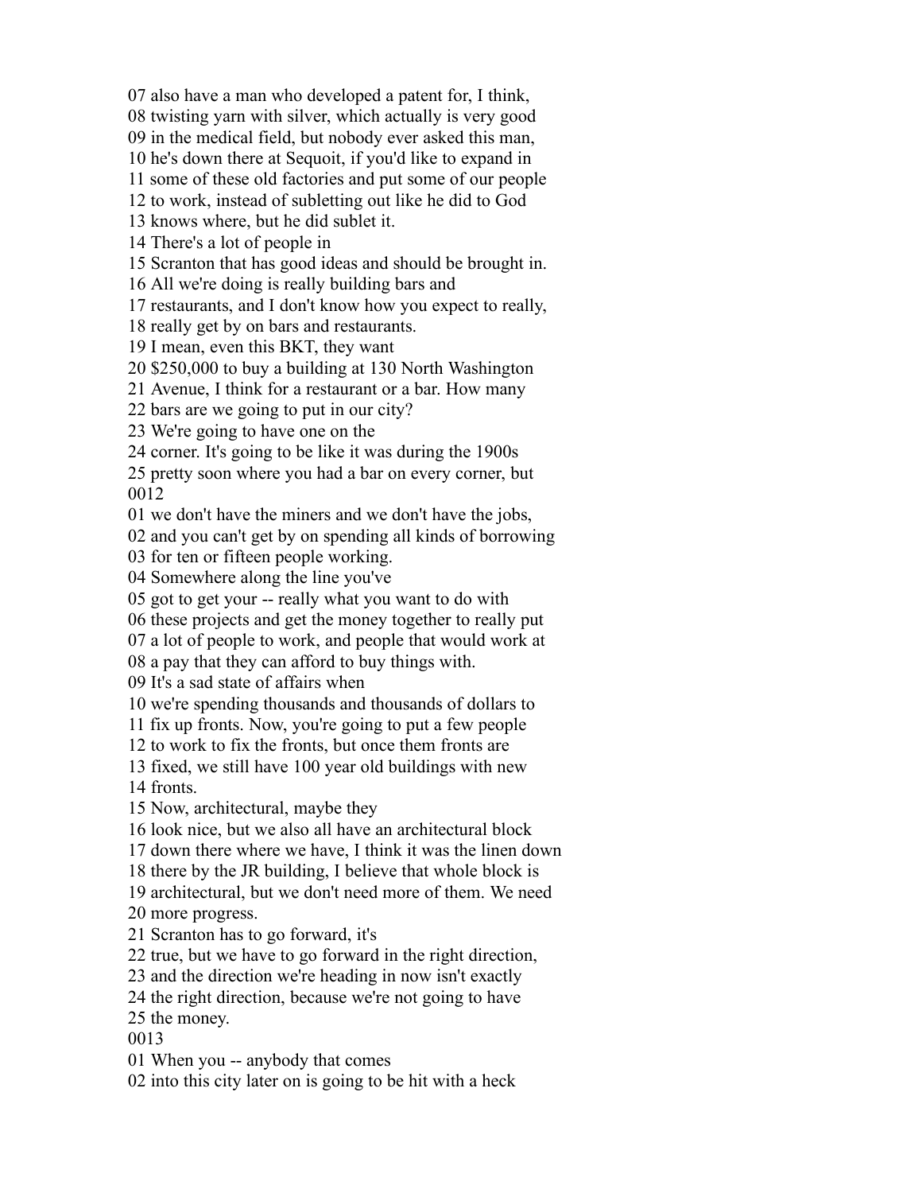07 also have a man who developed a patent for, I think,
08 twisting yarn with silver, which actually is very good
09 in the medical field, but nobody ever asked this man,
10 he's down there at Sequoit, if you'd like to expand in
11 some of these old factories and put some of our people
12 to work, instead of subletting out like he did to God
13 knows where, but he did sublet it.
14 There's a lot of people in
15 Scranton that has good ideas and should be brought in.
16 All we're doing is really building bars and
17 restaurants, and I don't know how you expect to really,
18 really get by on bars and restaurants.
19 I mean, even this BKT, they want
20 $250,000 to buy a building at 130 North Washington
21 Avenue, I think for a restaurant or a bar. How many
22 bars are we going to put in our city?
23 We're going to have one on the
24 corner. It's going to be like it was during the 1900s
25 pretty soon where you had a bar on every corner, but
0012
01 we don't have the miners and we don't have the jobs,
02 and you can't get by on spending all kinds of borrowing
03 for ten or fifteen people working.
04 Somewhere along the line you've
05 got to get your -- really what you want to do with
06 these projects and get the money together to really put
07 a lot of people to work, and people that would work at
08 a pay that they can afford to buy things with.
09 It's a sad state of affairs when
10 we're spending thousands and thousands of dollars to
11 fix up fronts. Now, you're going to put a few people
12 to work to fix the fronts, but once them fronts are
13 fixed, we still have 100 year old buildings with new
14 fronts.
15 Now, architectural, maybe they
16 look nice, but we also all have an architectural block
17 down there where we have, I think it was the linen down
18 there by the JR building, I believe that whole block is
19 architectural, but we don't need more of them. We need
20 more progress.
21 Scranton has to go forward, it's
22 true, but we have to go forward in the right direction,
23 and the direction we're heading in now isn't exactly
24 the right direction, because we're not going to have
25 the money.
0013
01 When you -- anybody that comes
02 into this city later on is going to be hit with a heck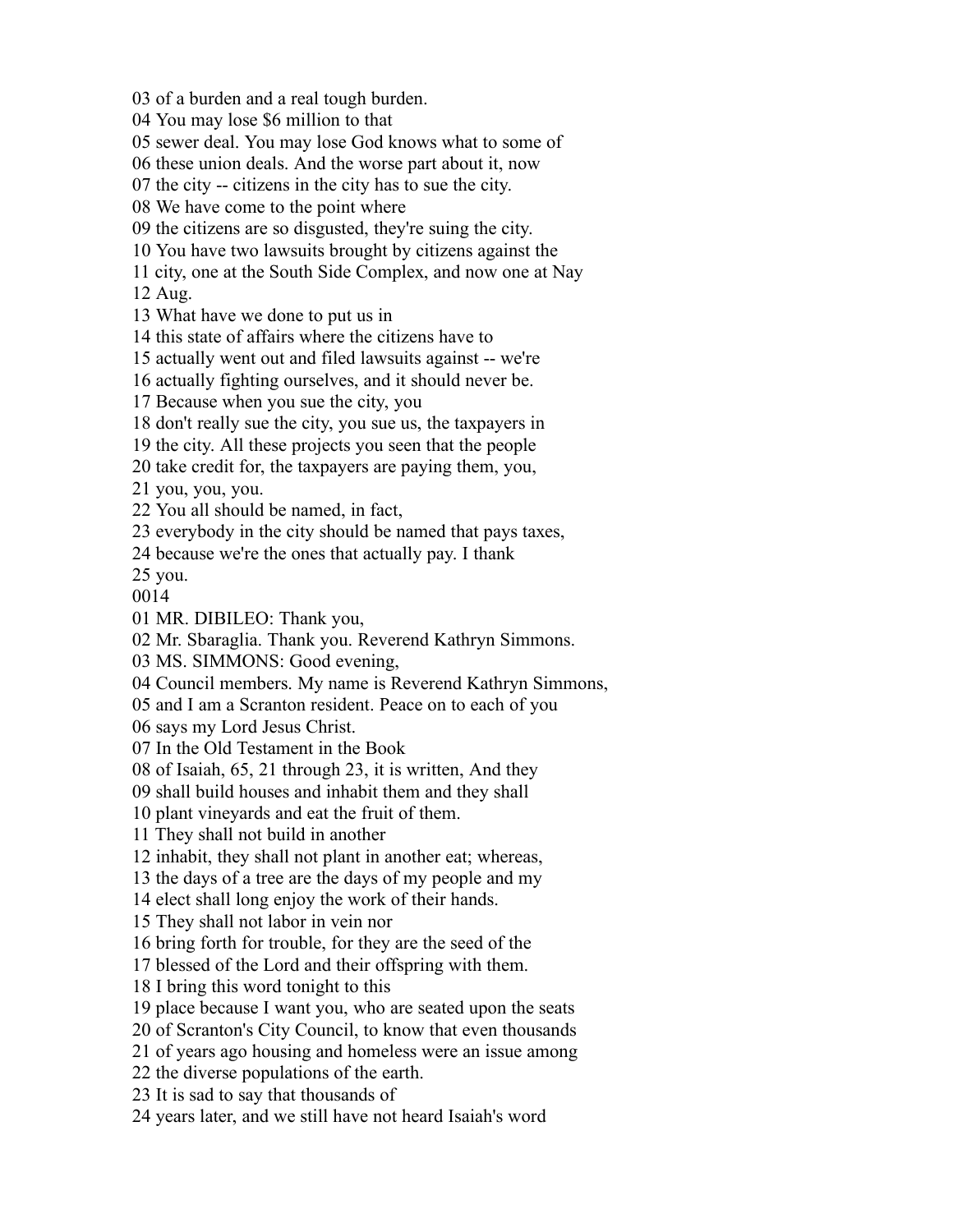03 of a burden and a real tough burden.
04 You may lose $6 million to that
05 sewer deal. You may lose God knows what to some of
06 these union deals. And the worse part about it, now
07 the city -- citizens in the city has to sue the city.
08 We have come to the point where
09 the citizens are so disgusted, they're suing the city.
10 You have two lawsuits brought by citizens against the
11 city, one at the South Side Complex, and now one at Nay
12 Aug.
13 What have we done to put us in
14 this state of affairs where the citizens have to
15 actually went out and filed lawsuits against -- we're
16 actually fighting ourselves, and it should never be.
17 Because when you sue the city, you
18 don't really sue the city, you sue us, the taxpayers in
19 the city. All these projects you seen that the people
20 take credit for, the taxpayers are paying them, you,
21 you, you, you.
22 You all should be named, in fact,
23 everybody in the city should be named that pays taxes,
24 because we're the ones that actually pay. I thank
25 you.
0014
01 MR. DIBILEO: Thank you,
02 Mr. Sbaraglia. Thank you. Reverend Kathryn Simmons.
03 MS. SIMMONS: Good evening,
04 Council members. My name is Reverend Kathryn Simmons,
05 and I am a Scranton resident. Peace on to each of you
06 says my Lord Jesus Christ.
07 In the Old Testament in the Book
08 of Isaiah, 65, 21 through 23, it is written, And they
09 shall build houses and inhabit them and they shall
10 plant vineyards and eat the fruit of them.
11 They shall not build in another
12 inhabit, they shall not plant in another eat; whereas,
13 the days of a tree are the days of my people and my
14 elect shall long enjoy the work of their hands.
15 They shall not labor in vein nor
16 bring forth for trouble, for they are the seed of the
17 blessed of the Lord and their offspring with them.
18 I bring this word tonight to this
19 place because I want you, who are seated upon the seats
20 of Scranton's City Council, to know that even thousands
21 of years ago housing and homeless were an issue among
22 the diverse populations of the earth.
23 It is sad to say that thousands of
24 years later, and we still have not heard Isaiah's word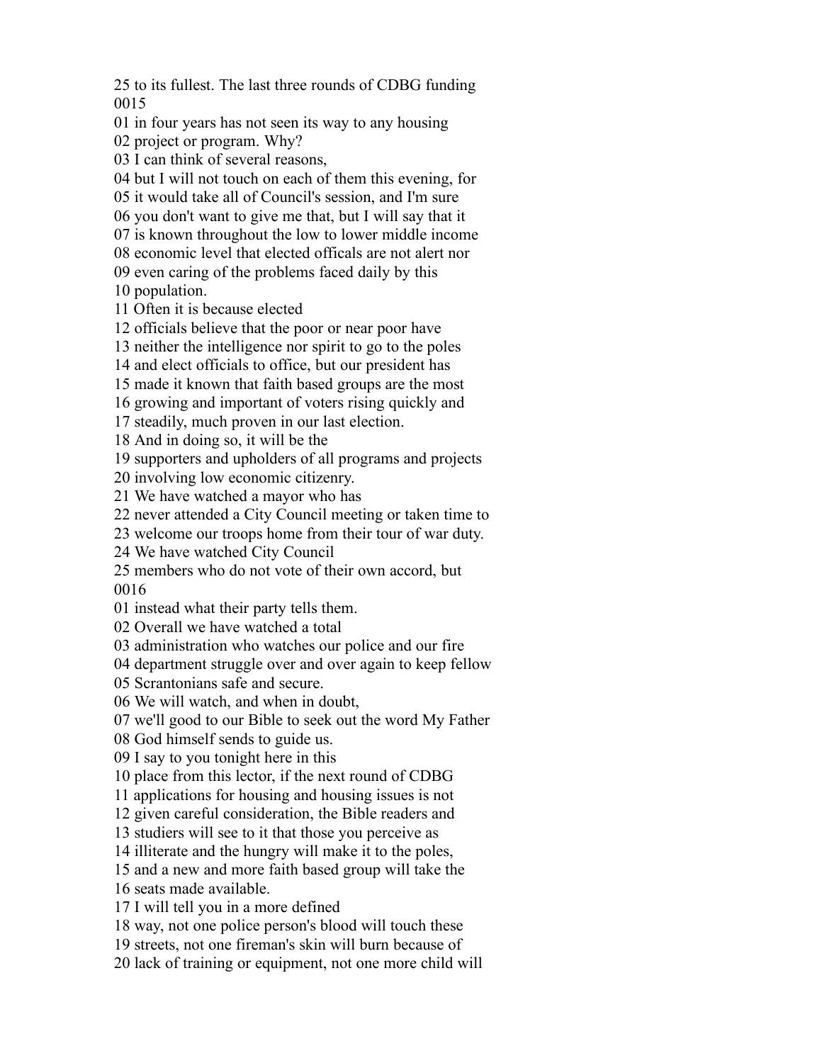25 to its fullest. The last three rounds of CDBG funding
0015
01 in four years has not seen its way to any housing
02 project or program. Why?
03 I can think of several reasons,
04 but I will not touch on each of them this evening, for
05 it would take all of Council's session, and I'm sure
06 you don't want to give me that, but I will say that it
07 is known throughout the low to lower middle income
08 economic level that elected offficals are not alert nor
09 even caring of the problems faced daily by this
10 population.
11 Often it is because elected
12 officials believe that the poor or near poor have
13 neither the intelligence nor spirit to go to the poles
14 and elect officials to office, but our president has
15 made it known that faith based groups are the most
16 growing and important of voters rising quickly and
17 steadily, much proven in our last election.
18 And in doing so, it will be the
19 supporters and upholders of all programs and projects
20 involving low economic citizenry.
21 We have watched a mayor who has
22 never attended a City Council meeting or taken time to
23 welcome our troops home from their tour of war duty.
24 We have watched City Council
25 members who do not vote of their own accord, but
0016
01 instead what their party tells them.
02 Overall we have watched a total
03 administration who watches our police and our fire
04 department struggle over and over again to keep fellow
05 Scrantonians safe and secure.
06 We will watch, and when in doubt,
07 we'll good to our Bible to seek out the word My Father
08 God himself sends to guide us.
09 I say to you tonight here in this
10 place from this lector, if the next round of CDBG
11 applications for housing and housing issues is not
12 given careful consideration, the Bible readers and
13 studiers will see to it that those you perceive as
14 illiterate and the hungry will make it to the poles,
15 and a new and more faith based group will take the
16 seats made available.
17 I will tell you in a more defined
18 way, not one police person's blood will touch these
19 streets, not one fireman's skin will burn because of
20 lack of training or equipment, not one more child will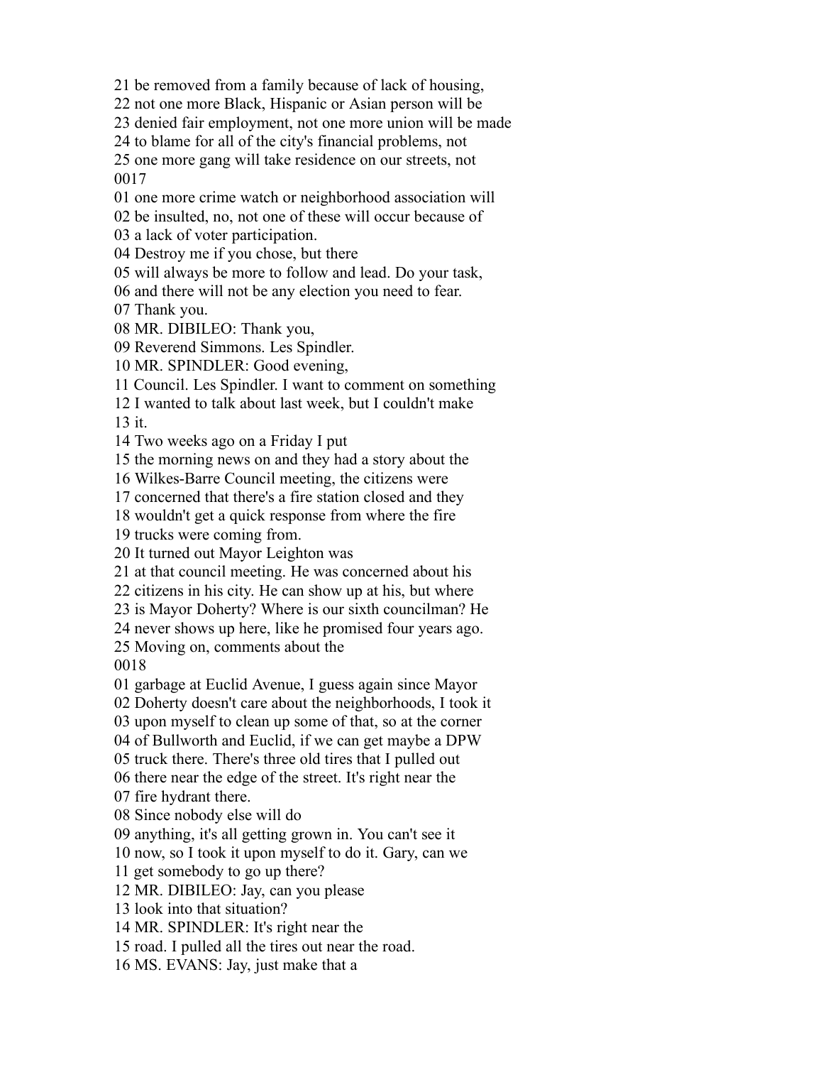21 be removed from a family because of lack of housing,
22 not one more Black, Hispanic or Asian person will be
23 denied fair employment, not one more union will be made
24 to blame for all of the city's financial problems, not
25 one more gang will take residence on our streets, not
0017
01 one more crime watch or neighborhood association will
02 be insulted, no, not one of these will occur because of
03 a lack of voter participation.
04 Destroy me if you chose, but there
05 will always be more to follow and lead. Do your task,
06 and there will not be any election you need to fear.
07 Thank you.
08 MR. DIBILEO: Thank you,
09 Reverend Simmons. Les Spindler.
10 MR. SPINDLER: Good evening,
11 Council. Les Spindler. I want to comment on something
12 I wanted to talk about last week, but I couldn't make
13 it.
14 Two weeks ago on a Friday I put
15 the morning news on and they had a story about the
16 Wilkes-Barre Council meeting, the citizens were
17 concerned that there's a fire station closed and they
18 wouldn't get a quick response from where the fire
19 trucks were coming from.
20 It turned out Mayor Leighton was
21 at that council meeting. He was concerned about his
22 citizens in his city. He can show up at his, but where
23 is Mayor Doherty? Where is our sixth councilman? He
24 never shows up here, like he promised four years ago.
25 Moving on, comments about the
0018
01 garbage at Euclid Avenue, I guess again since Mayor
02 Doherty doesn't care about the neighborhoods, I took it
03 upon myself to clean up some of that, so at the corner
04 of Bullworth and Euclid, if we can get maybe a DPW
05 truck there. There's three old tires that I pulled out
06 there near the edge of the street. It's right near the
07 fire hydrant there.
08 Since nobody else will do
09 anything, it's all getting grown in. You can't see it
10 now, so I took it upon myself to do it. Gary, can we
11 get somebody to go up there?
12 MR. DIBILEO: Jay, can you please
13 look into that situation?
14 MR. SPINDLER: It's right near the
15 road. I pulled all the tires out near the road.
16 MS. EVANS: Jay, just make that a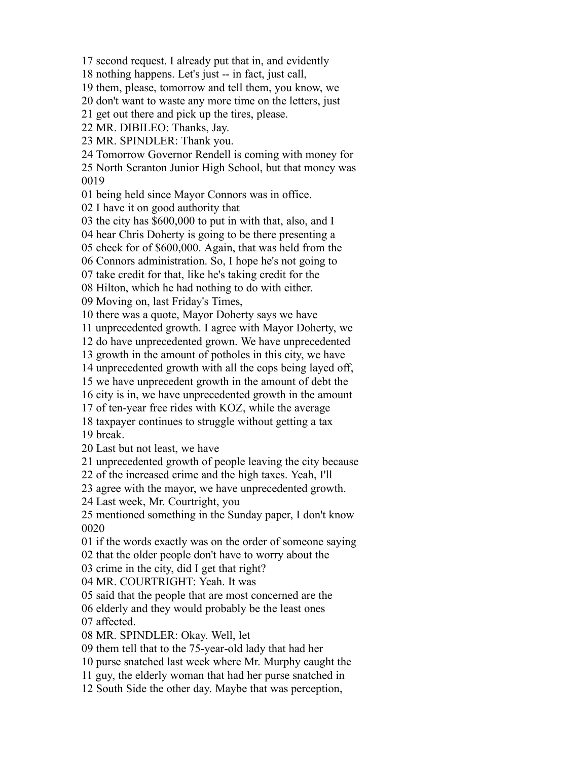17 second request. I already put that in, and evidently
18 nothing happens. Let's just -- in fact, just call,
19 them, please, tomorrow and tell them, you know, we
20 don't want to waste any more time on the letters, just
21 get out there and pick up the tires, please.
22 MR. DIBILEO: Thanks, Jay.
23 MR. SPINDLER: Thank you.
24 Tomorrow Governor Rendell is coming with money for
25 North Scranton Junior High School, but that money was
0019
01 being held since Mayor Connors was in office.
02 I have it on good authority that
03 the city has $600,000 to put in with that, also, and I
04 hear Chris Doherty is going to be there presenting a
05 check for of $600,000. Again, that was held from the
06 Connors administration. So, I hope he's not going to
07 take credit for that, like he's taking credit for the
08 Hilton, which he had nothing to do with either.
09 Moving on, last Friday's Times,
10 there was a quote, Mayor Doherty says we have
11 unprecedented growth. I agree with Mayor Doherty, we
12 do have unprecedented grown. We have unprecedented
13 growth in the amount of potholes in this city, we have
14 unprecedented growth with all the cops being layed off,
15 we have unprecedent growth in the amount of debt the
16 city is in, we have unprecedented growth in the amount
17 of ten-year free rides with KOZ, while the average
18 taxpayer continues to struggle without getting a tax
19 break.
20 Last but not least, we have
21 unprecedented growth of people leaving the city because
22 of the increased crime and the high taxes. Yeah, I'll
23 agree with the mayor, we have unprecedented growth.
24 Last week, Mr. Courtright, you
25 mentioned something in the Sunday paper, I don't know
0020
01 if the words exactly was on the order of someone saying
02 that the older people don't have to worry about the
03 crime in the city, did I get that right?
04 MR. COURTRIGHT: Yeah. It was
05 said that the people that are most concerned are the
06 elderly and they would probably be the least ones
07 affected.
08 MR. SPINDLER: Okay. Well, let
09 them tell that to the 75-year-old lady that had her
10 purse snatched last week where Mr. Murphy caught the
11 guy, the elderly woman that had her purse snatched in
12 South Side the other day. Maybe that was perception,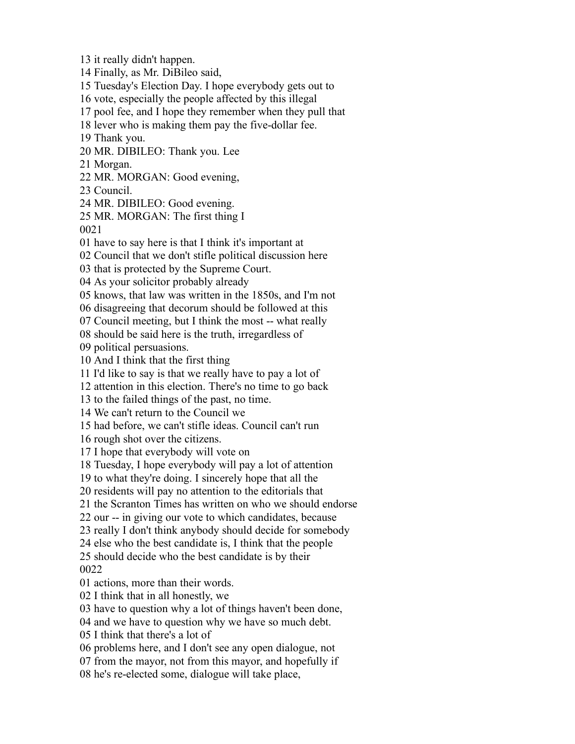13 it really didn't happen.
14 Finally, as Mr. DiBileo said,
15 Tuesday's Election Day. I hope everybody gets out to
16 vote, especially the people affected by this illegal
17 pool fee, and I hope they remember when they pull that
18 lever who is making them pay the five-dollar fee.
19 Thank you.
20 MR. DIBILEO: Thank you. Lee
21 Morgan.
22 MR. MORGAN: Good evening,
23 Council.
24 MR. DIBILEO: Good evening.
25 MR. MORGAN: The first thing I
0021
01 have to say here is that I think it's important at
02 Council that we don't stifle political discussion here
03 that is protected by the Supreme Court.
04 As your solicitor probably already
05 knows, that law was written in the 1850s, and I'm not
06 disagreeing that decorum should be followed at this
07 Council meeting, but I think the most -- what really
08 should be said here is the truth, irregardless of
09 political persuasions.
10 And I think that the first thing
11 I'd like to say is that we really have to pay a lot of
12 attention in this election. There's no time to go back
13 to the failed things of the past, no time.
14 We can't return to the Council we
15 had before, we can't stifle ideas. Council can't run
16 rough shot over the citizens.
17 I hope that everybody will vote on
18 Tuesday, I hope everybody will pay a lot of attention
19 to what they're doing. I sincerely hope that all the
20 residents will pay no attention to the editorials that
21 the Scranton Times has written on who we should endorse
22 our -- in giving our vote to which candidates, because
23 really I don't think anybody should decide for somebody
24 else who the best candidate is, I think that the people
25 should decide who the best candidate is by their
0022
01 actions, more than their words.
02 I think that in all honesty, we
03 have to question why a lot of things haven't been done,
04 and we have to question why we have so much debt.
05 I think that there's a lot of
06 problems here, and I don't see any open dialogue, not
07 from the mayor, not from this mayor, and hopefully if
08 he's re-elected some, dialogue will take place,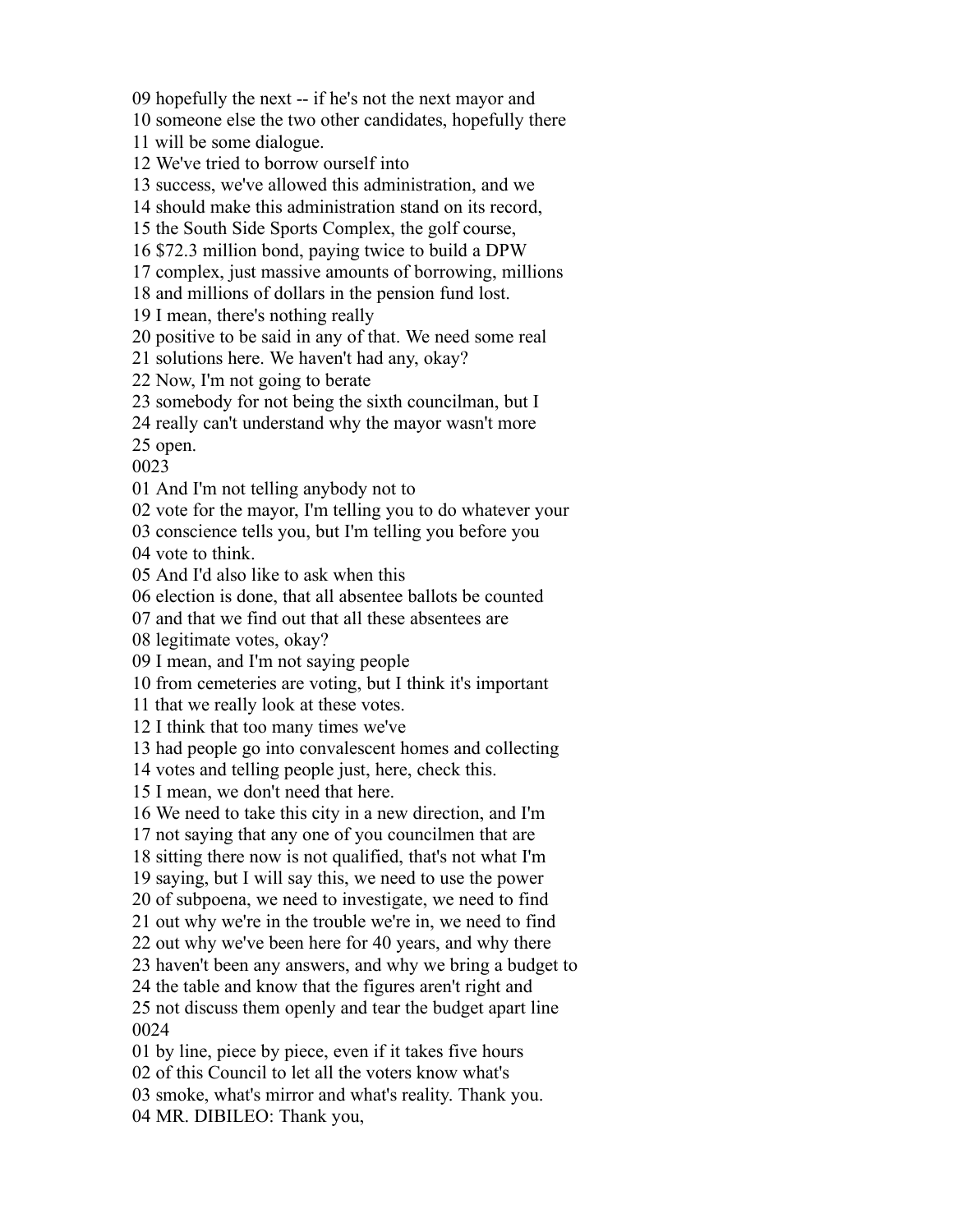09 hopefully the next -- if he's not the next mayor and
10 someone else the two other candidates, hopefully there
11 will be some dialogue.
12 We've tried to borrow ourself into
13 success, we've allowed this administration, and we
14 should make this administration stand on its record,
15 the South Side Sports Complex, the golf course,
16 $72.3 million bond, paying twice to build a DPW
17 complex, just massive amounts of borrowing, millions
18 and millions of dollars in the pension fund lost.
19 I mean, there's nothing really
20 positive to be said in any of that. We need some real
21 solutions here. We haven't had any, okay?
22 Now, I'm not going to berate
23 somebody for not being the sixth councilman, but I
24 really can't understand why the mayor wasn't more
25 open.
0023
01 And I'm not telling anybody not to
02 vote for the mayor, I'm telling you to do whatever your
03 conscience tells you, but I'm telling you before you
04 vote to think.
05 And I'd also like to ask when this
06 election is done, that all absentee ballots be counted
07 and that we find out that all these absentees are
08 legitimate votes, okay?
09 I mean, and I'm not saying people
10 from cemeteries are voting, but I think it's important
11 that we really look at these votes.
12 I think that too many times we've
13 had people go into convalescent homes and collecting
14 votes and telling people just, here, check this.
15 I mean, we don't need that here.
16 We need to take this city in a new direction, and I'm
17 not saying that any one of you councilmen that are
18 sitting there now is not qualified, that's not what I'm
19 saying, but I will say this, we need to use the power
20 of subpoena, we need to investigate, we need to find
21 out why we're in the trouble we're in, we need to find
22 out why we've been here for 40 years, and why there
23 haven't been any answers, and why we bring a budget to
24 the table and know that the figures aren't right and
25 not discuss them openly and tear the budget apart line
0024
01 by line, piece by piece, even if it takes five hours
02 of this Council to let all the voters know what's
03 smoke, what's mirror and what's reality. Thank you.
04 MR. DIBILEO: Thank you,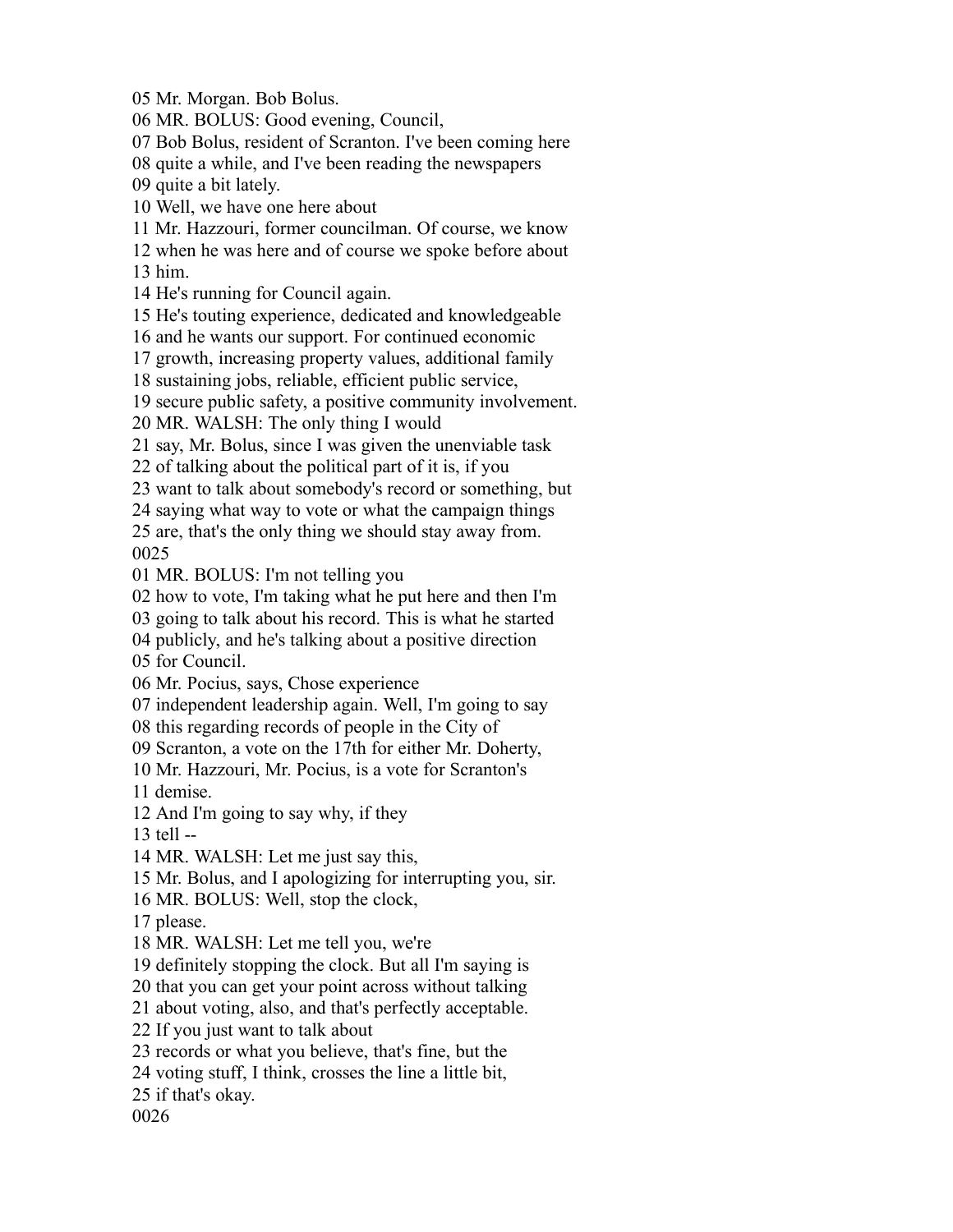05 Mr. Morgan. Bob Bolus.
06 MR. BOLUS: Good evening, Council,
07 Bob Bolus, resident of Scranton. I've been coming here
08 quite a while, and I've been reading the newspapers
09 quite a bit lately.
10 Well, we have one here about
11 Mr. Hazzouri, former councilman. Of course, we know
12 when he was here and of course we spoke before about
13 him.
14 He's running for Council again.
15 He's touting experience, dedicated and knowledgeable
16 and he wants our support. For continued economic
17 growth, increasing property values, additional family
18 sustaining jobs, reliable, efficient public service,
19 secure public safety, a positive community involvement.
20 MR. WALSH: The only thing I would
21 say, Mr. Bolus, since I was given the unenviable task
22 of talking about the political part of it is, if you
23 want to talk about somebody's record or something, but
24 saying what way to vote or what the campaign things
25 are, that's the only thing we should stay away from.
0025
01 MR. BOLUS: I'm not telling you
02 how to vote, I'm taking what he put here and then I'm
03 going to talk about his record. This is what he started
04 publicly, and he's talking about a positive direction
05 for Council.
06 Mr. Pocius, says, Chose experience
07 independent leadership again. Well, I'm going to say
08 this regarding records of people in the City of
09 Scranton, a vote on the 17th for either Mr. Doherty,
10 Mr. Hazzouri, Mr. Pocius, is a vote for Scranton's
11 demise.
12 And I'm going to say why, if they
13 tell --
14 MR. WALSH: Let me just say this,
15 Mr. Bolus, and I apologizing for interrupting you, sir.
16 MR. BOLUS: Well, stop the clock,
17 please.
18 MR. WALSH: Let me tell you, we're
19 definitely stopping the clock. But all I'm saying is
20 that you can get your point across without talking
21 about voting, also, and that's perfectly acceptable.
22 If you just want to talk about
23 records or what you believe, that's fine, but the
24 voting stuff, I think, crosses the line a little bit,
25 if that's okay.
0026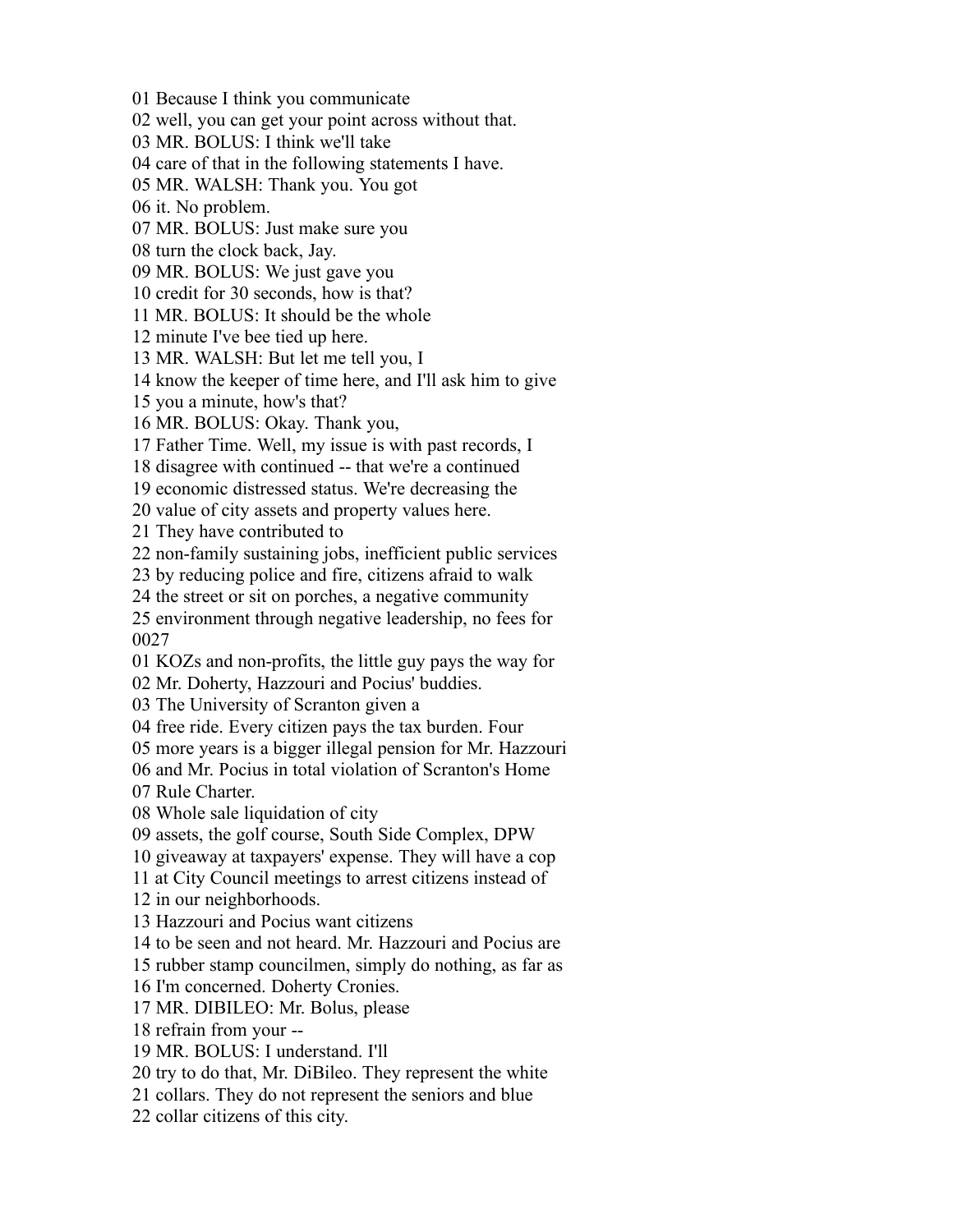01 Because I think you communicate
02 well, you can get your point across without that.
03 MR. BOLUS: I think we'll take
04 care of that in the following statements I have.
05 MR. WALSH: Thank you. You got
06 it. No problem.
07 MR. BOLUS: Just make sure you
08 turn the clock back, Jay.
09 MR. BOLUS: We just gave you
10 credit for 30 seconds, how is that?
11 MR. BOLUS: It should be the whole
12 minute I've bee tied up here.
13 MR. WALSH: But let me tell you, I
14 know the keeper of time here, and I'll ask him to give
15 you a minute, how's that?
16 MR. BOLUS: Okay. Thank you,
17 Father Time. Well, my issue is with past records, I
18 disagree with continued -- that we're a continued
19 economic distressed status. We're decreasing the
20 value of city assets and property values here.
21 They have contributed to
22 non-family sustaining jobs, inefficient public services
23 by reducing police and fire, citizens afraid to walk
24 the street or sit on porches, a negative community
25 environment through negative leadership, no fees for
0027
01 KOZs and non-profits, the little guy pays the way for
02 Mr. Doherty, Hazzouri and Pocius' buddies.
03 The University of Scranton given a
04 free ride. Every citizen pays the tax burden. Four
05 more years is a bigger illegal pension for Mr. Hazzouri
06 and Mr. Pocius in total violation of Scranton's Home
07 Rule Charter.
08 Whole sale liquidation of city
09 assets, the golf course, South Side Complex, DPW
10 giveaway at taxpayers' expense. They will have a cop
11 at City Council meetings to arrest citizens instead of
12 in our neighborhoods.
13 Hazzouri and Pocius want citizens
14 to be seen and not heard. Mr. Hazzouri and Pocius are
15 rubber stamp councilmen, simply do nothing, as far as
16 I'm concerned. Doherty Cronies.
17 MR. DIBILEO: Mr. Bolus, please
18 refrain from your --
19 MR. BOLUS: I understand. I'll
20 try to do that, Mr. DiBileo. They represent the white
21 collars. They do not represent the seniors and blue
22 collar citizens of this city.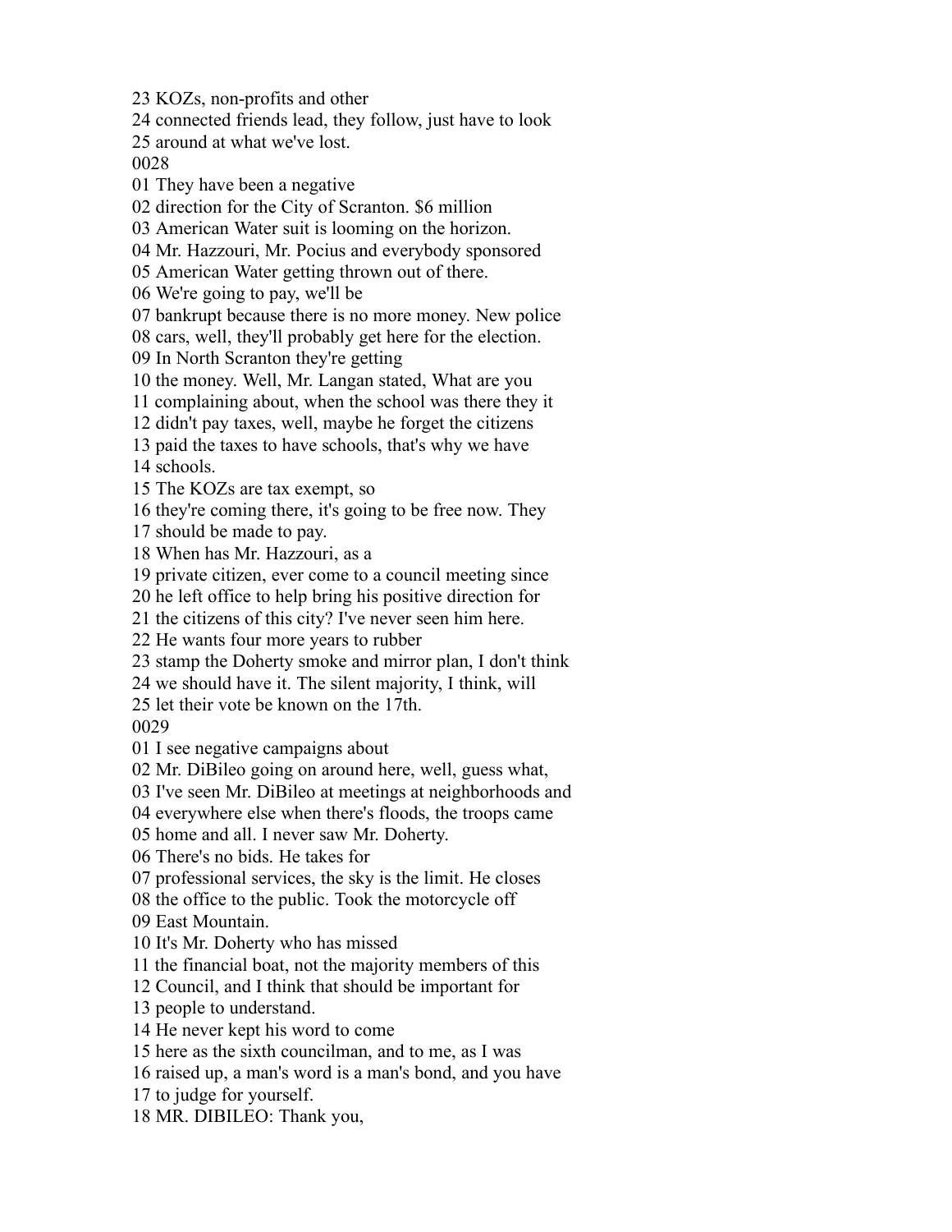23 KOZs, non-profits and other
24 connected friends lead, they follow, just have to look
25 around at what we've lost.
0028
01 They have been a negative
02 direction for the City of Scranton. $6 million
03 American Water suit is looming on the horizon.
04 Mr. Hazzouri, Mr. Pocius and everybody sponsored
05 American Water getting thrown out of there.
06 We're going to pay, we'll be
07 bankrupt because there is no more money. New police
08 cars, well, they'll probably get here for the election.
09 In North Scranton they're getting
10 the money. Well, Mr. Langan stated, What are you
11 complaining about, when the school was there they it
12 didn't pay taxes, well, maybe he forget the citizens
13 paid the taxes to have schools, that's why we have
14 schools.
15 The KOZs are tax exempt, so
16 they're coming there, it's going to be free now. They
17 should be made to pay.
18 When has Mr. Hazzouri, as a
19 private citizen, ever come to a council meeting since
20 he left office to help bring his positive direction for
21 the citizens of this city? I've never seen him here.
22 He wants four more years to rubber
23 stamp the Doherty smoke and mirror plan, I don't think
24 we should have it. The silent majority, I think, will
25 let their vote be known on the 17th.
0029
01 I see negative campaigns about
02 Mr. DiBileo going on around here, well, guess what,
03 I've seen Mr. DiBileo at meetings at neighborhoods and
04 everywhere else when there's floods, the troops came
05 home and all. I never saw Mr. Doherty.
06 There's no bids. He takes for
07 professional services, the sky is the limit. He closes
08 the office to the public. Took the motorcycle off
09 East Mountain.
10 It's Mr. Doherty who has missed
11 the financial boat, not the majority members of this
12 Council, and I think that should be important for
13 people to understand.
14 He never kept his word to come
15 here as the sixth councilman, and to me, as I was
16 raised up, a man's word is a man's bond, and you have
17 to judge for yourself.
18 MR. DIBILEO: Thank you,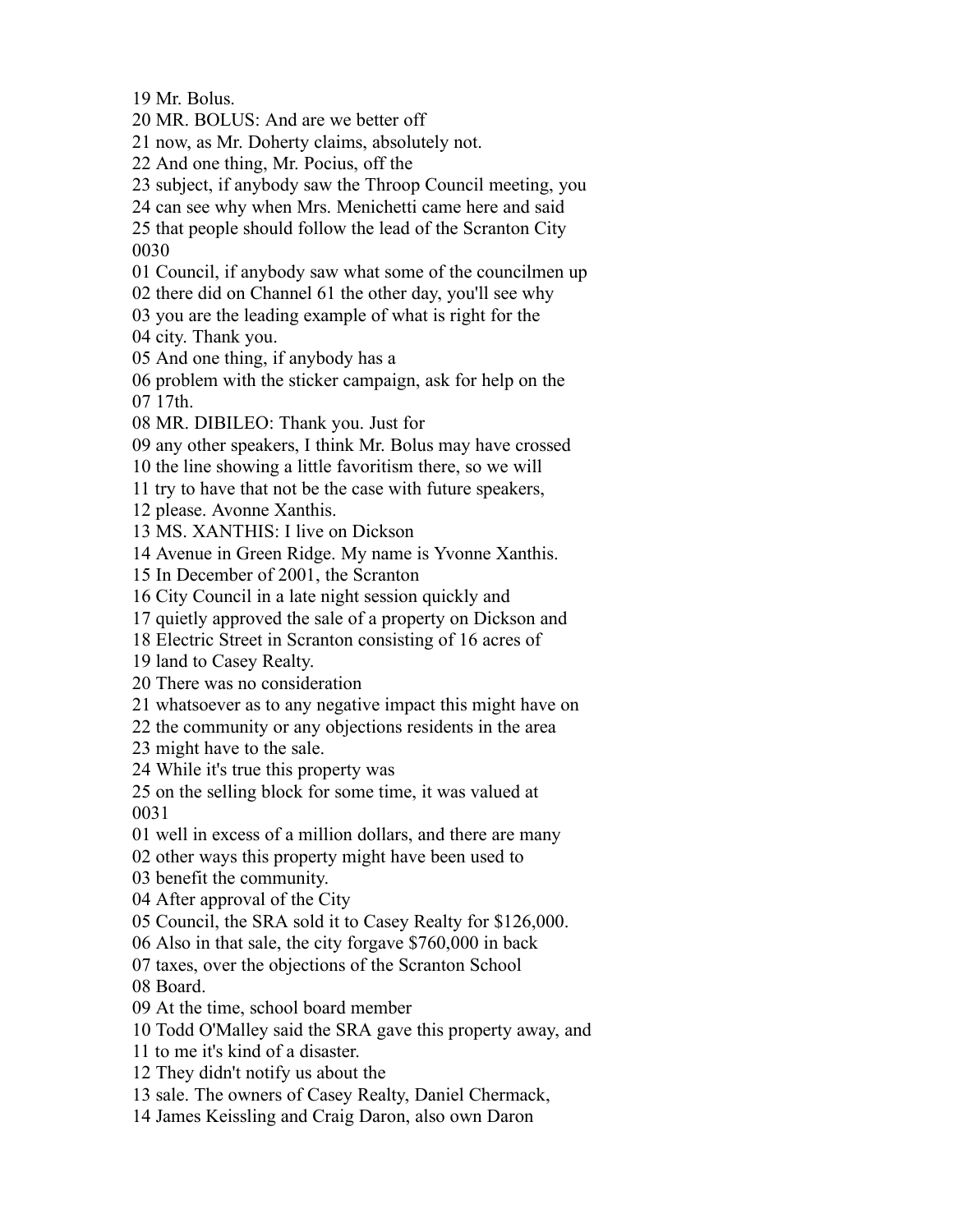19 Mr. Bolus.
20 MR. BOLUS: And are we better off
21 now, as Mr. Doherty claims, absolutely not.
22 And one thing, Mr. Pocius, off the
23 subject, if anybody saw the Throop Council meeting, you
24 can see why when Mrs. Menichetti came here and said
25 that people should follow the lead of the Scranton City
0030
01 Council, if anybody saw what some of the councilmen up
02 there did on Channel 61 the other day, you'll see why
03 you are the leading example of what is right for the
04 city. Thank you.
05 And one thing, if anybody has a
06 problem with the sticker campaign, ask for help on the
07 17th.
08 MR. DIBILEO: Thank you. Just for
09 any other speakers, I think Mr. Bolus may have crossed
10 the line showing a little favoritism there, so we will
11 try to have that not be the case with future speakers,
12 please. Avonne Xanthis.
13 MS. XANTHIS: I live on Dickson
14 Avenue in Green Ridge. My name is Yvonne Xanthis.
15 In December of 2001, the Scranton
16 City Council in a late night session quickly and
17 quietly approved the sale of a property on Dickson and
18 Electric Street in Scranton consisting of 16 acres of
19 land to Casey Realty.
20 There was no consideration
21 whatsoever as to any negative impact this might have on
22 the community or any objections residents in the area
23 might have to the sale.
24 While it's true this property was
25 on the selling block for some time, it was valued at
0031
01 well in excess of a million dollars, and there are many
02 other ways this property might have been used to
03 benefit the community.
04 After approval of the City
05 Council, the SRA sold it to Casey Realty for $126,000.
06 Also in that sale, the city forgave $760,000 in back
07 taxes, over the objections of the Scranton School
08 Board.
09 At the time, school board member
10 Todd O'Malley said the SRA gave this property away, and
11 to me it's kind of a disaster.
12 They didn't notify us about the
13 sale. The owners of Casey Realty, Daniel Chermack,
14 James Keissling and Craig Daron, also own Daron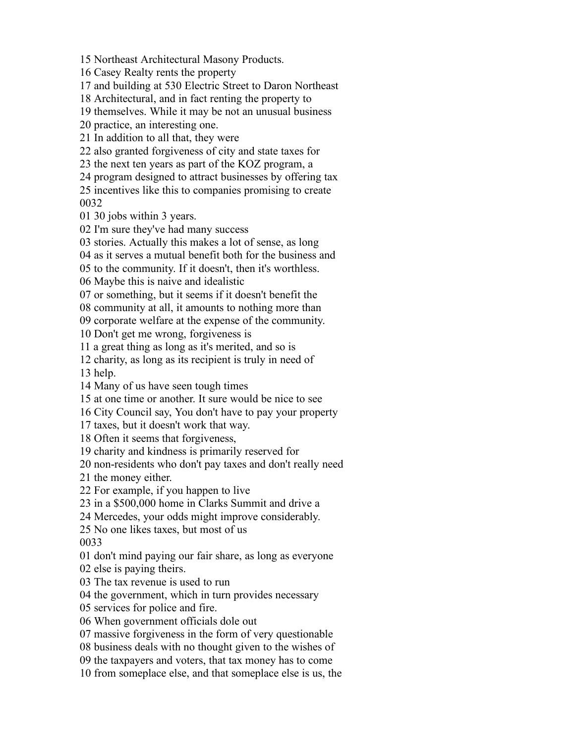15 Northeast Architectural Masony Products.
16 Casey Realty rents the property
17 and building at 530 Electric Street to Daron Northeast
18 Architectural, and in fact renting the property to
19 themselves. While it may be not an unusual business
20 practice, an interesting one.
21 In addition to all that, they were
22 also granted forgiveness of city and state taxes for
23 the next ten years as part of the KOZ program, a
24 program designed to attract businesses by offering tax
25 incentives like this to companies promising to create
0032
01 30 jobs within 3 years.
02 I'm sure they've had many success
03 stories. Actually this makes a lot of sense, as long
04 as it serves a mutual benefit both for the business and
05 to the community. If it doesn't, then it's worthless.
06 Maybe this is naive and idealistic
07 or something, but it seems if it doesn't benefit the
08 community at all, it amounts to nothing more than
09 corporate welfare at the expense of the community.
10 Don't get me wrong, forgiveness is
11 a great thing as long as it's merited, and so is
12 charity, as long as its recipient is truly in need of
13 help.
14 Many of us have seen tough times
15 at one time or another. It sure would be nice to see
16 City Council say, You don't have to pay your property
17 taxes, but it doesn't work that way.
18 Often it seems that forgiveness,
19 charity and kindness is primarily reserved for
20 non-residents who don't pay taxes and don't really need
21 the money either.
22 For example, if you happen to live
23 in a $500,000 home in Clarks Summit and drive a
24 Mercedes, your odds might improve considerably.
25 No one likes taxes, but most of us
0033
01 don't mind paying our fair share, as long as everyone
02 else is paying theirs.
03 The tax revenue is used to run
04 the government, which in turn provides necessary
05 services for police and fire.
06 When government officials dole out
07 massive forgiveness in the form of very questionable
08 business deals with no thought given to the wishes of
09 the taxpayers and voters, that tax money has to come
10 from someplace else, and that someplace else is us, the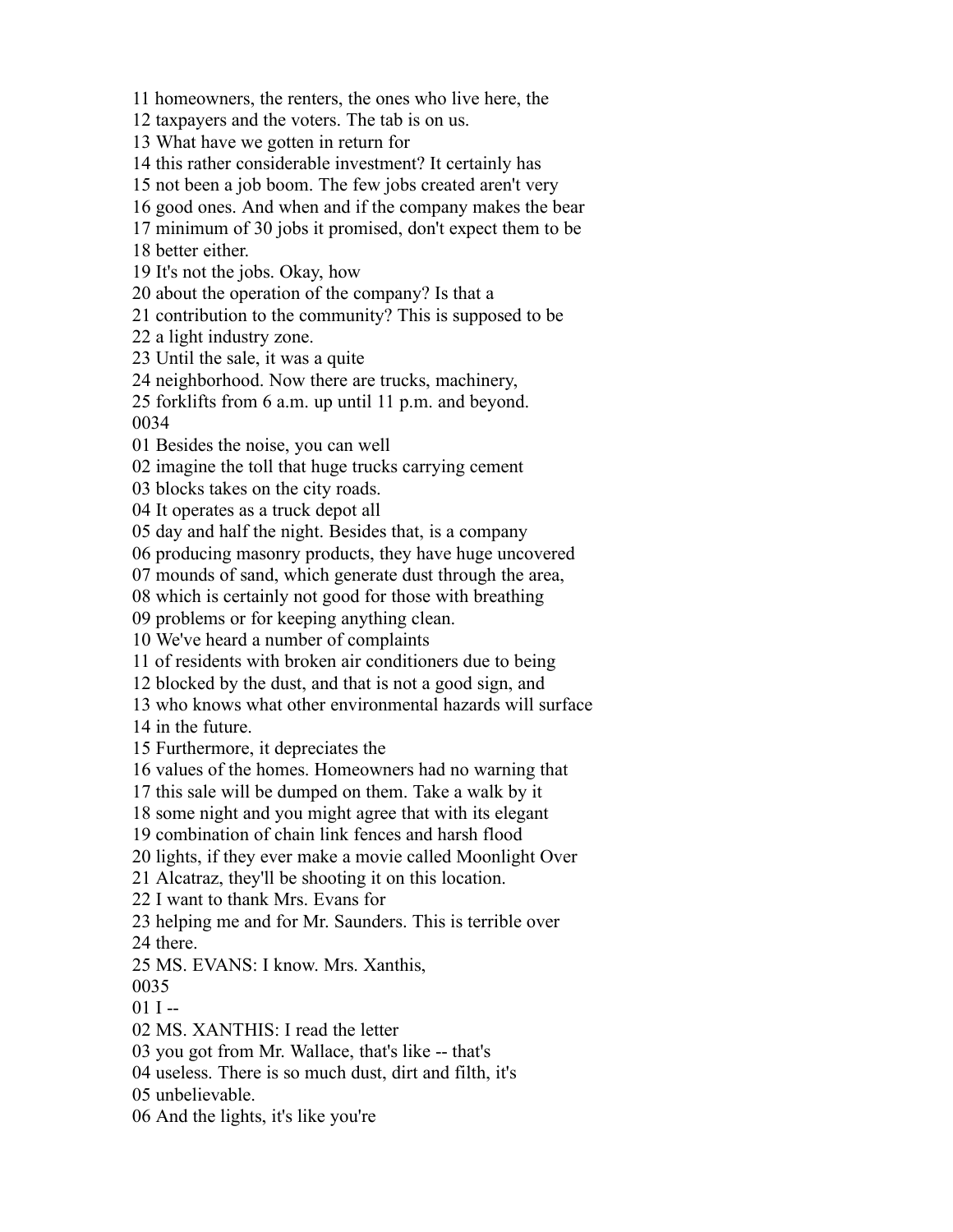11 homeowners, the renters, the ones who live here, the
12 taxpayers and the voters. The tab is on us.
13 What have we gotten in return for
14 this rather considerable investment? It certainly has
15 not been a job boom. The few jobs created aren't very
16 good ones. And when and if the company makes the bear
17 minimum of 30 jobs it promised, don't expect them to be
18 better either.
19 It's not the jobs. Okay, how
20 about the operation of the company? Is that a
21 contribution to the community? This is supposed to be
22 a light industry zone.
23 Until the sale, it was a quite
24 neighborhood. Now there are trucks, machinery,
25 forklifts from 6 a.m. up until 11 p.m. and beyond.
0034
01 Besides the noise, you can well
02 imagine the toll that huge trucks carrying cement
03 blocks takes on the city roads.
04 It operates as a truck depot all
05 day and half the night. Besides that, is a company
06 producing masonry products, they have huge uncovered
07 mounds of sand, which generate dust through the area,
08 which is certainly not good for those with breathing
09 problems or for keeping anything clean.
10 We've heard a number of complaints
11 of residents with broken air conditioners due to being
12 blocked by the dust, and that is not a good sign, and
13 who knows what other environmental hazards will surface
14 in the future.
15 Furthermore, it depreciates the
16 values of the homes. Homeowners had no warning that
17 this sale will be dumped on them. Take a walk by it
18 some night and you might agree that with its elegant
19 combination of chain link fences and harsh flood
20 lights, if they ever make a movie called Moonlight Over
21 Alcatraz, they'll be shooting it on this location.
22 I want to thank Mrs. Evans for
23 helping me and for Mr. Saunders. This is terrible over
24 there.
25 MS. EVANS: I know. Mrs. Xanthis,
0035
01 I --
02 MS. XANTHIS: I read the letter
03 you got from Mr. Wallace, that's like -- that's
04 useless. There is so much dust, dirt and filth, it's
05 unbelievable.
06 And the lights, it's like you're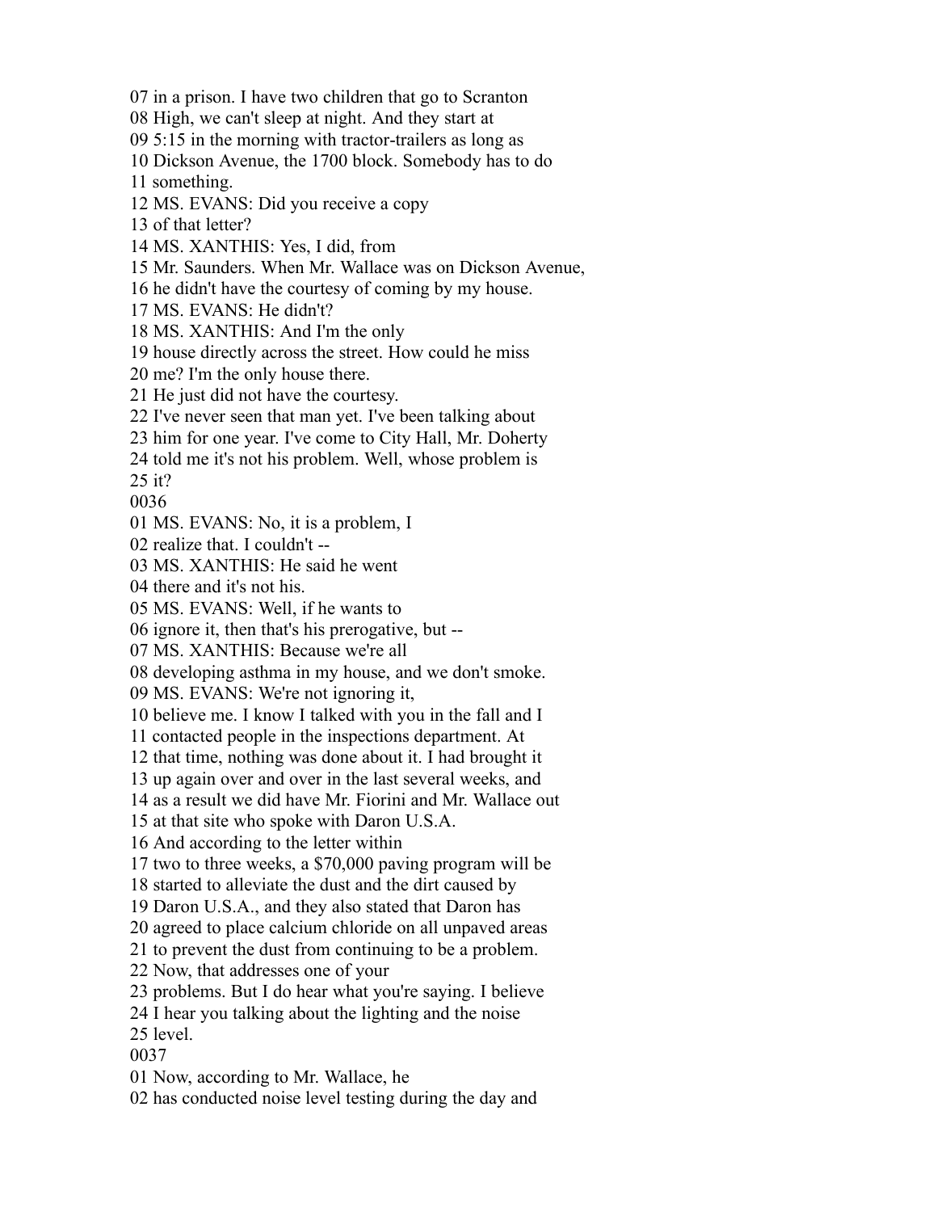07 in a prison. I have two children that go to Scranton
08 High, we can't sleep at night. And they start at
09 5:15 in the morning with tractor-trailers as long as
10 Dickson Avenue, the 1700 block. Somebody has to do
11 something.
12 MS. EVANS: Did you receive a copy
13 of that letter?
14 MS. XANTHIS: Yes, I did, from
15 Mr. Saunders. When Mr. Wallace was on Dickson Avenue,
16 he didn't have the courtesy of coming by my house.
17 MS. EVANS: He didn't?
18 MS. XANTHIS: And I'm the only
19 house directly across the street. How could he miss
20 me? I'm the only house there.
21 He just did not have the courtesy.
22 I've never seen that man yet. I've been talking about
23 him for one year. I've come to City Hall, Mr. Doherty
24 told me it's not his problem. Well, whose problem is
25 it?
0036
01 MS. EVANS: No, it is a problem, I
02 realize that. I couldn't --
03 MS. XANTHIS: He said he went
04 there and it's not his.
05 MS. EVANS: Well, if he wants to
06 ignore it, then that's his prerogative, but --
07 MS. XANTHIS: Because we're all
08 developing asthma in my house, and we don't smoke.
09 MS. EVANS: We're not ignoring it,
10 believe me. I know I talked with you in the fall and I
11 contacted people in the inspections department. At
12 that time, nothing was done about it. I had brought it
13 up again over and over in the last several weeks, and
14 as a result we did have Mr. Fiorini and Mr. Wallace out
15 at that site who spoke with Daron U.S.A.
16 And according to the letter within
17 two to three weeks, a $70,000 paving program will be
18 started to alleviate the dust and the dirt caused by
19 Daron U.S.A., and they also stated that Daron has
20 agreed to place calcium chloride on all unpaved areas
21 to prevent the dust from continuing to be a problem.
22 Now, that addresses one of your
23 problems. But I do hear what you're saying. I believe
24 I hear you talking about the lighting and the noise
25 level.
0037
01 Now, according to Mr. Wallace, he
02 has conducted noise level testing during the day and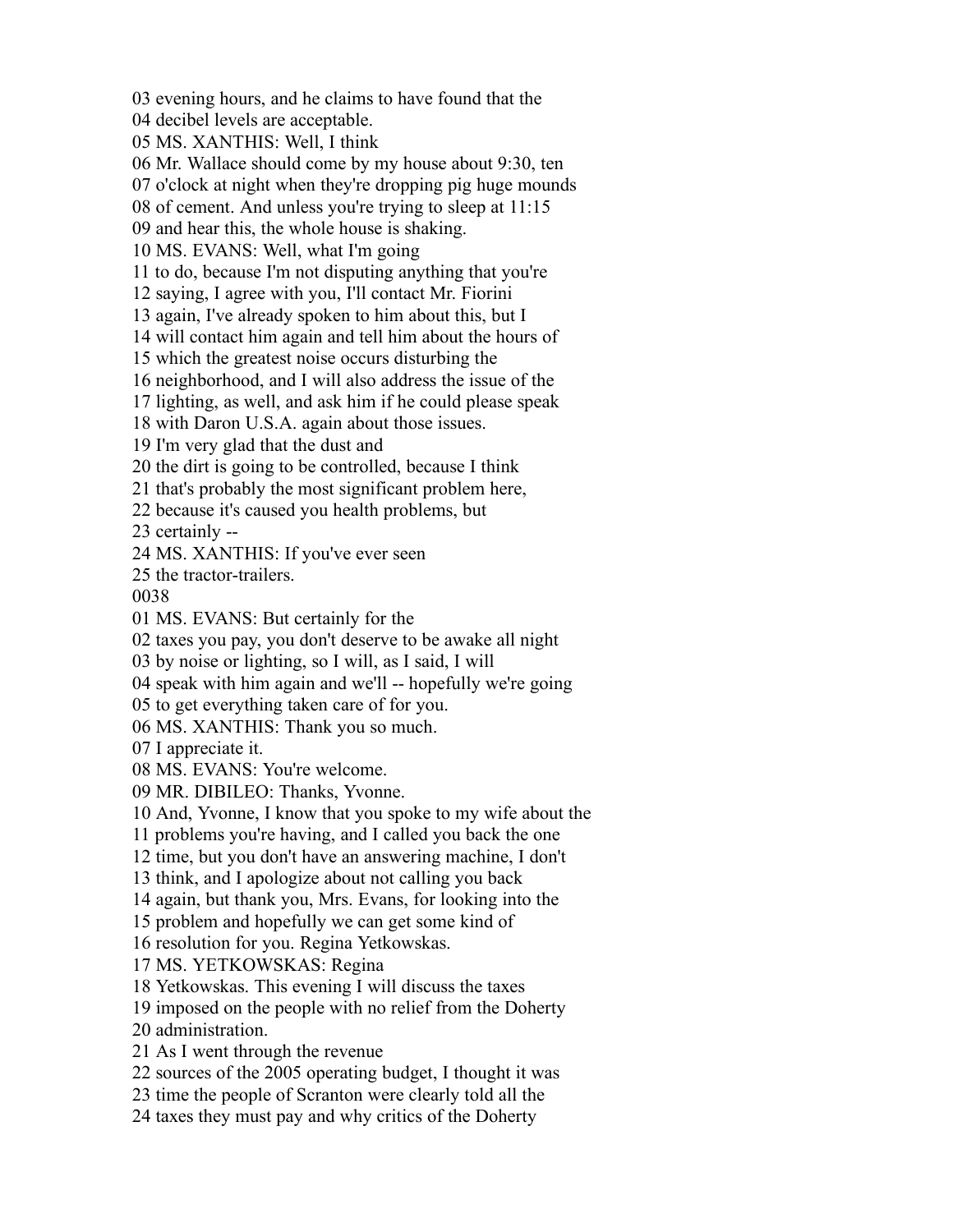03 evening hours, and he claims to have found that the
04 decibel levels are acceptable.
05 MS. XANTHIS: Well, I think
06 Mr. Wallace should come by my house about 9:30, ten
07 o'clock at night when they're dropping pig huge mounds
08 of cement. And unless you're trying to sleep at 11:15
09 and hear this, the whole house is shaking.
10 MS. EVANS: Well, what I'm going
11 to do, because I'm not disputing anything that you're
12 saying, I agree with you, I'll contact Mr. Fiorini
13 again, I've already spoken to him about this, but I
14 will contact him again and tell him about the hours of
15 which the greatest noise occurs disturbing the
16 neighborhood, and I will also address the issue of the
17 lighting, as well, and ask him if he could please speak
18 with Daron U.S.A. again about those issues.
19 I'm very glad that the dust and
20 the dirt is going to be controlled, because I think
21 that's probably the most significant problem here,
22 because it's caused you health problems, but
23 certainly --
24 MS. XANTHIS: If you've ever seen
25 the tractor-trailers.
0038
01 MS. EVANS: But certainly for the
02 taxes you pay, you don't deserve to be awake all night
03 by noise or lighting, so I will, as I said, I will
04 speak with him again and we'll -- hopefully we're going
05 to get everything taken care of for you.
06 MS. XANTHIS: Thank you so much.
07 I appreciate it.
08 MS. EVANS: You're welcome.
09 MR. DIBILEO: Thanks, Yvonne.
10 And, Yvonne, I know that you spoke to my wife about the
11 problems you're having, and I called you back the one
12 time, but you don't have an answering machine, I don't
13 think, and I apologize about not calling you back
14 again, but thank you, Mrs. Evans, for looking into the
15 problem and hopefully we can get some kind of
16 resolution for you. Regina Yetkowskas.
17 MS. YETKOWSKAS: Regina
18 Yetkowskas. This evening I will discuss the taxes
19 imposed on the people with no relief from the Doherty
20 administration.
21 As I went through the revenue
22 sources of the 2005 operating budget, I thought it was
23 time the people of Scranton were clearly told all the
24 taxes they must pay and why critics of the Doherty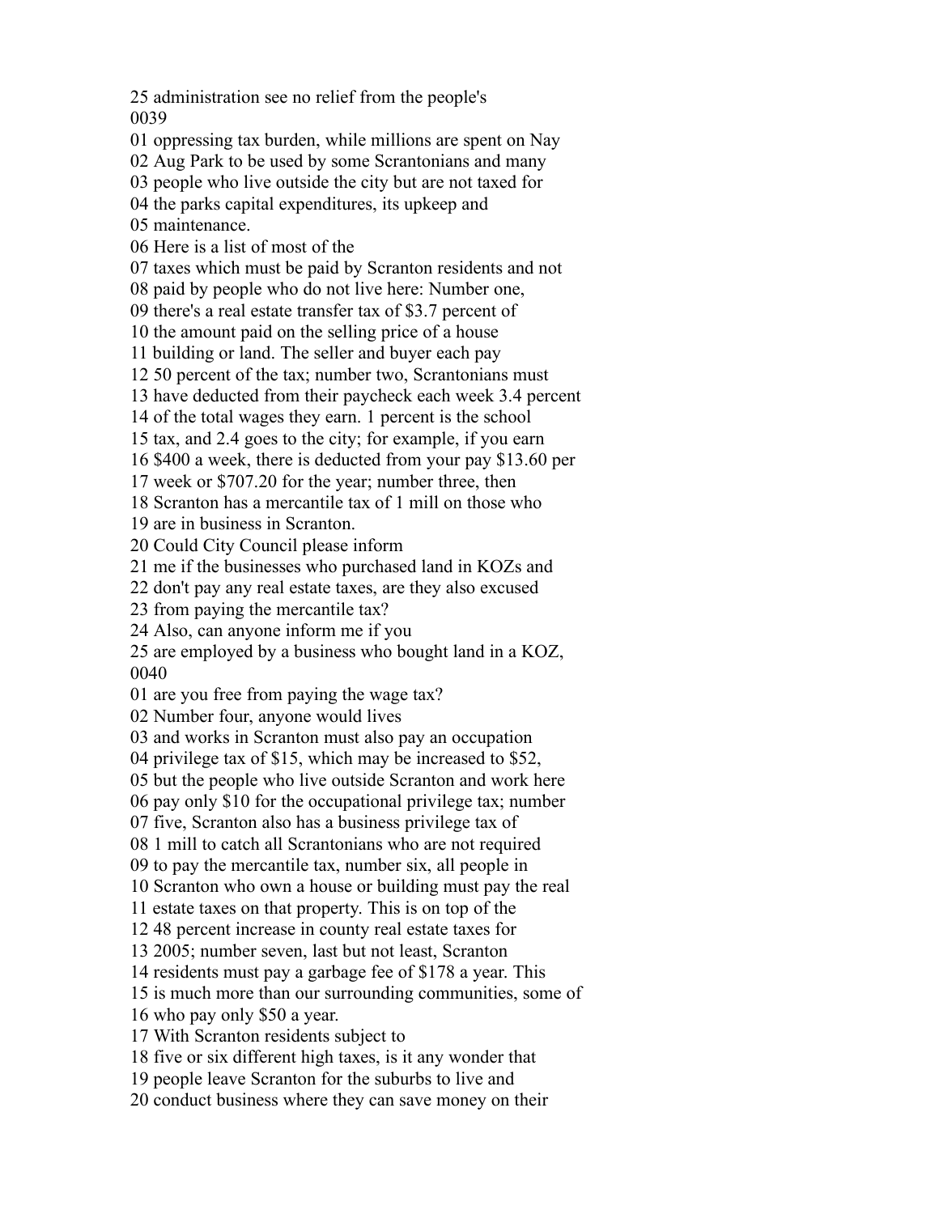25 administration see no relief from the people's
0039
01 oppressing tax burden, while millions are spent on Nay
02 Aug Park to be used by some Scrantonians and many
03 people who live outside the city but are not taxed for
04 the parks capital expenditures, its upkeep and
05 maintenance.
06 Here is a list of most of the
07 taxes which must be paid by Scranton residents and not
08 paid by people who do not live here: Number one,
09 there's a real estate transfer tax of $3.7 percent of
10 the amount paid on the selling price of a house
11 building or land. The seller and buyer each pay
12 50 percent of the tax; number two, Scrantonians must
13 have deducted from their paycheck each week 3.4 percent
14 of the total wages they earn. 1 percent is the school
15 tax, and 2.4 goes to the city; for example, if you earn
16 $400 a week, there is deducted from your pay $13.60 per
17 week or $707.20 for the year; number three, then
18 Scranton has a mercantile tax of 1 mill on those who
19 are in business in Scranton.
20 Could City Council please inform
21 me if the businesses who purchased land in KOZs and
22 don't pay any real estate taxes, are they also excused
23 from paying the mercantile tax?
24 Also, can anyone inform me if you
25 are employed by a business who bought land in a KOZ,
0040
01 are you free from paying the wage tax?
02 Number four, anyone would lives
03 and works in Scranton must also pay an occupation
04 privilege tax of $15, which may be increased to $52,
05 but the people who live outside Scranton and work here
06 pay only $10 for the occupational privilege tax; number
07 five, Scranton also has a business privilege tax of
08 1 mill to catch all Scrantonians who are not required
09 to pay the mercantile tax, number six, all people in
10 Scranton who own a house or building must pay the real
11 estate taxes on that property. This is on top of the
12 48 percent increase in county real estate taxes for
13 2005; number seven, last but not least, Scranton
14 residents must pay a garbage fee of $178 a year. This
15 is much more than our surrounding communities, some of
16 who pay only $50 a year.
17 With Scranton residents subject to
18 five or six different high taxes, is it any wonder that
19 people leave Scranton for the suburbs to live and
20 conduct business where they can save money on their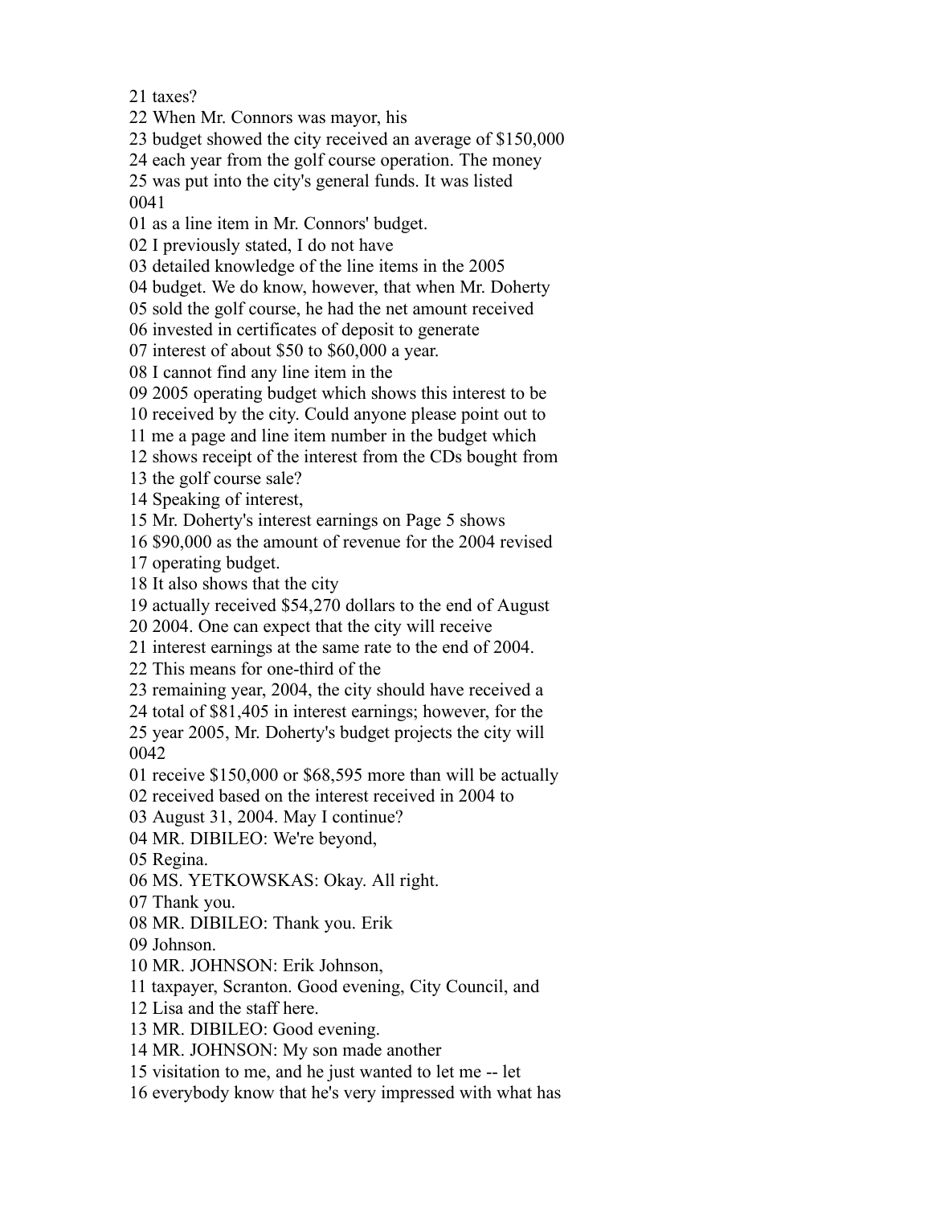21 taxes?
22 When Mr. Connors was mayor, his
23 budget showed the city received an average of $150,000
24 each year from the golf course operation. The money
25 was put into the city's general funds. It was listed
0041
01 as a line item in Mr. Connors' budget.
02 I previously stated, I do not have
03 detailed knowledge of the line items in the 2005
04 budget. We do know, however, that when Mr. Doherty
05 sold the golf course, he had the net amount received
06 invested in certificates of deposit to generate
07 interest of about $50 to $60,000 a year.
08 I cannot find any line item in the
09 2005 operating budget which shows this interest to be
10 received by the city. Could anyone please point out to
11 me a page and line item number in the budget which
12 shows receipt of the interest from the CDs bought from
13 the golf course sale?
14 Speaking of interest,
15 Mr. Doherty's interest earnings on Page 5 shows
16 $90,000 as the amount of revenue for the 2004 revised
17 operating budget.
18 It also shows that the city
19 actually received $54,270 dollars to the end of August
20 2004. One can expect that the city will receive
21 interest earnings at the same rate to the end of 2004.
22 This means for one-third of the
23 remaining year, 2004, the city should have received a
24 total of $81,405 in interest earnings; however, for the
25 year 2005, Mr. Doherty's budget projects the city will
0042
01 receive $150,000 or $68,595 more than will be actually
02 received based on the interest received in 2004 to
03 August 31, 2004. May I continue?
04 MR. DIBILEO: We're beyond,
05 Regina.
06 MS. YETKOWSKAS: Okay. All right.
07 Thank you.
08 MR. DIBILEO: Thank you. Erik
09 Johnson.
10 MR. JOHNSON: Erik Johnson,
11 taxpayer, Scranton. Good evening, City Council, and
12 Lisa and the staff here.
13 MR. DIBILEO: Good evening.
14 MR. JOHNSON: My son made another
15 visitation to me, and he just wanted to let me -- let
16 everybody know that he's very impressed with what has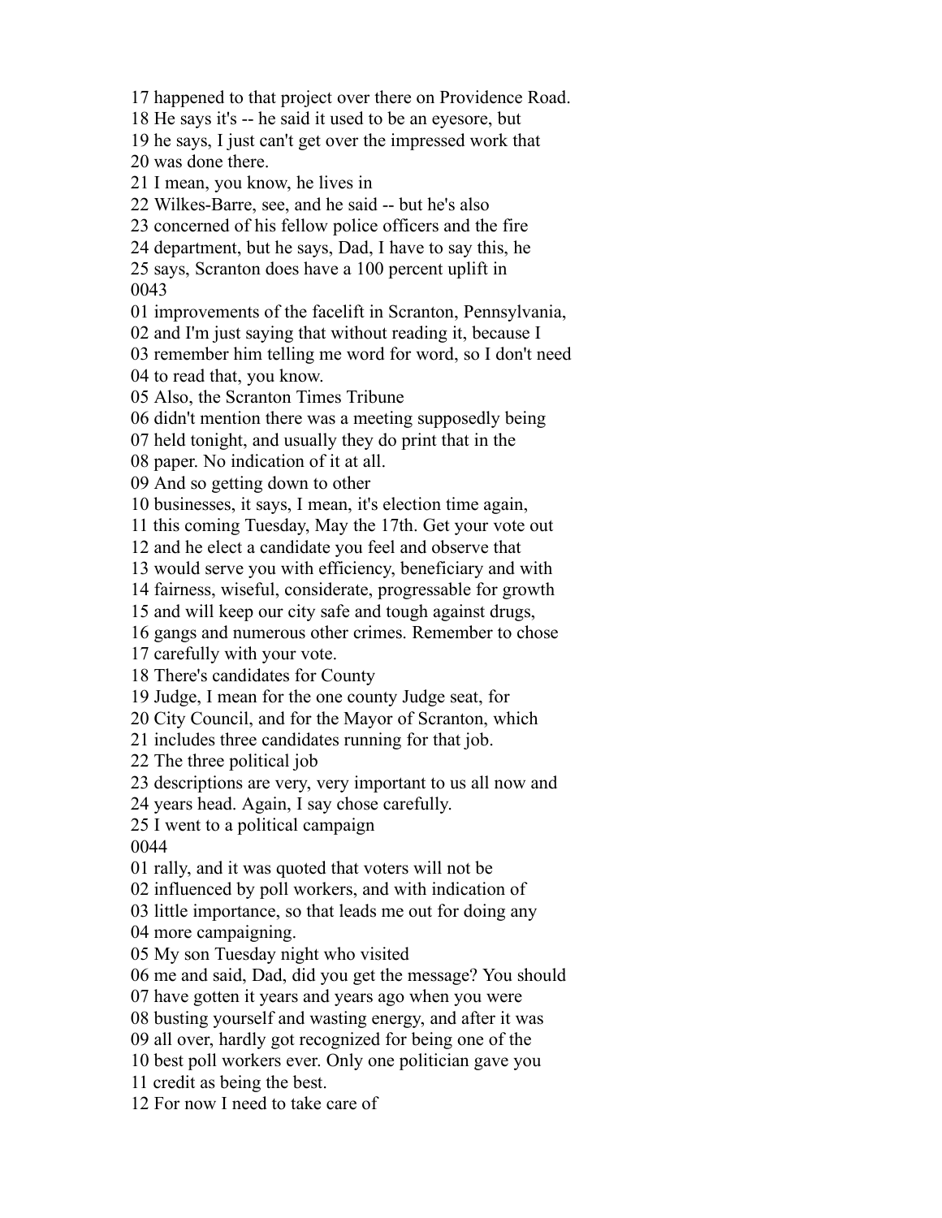17 happened to that project over there on Providence Road.
18 He says it's -- he said it used to be an eyesore, but
19 he says, I just can't get over the impressed work that
20 was done there.
21 I mean, you know, he lives in
22 Wilkes-Barre, see, and he said -- but he's also
23 concerned of his fellow police officers and the fire
24 department, but he says, Dad, I have to say this, he
25 says, Scranton does have a 100 percent uplift in
0043
01 improvements of the facelift in Scranton, Pennsylvania,
02 and I'm just saying that without reading it, because I
03 remember him telling me word for word, so I don't need
04 to read that, you know.
05 Also, the Scranton Times Tribune
06 didn't mention there was a meeting supposedly being
07 held tonight, and usually they do print that in the
08 paper. No indication of it at all.
09 And so getting down to other
10 businesses, it says, I mean, it's election time again,
11 this coming Tuesday, May the 17th. Get your vote out
12 and he elect a candidate you feel and observe that
13 would serve you with efficiency, beneficiary and with
14 fairness, wiseful, considerate, progressable for growth
15 and will keep our city safe and tough against drugs,
16 gangs and numerous other crimes. Remember to chose
17 carefully with your vote.
18 There's candidates for County
19 Judge, I mean for the one county Judge seat, for
20 City Council, and for the Mayor of Scranton, which
21 includes three candidates running for that job.
22 The three political job
23 descriptions are very, very important to us all now and
24 years head. Again, I say chose carefully.
25 I went to a political campaign
0044
01 rally, and it was quoted that voters will not be
02 influenced by poll workers, and with indication of
03 little importance, so that leads me out for doing any
04 more campaigning.
05 My son Tuesday night who visited
06 me and said, Dad, did you get the message? You should
07 have gotten it years and years ago when you were
08 busting yourself and wasting energy, and after it was
09 all over, hardly got recognized for being one of the
10 best poll workers ever. Only one politician gave you
11 credit as being the best.
12 For now I need to take care of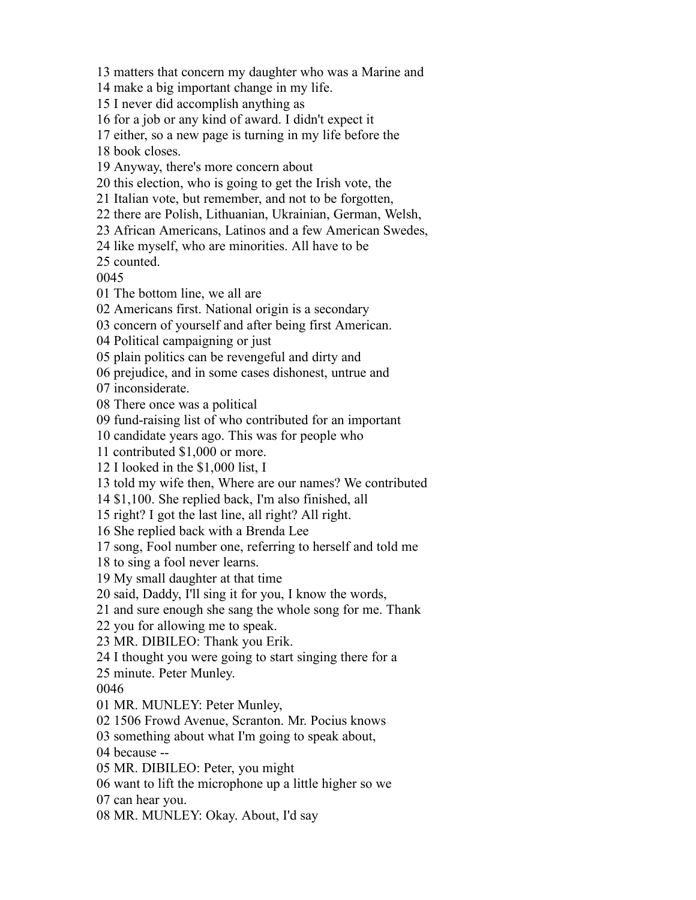13 matters that concern my daughter who was a Marine and
14 make a big important change in my life.
15 I never did accomplish anything as
16 for a job or any kind of award. I didn't expect it
17 either, so a new page is turning in my life before the
18 book closes.
19 Anyway, there's more concern about
20 this election, who is going to get the Irish vote, the
21 Italian vote, but remember, and not to be forgotten,
22 there are Polish, Lithuanian, Ukrainian, German, Welsh,
23 African Americans, Latinos and a few American Swedes,
24 like myself, who are minorities. All have to be
25 counted.
0045
01 The bottom line, we all are
02 Americans first. National origin is a secondary
03 concern of yourself and after being first American.
04 Political campaigning or just
05 plain politics can be revengeful and dirty and
06 prejudice, and in some cases dishonest, untrue and
07 inconsiderate.
08 There once was a political
09 fund-raising list of who contributed for an important
10 candidate years ago. This was for people who
11 contributed $1,000 or more.
12 I looked in the $1,000 list, I
13 told my wife then, Where are our names? We contributed
14 $1,100. She replied back, I'm also finished, all
15 right? I got the last line, all right? All right.
16 She replied back with a Brenda Lee
17 song, Fool number one, referring to herself and told me
18 to sing a fool never learns.
19 My small daughter at that time
20 said, Daddy, I'll sing it for you, I know the words,
21 and sure enough she sang the whole song for me. Thank
22 you for allowing me to speak.
23 MR. DIBILEO: Thank you Erik.
24 I thought you were going to start singing there for a
25 minute. Peter Munley.
0046
01 MR. MUNLEY: Peter Munley,
02 1506 Frowd Avenue, Scranton. Mr. Pocius knows
03 something about what I'm going to speak about,
04 because --
05 MR. DIBILEO: Peter, you might
06 want to lift the microphone up a little higher so we
07 can hear you.
08 MR. MUNLEY: Okay. About, I'd say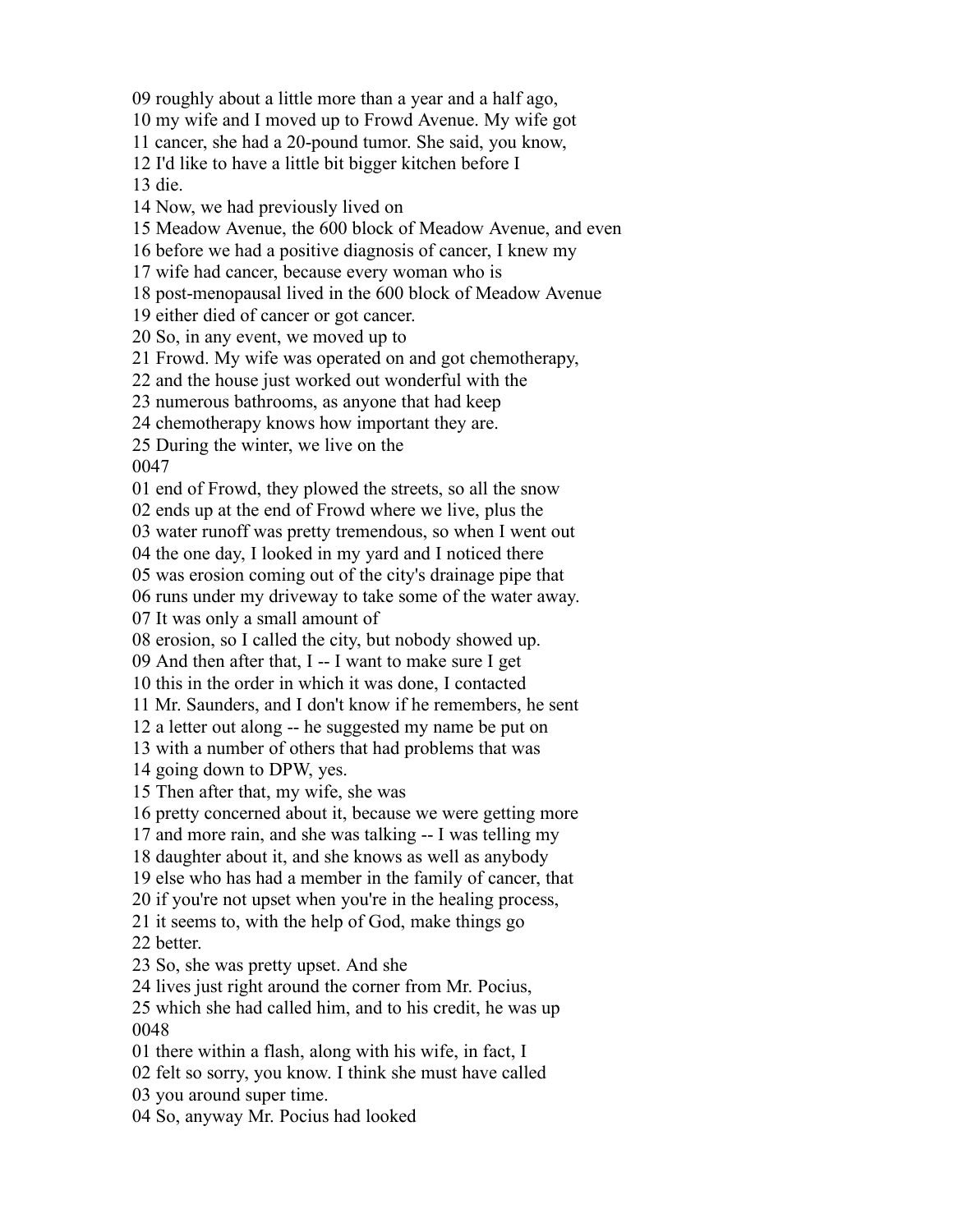09 roughly about a little more than a year and a half ago,
10 my wife and I moved up to Frowd Avenue. My wife got
11 cancer, she had a 20-pound tumor. She said, you know,
12 I'd like to have a little bit bigger kitchen before I
13 die.
14 Now, we had previously lived on
15 Meadow Avenue, the 600 block of Meadow Avenue, and even
16 before we had a positive diagnosis of cancer, I knew my
17 wife had cancer, because every woman who is
18 post-menopausal lived in the 600 block of Meadow Avenue
19 either died of cancer or got cancer.
20 So, in any event, we moved up to
21 Frowd. My wife was operated on and got chemotherapy,
22 and the house just worked out wonderful with the
23 numerous bathrooms, as anyone that had keep
24 chemotherapy knows how important they are.
25 During the winter, we live on the
0047
01 end of Frowd, they plowed the streets, so all the snow
02 ends up at the end of Frowd where we live, plus the
03 water runoff was pretty tremendous, so when I went out
04 the one day, I looked in my yard and I noticed there
05 was erosion coming out of the city's drainage pipe that
06 runs under my driveway to take some of the water away.
07 It was only a small amount of
08 erosion, so I called the city, but nobody showed up.
09 And then after that, I -- I want to make sure I get
10 this in the order in which it was done, I contacted
11 Mr. Saunders, and I don't know if he remembers, he sent
12 a letter out along -- he suggested my name be put on
13 with a number of others that had problems that was
14 going down to DPW, yes.
15 Then after that, my wife, she was
16 pretty concerned about it, because we were getting more
17 and more rain, and she was talking -- I was telling my
18 daughter about it, and she knows as well as anybody
19 else who has had a member in the family of cancer, that
20 if you're not upset when you're in the healing process,
21 it seems to, with the help of God, make things go
22 better.
23 So, she was pretty upset. And she
24 lives just right around the corner from Mr. Pocius,
25 which she had called him, and to his credit, he was up
0048
01 there within a flash, along with his wife, in fact, I
02 felt so sorry, you know. I think she must have called
03 you around super time.
04 So, anyway Mr. Pocius had looked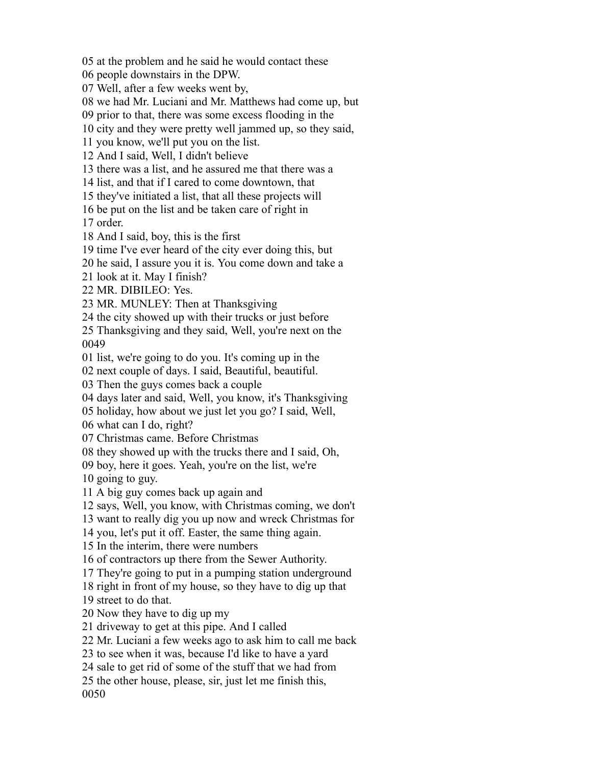05 at the problem and he said he would contact these
06 people downstairs in the DPW.
07 Well, after a few weeks went by,
08 we had Mr. Luciani and Mr. Matthews had come up, but
09 prior to that, there was some excess flooding in the
10 city and they were pretty well jammed up, so they said,
11 you know, we'll put you on the list.
12 And I said, Well, I didn't believe
13 there was a list, and he assured me that there was a
14 list, and that if I cared to come downtown, that
15 they've initiated a list, that all these projects will
16 be put on the list and be taken care of right in
17 order.
18 And I said, boy, this is the first
19 time I've ever heard of the city ever doing this, but
20 he said, I assure you it is. You come down and take a
21 look at it. May I finish?
22 MR. DIBILEO: Yes.
23 MR. MUNLEY: Then at Thanksgiving
24 the city showed up with their trucks or just before
25 Thanksgiving and they said, Well, you're next on the
0049
01 list, we're going to do you. It's coming up in the
02 next couple of days. I said, Beautiful, beautiful.
03 Then the guys comes back a couple
04 days later and said, Well, you know, it's Thanksgiving
05 holiday, how about we just let you go? I said, Well,
06 what can I do, right?
07 Christmas came. Before Christmas
08 they showed up with the trucks there and I said, Oh,
09 boy, here it goes. Yeah, you're on the list, we're
10 going to guy.
11 A big guy comes back up again and
12 says, Well, you know, with Christmas coming, we don't
13 want to really dig you up now and wreck Christmas for
14 you, let's put it off. Easter, the same thing again.
15 In the interim, there were numbers
16 of contractors up there from the Sewer Authority.
17 They're going to put in a pumping station underground
18 right in front of my house, so they have to dig up that
19 street to do that.
20 Now they have to dig up my
21 driveway to get at this pipe. And I called
22 Mr. Luciani a few weeks ago to ask him to call me back
23 to see when it was, because I'd like to have a yard
24 sale to get rid of some of the stuff that we had from
25 the other house, please, sir, just let me finish this,
0050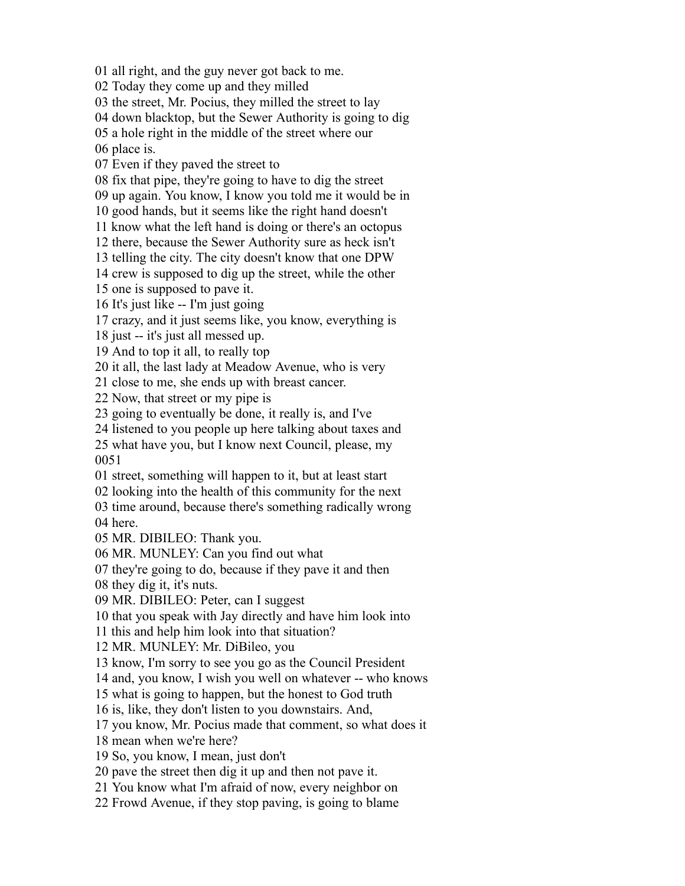01 all right, and the guy never got back to me.
02 Today they come up and they milled
03 the street, Mr. Pocius, they milled the street to lay
04 down blacktop, but the Sewer Authority is going to dig
05 a hole right in the middle of the street where our
06 place is.
07 Even if they paved the street to
08 fix that pipe, they're going to have to dig the street
09 up again. You know, I know you told me it would be in
10 good hands, but it seems like the right hand doesn't
11 know what the left hand is doing or there's an octopus
12 there, because the Sewer Authority sure as heck isn't
13 telling the city. The city doesn't know that one DPW
14 crew is supposed to dig up the street, while the other
15 one is supposed to pave it.
16 It's just like -- I'm just going
17 crazy, and it just seems like, you know, everything is
18 just -- it's just all messed up.
19 And to top it all, to really top
20 it all, the last lady at Meadow Avenue, who is very
21 close to me, she ends up with breast cancer.
22 Now, that street or my pipe is
23 going to eventually be done, it really is, and I've
24 listened to you people up here talking about taxes and
25 what have you, but I know next Council, please, my
0051
01 street, something will happen to it, but at least start
02 looking into the health of this community for the next
03 time around, because there's something radically wrong
04 here.
05 MR. DIBILEO: Thank you.
06 MR. MUNLEY: Can you find out what
07 they're going to do, because if they pave it and then
08 they dig it, it's nuts.
09 MR. DIBILEO: Peter, can I suggest
10 that you speak with Jay directly and have him look into
11 this and help him look into that situation?
12 MR. MUNLEY: Mr. DiBileo, you
13 know, I'm sorry to see you go as the Council President
14 and, you know, I wish you well on whatever -- who knows
15 what is going to happen, but the honest to God truth
16 is, like, they don't listen to you downstairs. And,
17 you know, Mr. Pocius made that comment, so what does it
18 mean when we're here?
19 So, you know, I mean, just don't
20 pave the street then dig it up and then not pave it.
21 You know what I'm afraid of now, every neighbor on
22 Frowd Avenue, if they stop paving, is going to blame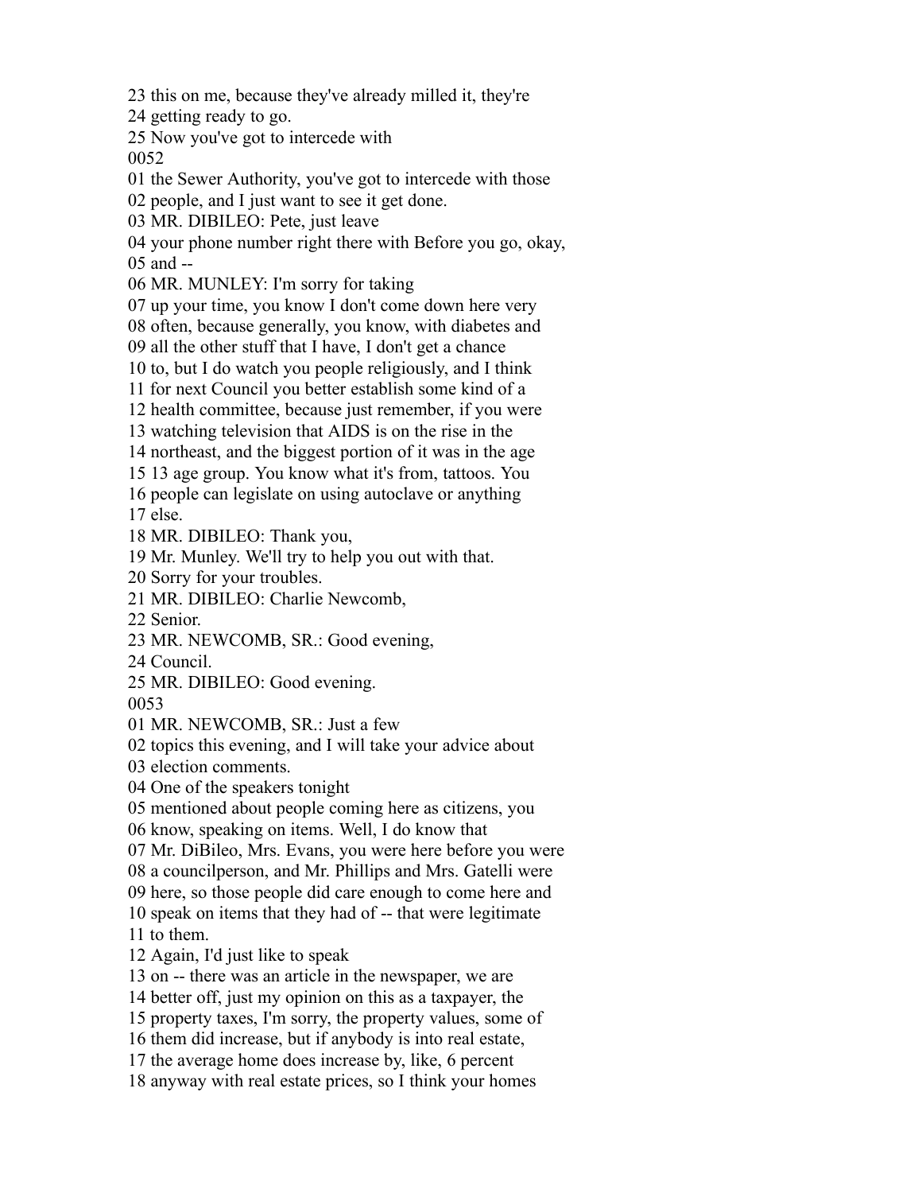23 this on me, because they've already milled it, they're
24 getting ready to go.
25 Now you've got to intercede with
0052
01 the Sewer Authority, you've got to intercede with those
02 people, and I just want to see it get done.
03 MR. DIBILEO: Pete, just leave
04 your phone number right there with Before you go, okay,
05 and --
06 MR. MUNLEY: I'm sorry for taking
07 up your time, you know I don't come down here very
08 often, because generally, you know, with diabetes and
09 all the other stuff that I have, I don't get a chance
10 to, but I do watch you people religiously, and I think
11 for next Council you better establish some kind of a
12 health committee, because just remember, if you were
13 watching television that AIDS is on the rise in the
14 northeast, and the biggest portion of it was in the age
15 13 age group. You know what it's from, tattoos. You
16 people can legislate on using autoclave or anything
17 else.
18 MR. DIBILEO: Thank you,
19 Mr. Munley. We'll try to help you out with that.
20 Sorry for your troubles.
21 MR. DIBILEO: Charlie Newcomb,
22 Senior.
23 MR. NEWCOMB, SR.: Good evening,
24 Council.
25 MR. DIBILEO: Good evening.
0053
01 MR. NEWCOMB, SR.: Just a few
02 topics this evening, and I will take your advice about
03 election comments.
04 One of the speakers tonight
05 mentioned about people coming here as citizens, you
06 know, speaking on items. Well, I do know that
07 Mr. DiBileo, Mrs. Evans, you were here before you were
08 a councilperson, and Mr. Phillips and Mrs. Gatelli were
09 here, so those people did care enough to come here and
10 speak on items that they had of -- that were legitimate
11 to them.
12 Again, I'd just like to speak
13 on -- there was an article in the newspaper, we are
14 better off, just my opinion on this as a taxpayer, the
15 property taxes, I'm sorry, the property values, some of
16 them did increase, but if anybody is into real estate,
17 the average home does increase by, like, 6 percent
18 anyway with real estate prices, so I think your homes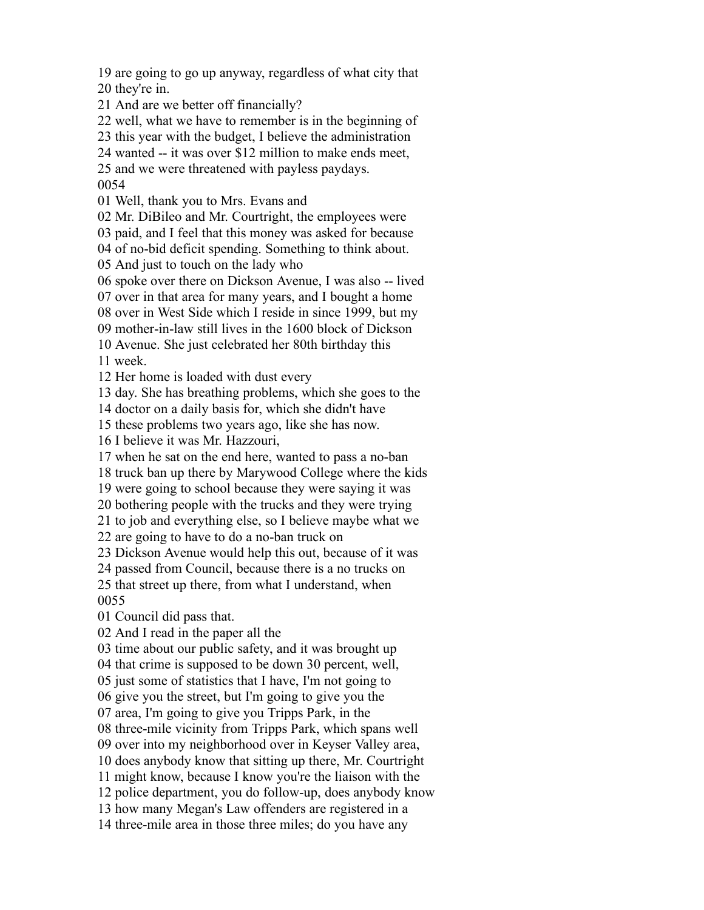19 are going to go up anyway, regardless of what city that
20 they're in.
21 And are we better off financially?
22 well, what we have to remember is in the beginning of
23 this year with the budget, I believe the administration
24 wanted -- it was over $12 million to make ends meet,
25 and we were threatened with payless paydays.
0054
01 Well, thank you to Mrs. Evans and
02 Mr. DiBileo and Mr. Courtright, the employees were
03 paid, and I feel that this money was asked for because
04 of no-bid deficit spending. Something to think about.
05 And just to touch on the lady who
06 spoke over there on Dickson Avenue, I was also -- lived
07 over in that area for many years, and I bought a home
08 over in West Side which I reside in since 1999, but my
09 mother-in-law still lives in the 1600 block of Dickson
10 Avenue. She just celebrated her 80th birthday this
11 week.
12 Her home is loaded with dust every
13 day. She has breathing problems, which she goes to the
14 doctor on a daily basis for, which she didn't have
15 these problems two years ago, like she has now.
16 I believe it was Mr. Hazzouri,
17 when he sat on the end here, wanted to pass a no-ban
18 truck ban up there by Marywood College where the kids
19 were going to school because they were saying it was
20 bothering people with the trucks and they were trying
21 to job and everything else, so I believe maybe what we
22 are going to have to do a no-ban truck on
23 Dickson Avenue would help this out, because of it was
24 passed from Council, because there is a no trucks on
25 that street up there, from what I understand, when
0055
01 Council did pass that.
02 And I read in the paper all the
03 time about our public safety, and it was brought up
04 that crime is supposed to be down 30 percent, well,
05 just some of statistics that I have, I'm not going to
06 give you the street, but I'm going to give you the
07 area, I'm going to give you Tripps Park, in the
08 three-mile vicinity from Tripps Park, which spans well
09 over into my neighborhood over in Keyser Valley area,
10 does anybody know that sitting up there, Mr. Courtright
11 might know, because I know you're the liaison with the
12 police department, you do follow-up, does anybody know
13 how many Megan's Law offenders are registered in a
14 three-mile area in those three miles; do you have any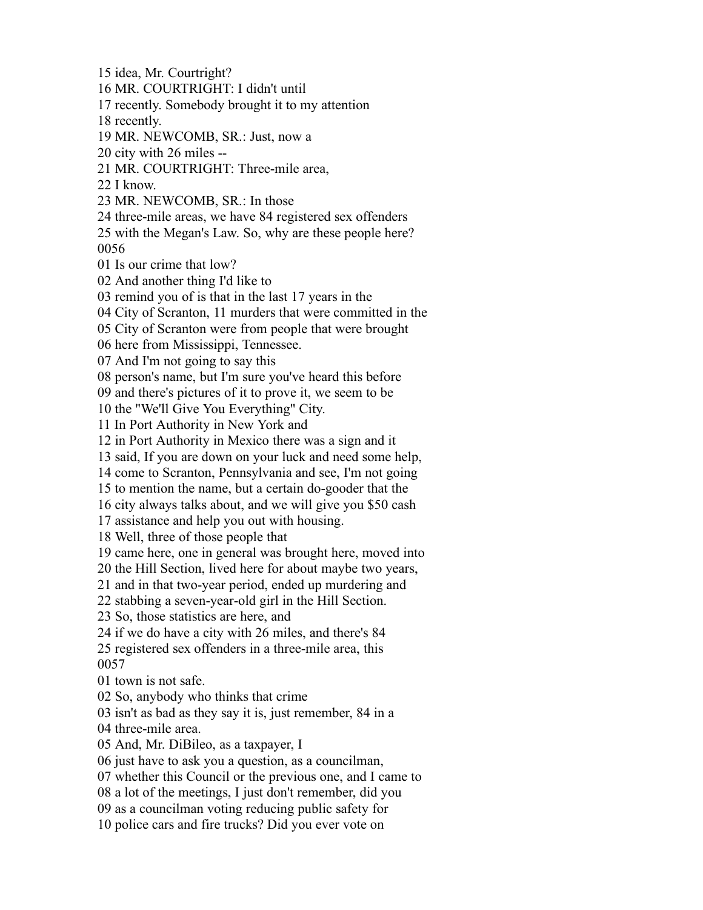15 idea, Mr. Courtright?
16 MR. COURTRIGHT: I didn't until
17 recently. Somebody brought it to my attention
18 recently.
19 MR. NEWCOMB, SR.: Just, now a
20 city with 26 miles --
21 MR. COURTRIGHT: Three-mile area,
22 I know.
23 MR. NEWCOMB, SR.: In those
24 three-mile areas, we have 84 registered sex offenders
25 with the Megan's Law. So, why are these people here?
0056
01 Is our crime that low?
02 And another thing I'd like to
03 remind you of is that in the last 17 years in the
04 City of Scranton, 11 murders that were committed in the
05 City of Scranton were from people that were brought
06 here from Mississippi, Tennessee.
07 And I'm not going to say this
08 person's name, but I'm sure you've heard this before
09 and there's pictures of it to prove it, we seem to be
10 the "We'll Give You Everything" City.
11 In Port Authority in New York and
12 in Port Authority in Mexico there was a sign and it
13 said, If you are down on your luck and need some help,
14 come to Scranton, Pennsylvania and see, I'm not going
15 to mention the name, but a certain do-gooder that the
16 city always talks about, and we will give you $50 cash
17 assistance and help you out with housing.
18 Well, three of those people that
19 came here, one in general was brought here, moved into
20 the Hill Section, lived here for about maybe two years,
21 and in that two-year period, ended up murdering and
22 stabbing a seven-year-old girl in the Hill Section.
23 So, those statistics are here, and
24 if we do have a city with 26 miles, and there's 84
25 registered sex offenders in a three-mile area, this
0057
01 town is not safe.
02 So, anybody who thinks that crime
03 isn't as bad as they say it is, just remember, 84 in a
04 three-mile area.
05 And, Mr. DiBileo, as a taxpayer, I
06 just have to ask you a question, as a councilman,
07 whether this Council or the previous one, and I came to
08 a lot of the meetings, I just don't remember, did you
09 as a councilman voting reducing public safety for
10 police cars and fire trucks? Did you ever vote on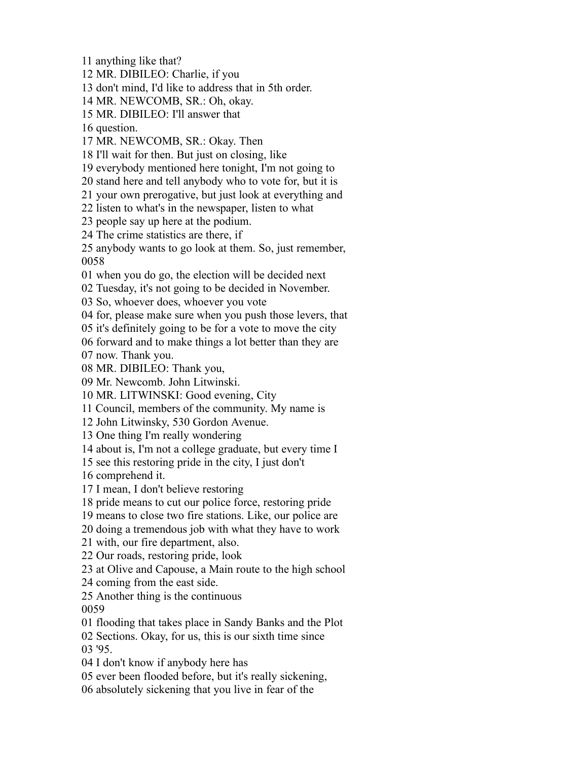11 anything like that?
12 MR. DIBILEO: Charlie, if you
13 don't mind, I'd like to address that in 5th order.
14 MR. NEWCOMB, SR.: Oh, okay.
15 MR. DIBILEO: I'll answer that
16 question.
17 MR. NEWCOMB, SR.: Okay. Then
18 I'll wait for then. But just on closing, like
19 everybody mentioned here tonight, I'm not going to
20 stand here and tell anybody who to vote for, but it is
21 your own prerogative, but just look at everything and
22 listen to what's in the newspaper, listen to what
23 people say up here at the podium.
24 The crime statistics are there, if
25 anybody wants to go look at them. So, just remember,
0058
01 when you do go, the election will be decided next
02 Tuesday, it's not going to be decided in November.
03 So, whoever does, whoever you vote
04 for, please make sure when you push those levers, that
05 it's definitely going to be for a vote to move the city
06 forward and to make things a lot better than they are
07 now. Thank you.
08 MR. DIBILEO: Thank you,
09 Mr. Newcomb. John Litwinski.
10 MR. LITWINSKI: Good evening, City
11 Council, members of the community. My name is
12 John Litwinsky, 530 Gordon Avenue.
13 One thing I'm really wondering
14 about is, I'm not a college graduate, but every time I
15 see this restoring pride in the city, I just don't
16 comprehend it.
17 I mean, I don't believe restoring
18 pride means to cut our police force, restoring pride
19 means to close two fire stations. Like, our police are
20 doing a tremendous job with what they have to work
21 with, our fire department, also.
22 Our roads, restoring pride, look
23 at Olive and Capouse, a Main route to the high school
24 coming from the east side.
25 Another thing is the continuous
0059
01 flooding that takes place in Sandy Banks and the Plot
02 Sections. Okay, for us, this is our sixth time since
03 '95.
04 I don't know if anybody here has
05 ever been flooded before, but it's really sickening,
06 absolutely sickening that you live in fear of the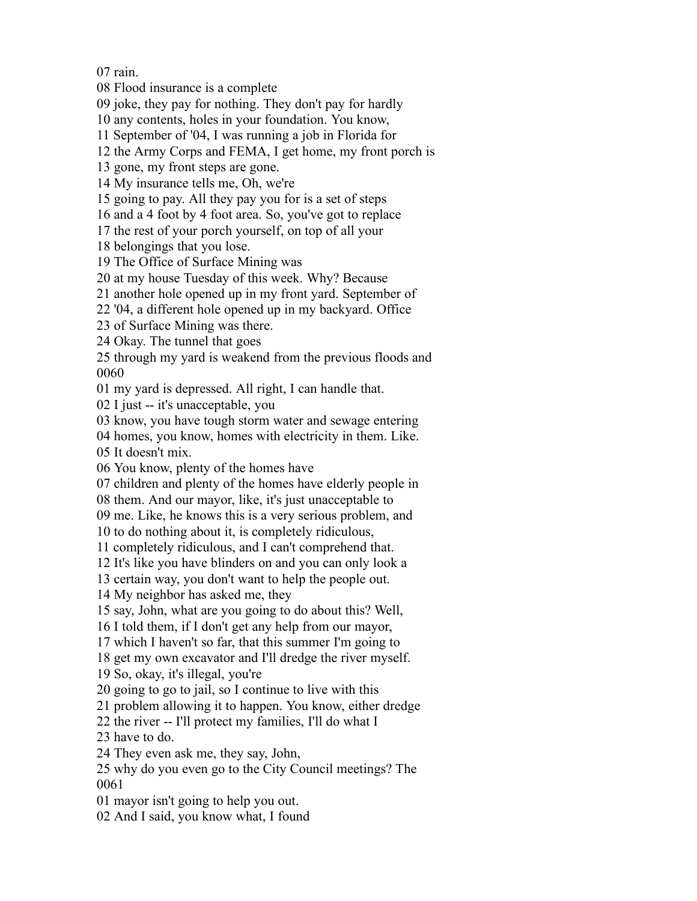07 rain.
08 Flood insurance is a complete
09 joke, they pay for nothing. They don't pay for hardly
10 any contents, holes in your foundation. You know,
11 September of '04, I was running a job in Florida for
12 the Army Corps and FEMA, I get home, my front porch is
13 gone, my front steps are gone.
14 My insurance tells me, Oh, we're
15 going to pay. All they pay you for is a set of steps
16 and a 4 foot by 4 foot area. So, you've got to replace
17 the rest of your porch yourself, on top of all your
18 belongings that you lose.
19 The Office of Surface Mining was
20 at my house Tuesday of this week. Why? Because
21 another hole opened up in my front yard. September of
22 '04, a different hole opened up in my backyard. Office
23 of Surface Mining was there.
24 Okay. The tunnel that goes
25 through my yard is weakend from the previous floods and
0060
01 my yard is depressed. All right, I can handle that.
02 I just -- it's unacceptable, you
03 know, you have tough storm water and sewage entering
04 homes, you know, homes with electricity in them. Like.
05 It doesn't mix.
06 You know, plenty of the homes have
07 children and plenty of the homes have elderly people in
08 them. And our mayor, like, it's just unacceptable to
09 me. Like, he knows this is a very serious problem, and
10 to do nothing about it, is completely ridiculous,
11 completely ridiculous, and I can't comprehend that.
12 It's like you have blinders on and you can only look a
13 certain way, you don't want to help the people out.
14 My neighbor has asked me, they
15 say, John, what are you going to do about this? Well,
16 I told them, if I don't get any help from our mayor,
17 which I haven't so far, that this summer I'm going to
18 get my own excavator and I'll dredge the river myself.
19 So, okay, it's illegal, you're
20 going to go to jail, so I continue to live with this
21 problem allowing it to happen. You know, either dredge
22 the river -- I'll protect my families, I'll do what I
23 have to do.
24 They even ask me, they say, John,
25 why do you even go to the City Council meetings? The
0061
01 mayor isn't going to help you out.
02 And I said, you know what, I found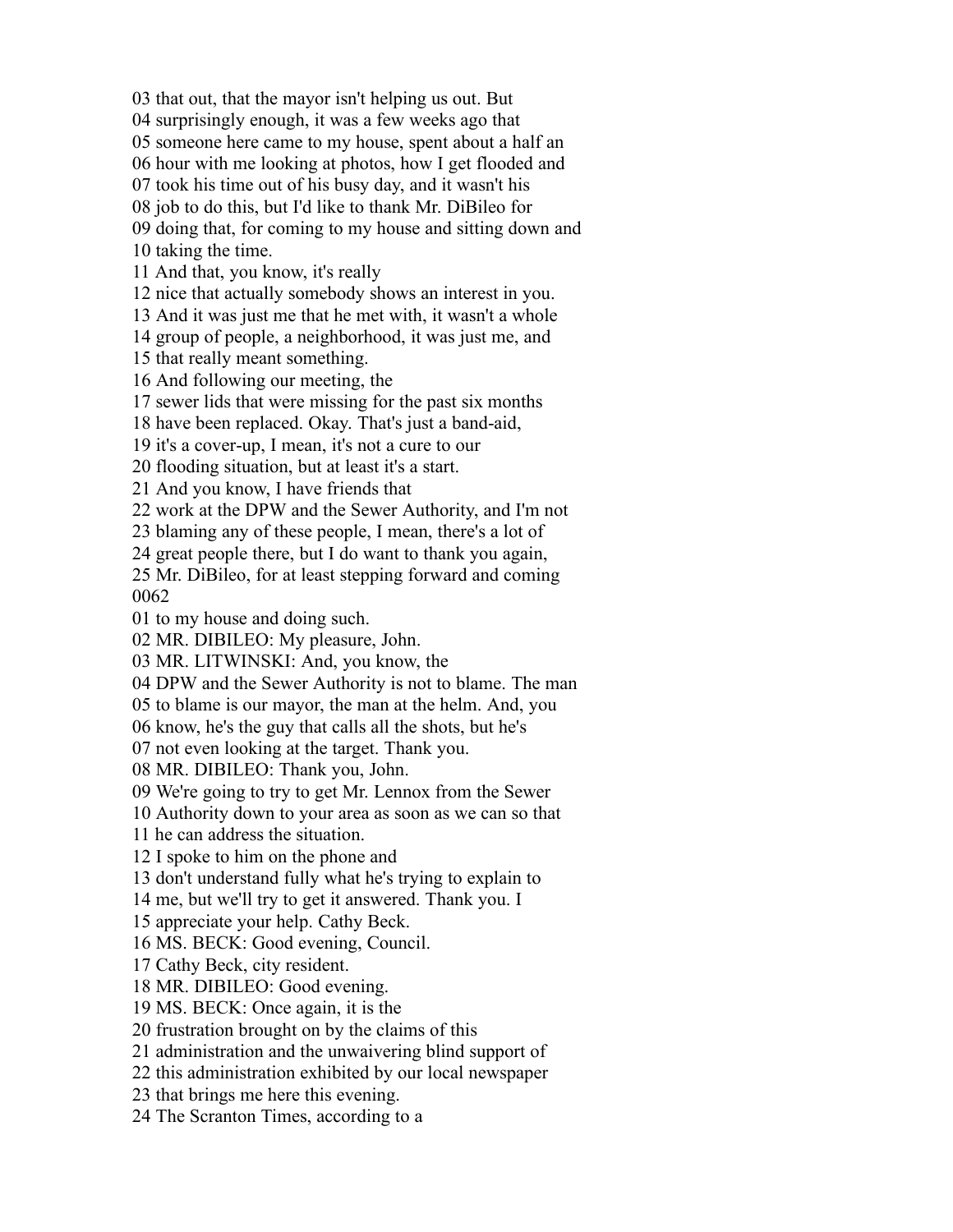03 that out, that the mayor isn't helping us out. But
04 surprisingly enough, it was a few weeks ago that
05 someone here came to my house, spent about a half an
06 hour with me looking at photos, how I get flooded and
07 took his time out of his busy day, and it wasn't his
08 job to do this, but I'd like to thank Mr. DiBileo for
09 doing that, for coming to my house and sitting down and
10 taking the time.
11 And that, you know, it's really
12 nice that actually somebody shows an interest in you.
13 And it was just me that he met with, it wasn't a whole
14 group of people, a neighborhood, it was just me, and
15 that really meant something.
16 And following our meeting, the
17 sewer lids that were missing for the past six months
18 have been replaced. Okay. That's just a band-aid,
19 it's a cover-up, I mean, it's not a cure to our
20 flooding situation, but at least it's a start.
21 And you know, I have friends that
22 work at the DPW and the Sewer Authority, and I'm not
23 blaming any of these people, I mean, there's a lot of
24 great people there, but I do want to thank you again,
25 Mr. DiBileo, for at least stepping forward and coming
0062
01 to my house and doing such.
02 MR. DIBILEO: My pleasure, John.
03 MR. LITWINSKI: And, you know, the
04 DPW and the Sewer Authority is not to blame. The man
05 to blame is our mayor, the man at the helm. And, you
06 know, he's the guy that calls all the shots, but he's
07 not even looking at the target. Thank you.
08 MR. DIBILEO: Thank you, John.
09 We're going to try to get Mr. Lennox from the Sewer
10 Authority down to your area as soon as we can so that
11 he can address the situation.
12 I spoke to him on the phone and
13 don't understand fully what he's trying to explain to
14 me, but we'll try to get it answered. Thank you. I
15 appreciate your help. Cathy Beck.
16 MS. BECK: Good evening, Council.
17 Cathy Beck, city resident.
18 MR. DIBILEO: Good evening.
19 MS. BECK: Once again, it is the
20 frustration brought on by the claims of this
21 administration and the unwaivering blind support of
22 this administration exhibited by our local newspaper
23 that brings me here this evening.
24 The Scranton Times, according to a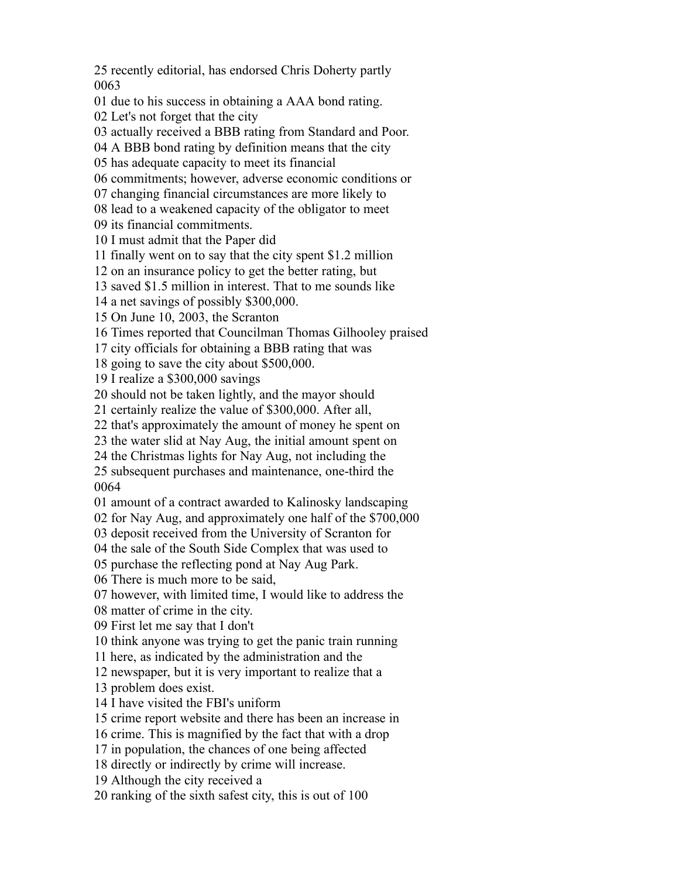25 recently editorial, has endorsed Chris Doherty partly
0063
01 due to his success in obtaining a AAA bond rating.
02 Let's not forget that the city
03 actually received a BBB rating from Standard and Poor.
04 A BBB bond rating by definition means that the city
05 has adequate capacity to meet its financial
06 commitments; however, adverse economic conditions or
07 changing financial circumstances are more likely to
08 lead to a weakened capacity of the obligator to meet
09 its financial commitments.
10 I must admit that the Paper did
11 finally went on to say that the city spent $1.2 million
12 on an insurance policy to get the better rating, but
13 saved $1.5 million in interest. That to me sounds like
14 a net savings of possibly $300,000.
15 On June 10, 2003, the Scranton
16 Times reported that Councilman Thomas Gilhooley praised
17 city officials for obtaining a BBB rating that was
18 going to save the city about $500,000.
19 I realize a $300,000 savings
20 should not be taken lightly, and the mayor should
21 certainly realize the value of $300,000. After all,
22 that's approximately the amount of money he spent on
23 the water slid at Nay Aug, the initial amount spent on
24 the Christmas lights for Nay Aug, not including the
25 subsequent purchases and maintenance, one-third the
0064
01 amount of a contract awarded to Kalinosky landscaping
02 for Nay Aug, and approximately one half of the $700,000
03 deposit received from the University of Scranton for
04 the sale of the South Side Complex that was used to
05 purchase the reflecting pond at Nay Aug Park.
06 There is much more to be said,
07 however, with limited time, I would like to address the
08 matter of crime in the city.
09 First let me say that I don't
10 think anyone was trying to get the panic train running
11 here, as indicated by the administration and the
12 newspaper, but it is very important to realize that a
13 problem does exist.
14 I have visited the FBI's uniform
15 crime report website and there has been an increase in
16 crime. This is magnified by the fact that with a drop
17 in population, the chances of one being affected
18 directly or indirectly by crime will increase.
19 Although the city received a
20 ranking of the sixth safest city, this is out of 100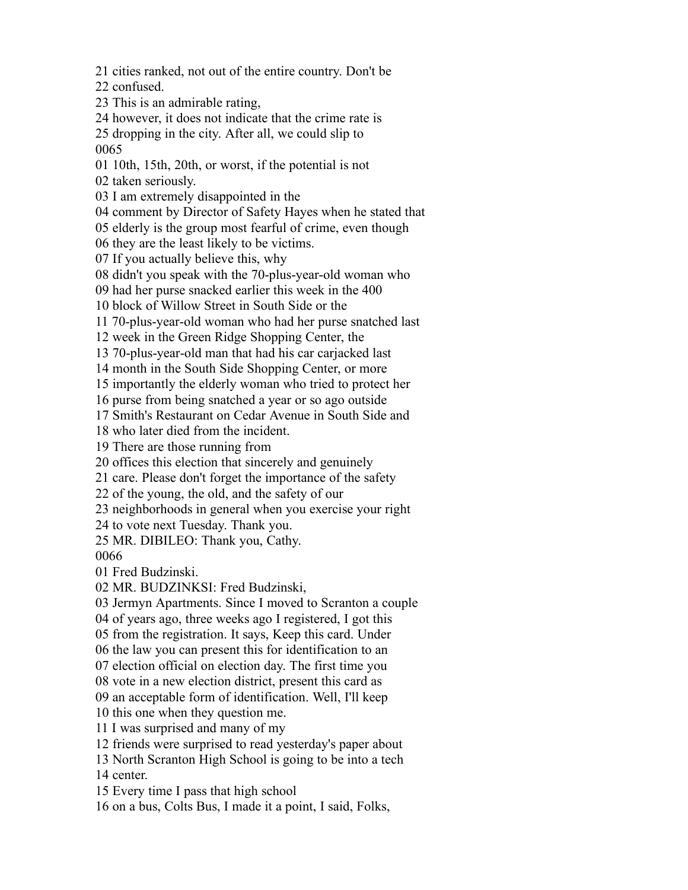21 cities ranked, not out of the entire country. Don't be
22 confused.
23 This is an admirable rating,
24 however, it does not indicate that the crime rate is
25 dropping in the city. After all, we could slip to
0065
01 10th, 15th, 20th, or worst, if the potential is not
02 taken seriously.
03 I am extremely disappointed in the
04 comment by Director of Safety Hayes when he stated that
05 elderly is the group most fearful of crime, even though
06 they are the least likely to be victims.
07 If you actually believe this, why
08 didn't you speak with the 70-plus-year-old woman who
09 had her purse snacked earlier this week in the 400
10 block of Willow Street in South Side or the
11 70-plus-year-old woman who had her purse snatched last
12 week in the Green Ridge Shopping Center, the
13 70-plus-year-old man that had his car carjacked last
14 month in the South Side Shopping Center, or more
15 importantly the elderly woman who tried to protect her
16 purse from being snatched a year or so ago outside
17 Smith's Restaurant on Cedar Avenue in South Side and
18 who later died from the incident.
19 There are those running from
20 offices this election that sincerely and genuinely
21 care. Please don't forget the importance of the safety
22 of the young, the old, and the safety of our
23 neighborhoods in general when you exercise your right
24 to vote next Tuesday. Thank you.
25 MR. DIBILEO: Thank you, Cathy.
0066
01 Fred Budzinski.
02 MR. BUDZINKSI: Fred Budzinski,
03 Jermyn Apartments. Since I moved to Scranton a couple
04 of years ago, three weeks ago I registered, I got this
05 from the registration. It says, Keep this card. Under
06 the law you can present this for identification to an
07 election official on election day. The first time you
08 vote in a new election district, present this card as
09 an acceptable form of identification. Well, I'll keep
10 this one when they question me.
11 I was surprised and many of my
12 friends were surprised to read yesterday's paper about
13 North Scranton High School is going to be into a tech
14 center.
15 Every time I pass that high school
16 on a bus, Colts Bus, I made it a point, I said, Folks,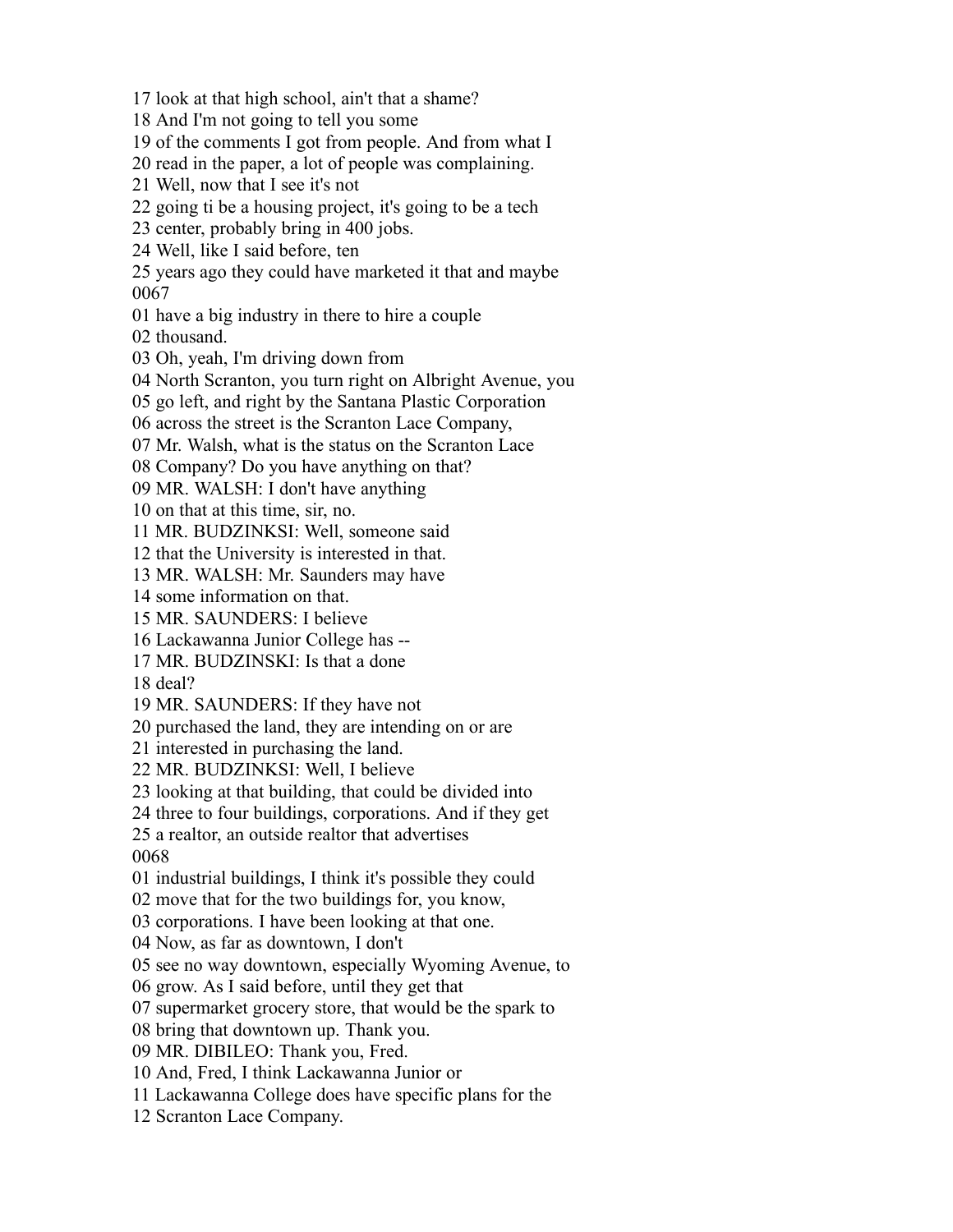17 look at that high school, ain't that a shame?
18 And I'm not going to tell you some
19 of the comments I got from people. And from what I
20 read in the paper, a lot of people was complaining.
21 Well, now that I see it's not
22 going ti be a housing project, it's going to be a tech
23 center, probably bring in 400 jobs.
24 Well, like I said before, ten
25 years ago they could have marketed it that and maybe
0067
01 have a big industry in there to hire a couple
02 thousand.
03 Oh, yeah, I'm driving down from
04 North Scranton, you turn right on Albright Avenue, you
05 go left, and right by the Santana Plastic Corporation
06 across the street is the Scranton Lace Company,
07 Mr. Walsh, what is the status on the Scranton Lace
08 Company? Do you have anything on that?
09 MR. WALSH: I don't have anything
10 on that at this time, sir, no.
11 MR. BUDZINKSI: Well, someone said
12 that the University is interested in that.
13 MR. WALSH: Mr. Saunders may have
14 some information on that.
15 MR. SAUNDERS: I believe
16 Lackawanna Junior College has --
17 MR. BUDZINSKI: Is that a done
18 deal?
19 MR. SAUNDERS: If they have not
20 purchased the land, they are intending on or are
21 interested in purchasing the land.
22 MR. BUDZINKSI: Well, I believe
23 looking at that building, that could be divided into
24 three to four buildings, corporations. And if they get
25 a realtor, an outside realtor that advertises
0068
01 industrial buildings, I think it's possible they could
02 move that for the two buildings for, you know,
03 corporations. I have been looking at that one.
04 Now, as far as downtown, I don't
05 see no way downtown, especially Wyoming Avenue, to
06 grow. As I said before, until they get that
07 supermarket grocery store, that would be the spark to
08 bring that downtown up. Thank you.
09 MR. DIBILEO: Thank you, Fred.
10 And, Fred, I think Lackawanna Junior or
11 Lackawanna College does have specific plans for the
12 Scranton Lace Company.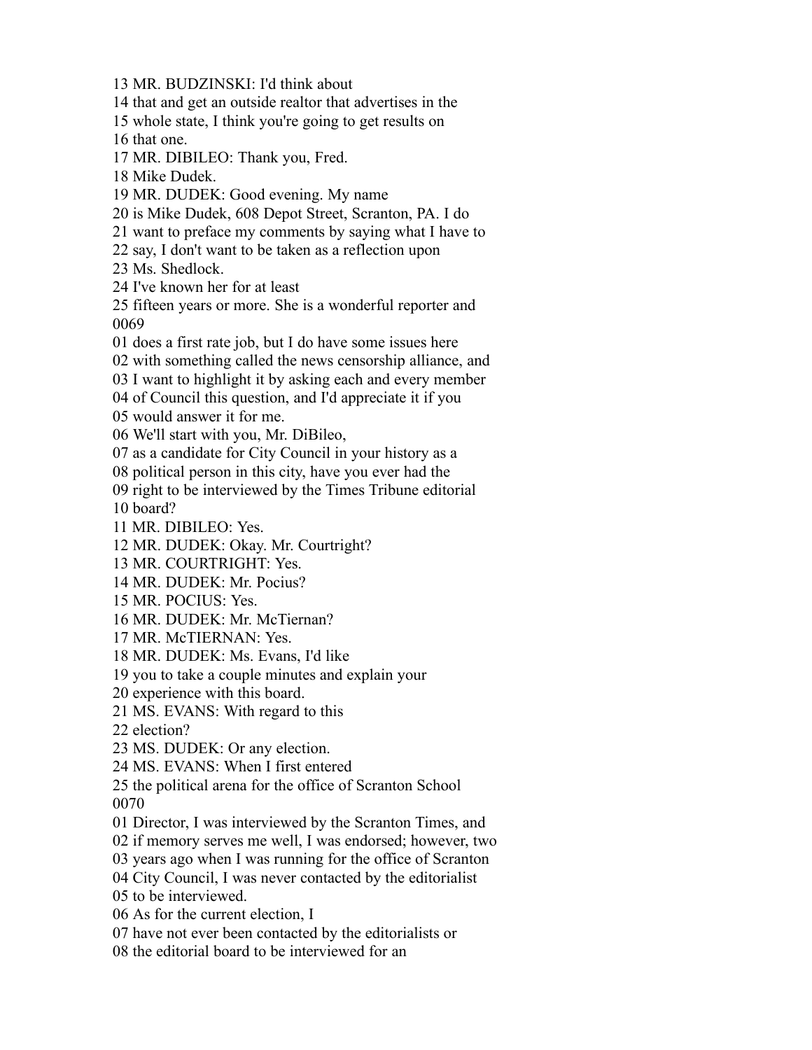13 MR. BUDZINSKI: I'd think about
14 that and get an outside realtor that advertises in the
15 whole state, I think you're going to get results on
16 that one.
17 MR. DIBILEO: Thank you, Fred.
18 Mike Dudek.
19 MR. DUDEK: Good evening. My name
20 is Mike Dudek, 608 Depot Street, Scranton, PA. I do
21 want to preface my comments by saying what I have to
22 say, I don't want to be taken as a reflection upon
23 Ms. Shedlock.
24 I've known her for at least
25 fifteen years or more. She is a wonderful reporter and
0069
01 does a first rate job, but I do have some issues here
02 with something called the news censorship alliance, and
03 I want to highlight it by asking each and every member
04 of Council this question, and I'd appreciate it if you
05 would answer it for me.
06 We'll start with you, Mr. DiBileo,
07 as a candidate for City Council in your history as a
08 political person in this city, have you ever had the
09 right to be interviewed by the Times Tribune editorial
10 board?
11 MR. DIBILEO: Yes.
12 MR. DUDEK: Okay. Mr. Courtright?
13 MR. COURTRIGHT: Yes.
14 MR. DUDEK: Mr. Pocius?
15 MR. POCIUS: Yes.
16 MR. DUDEK: Mr. McTiernan?
17 MR. McTIERNAN: Yes.
18 MR. DUDEK: Ms. Evans, I'd like
19 you to take a couple minutes and explain your
20 experience with this board.
21 MS. EVANS: With regard to this
22 election?
23 MS. DUDEK: Or any election.
24 MS. EVANS: When I first entered
25 the political arena for the office of Scranton School
0070
01 Director, I was interviewed by the Scranton Times, and
02 if memory serves me well, I was endorsed; however, two
03 years ago when I was running for the office of Scranton
04 City Council, I was never contacted by the editorialist
05 to be interviewed.
06 As for the current election, I
07 have not ever been contacted by the editorialists or
08 the editorial board to be interviewed for an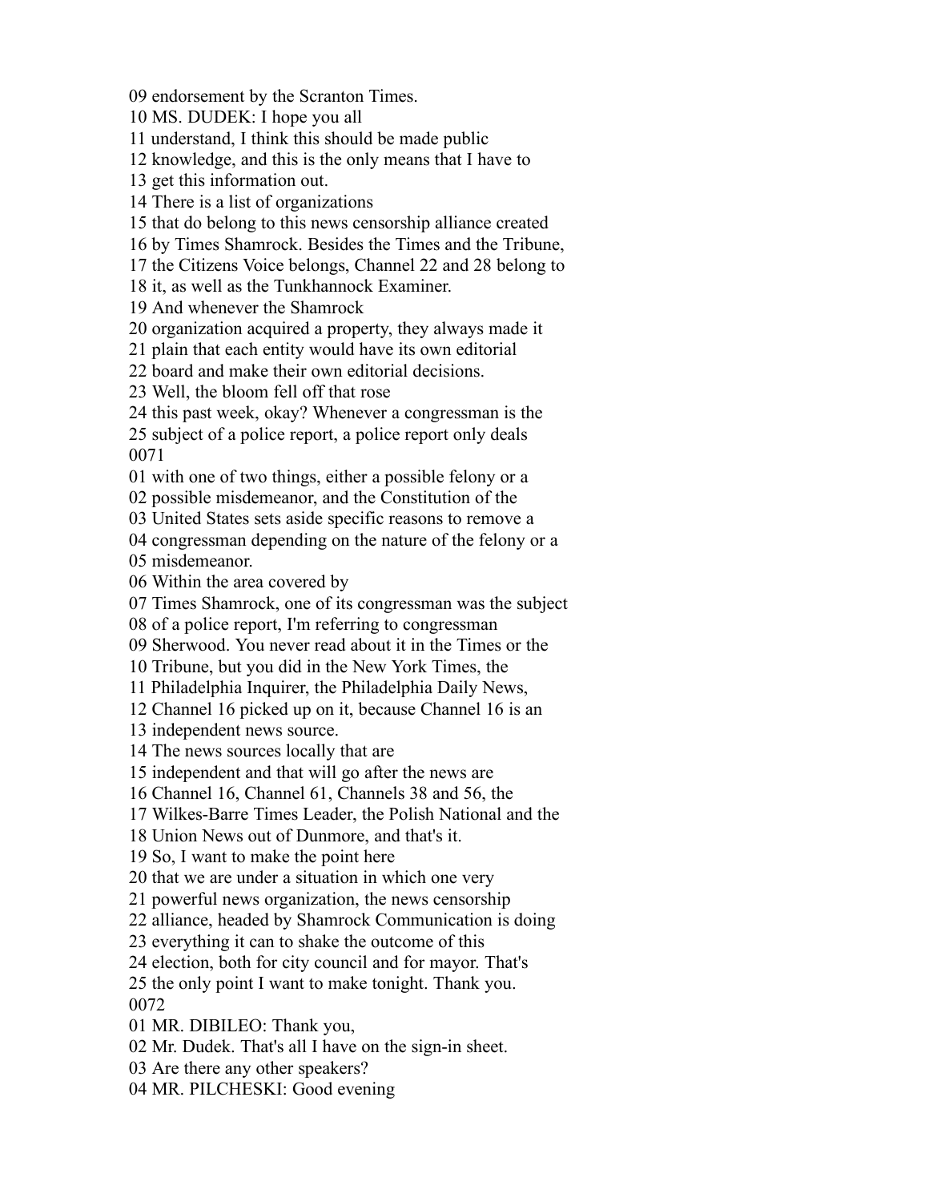09 endorsement by the Scranton Times.
10 MS. DUDEK: I hope you all
11 understand, I think this should be made public
12 knowledge, and this is the only means that I have to
13 get this information out.
14 There is a list of organizations
15 that do belong to this news censorship alliance created
16 by Times Shamrock. Besides the Times and the Tribune,
17 the Citizens Voice belongs, Channel 22 and 28 belong to
18 it, as well as the Tunkhannock Examiner.
19 And whenever the Shamrock
20 organization acquired a property, they always made it
21 plain that each entity would have its own editorial
22 board and make their own editorial decisions.
23 Well, the bloom fell off that rose
24 this past week, okay? Whenever a congressman is the
25 subject of a police report, a police report only deals
0071
01 with one of two things, either a possible felony or a
02 possible misdemeanor, and the Constitution of the
03 United States sets aside specific reasons to remove a
04 congressman depending on the nature of the felony or a
05 misdemeanor.
06 Within the area covered by
07 Times Shamrock, one of its congressman was the subject
08 of a police report, I'm referring to congressman
09 Sherwood. You never read about it in the Times or the
10 Tribune, but you did in the New York Times, the
11 Philadelphia Inquirer, the Philadelphia Daily News,
12 Channel 16 picked up on it, because Channel 16 is an
13 independent news source.
14 The news sources locally that are
15 independent and that will go after the news are
16 Channel 16, Channel 61, Channels 38 and 56, the
17 Wilkes-Barre Times Leader, the Polish National and the
18 Union News out of Dunmore, and that's it.
19 So, I want to make the point here
20 that we are under a situation in which one very
21 powerful news organization, the news censorship
22 alliance, headed by Shamrock Communication is doing
23 everything it can to shake the outcome of this
24 election, both for city council and for mayor. That's
25 the only point I want to make tonight. Thank you.
0072
01 MR. DIBILEO: Thank you,
02 Mr. Dudek. That's all I have on the sign-in sheet.
03 Are there any other speakers?
04 MR. PILCHESKI: Good evening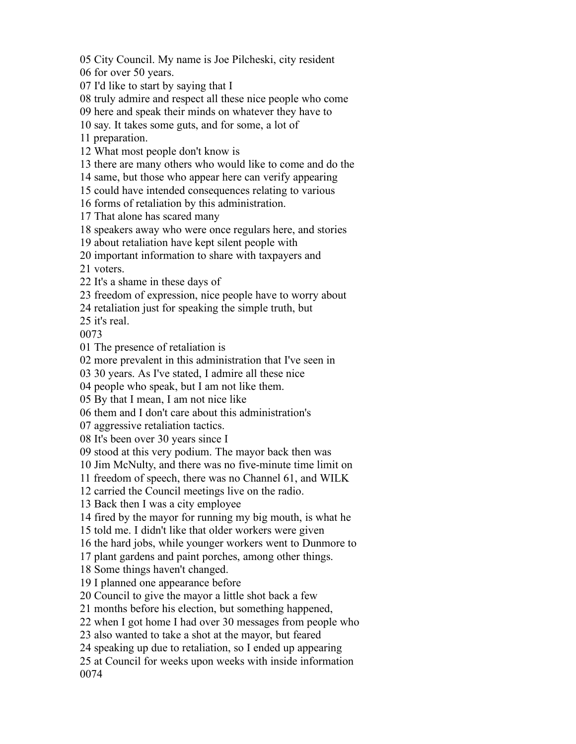05 City Council. My name is Joe Pilcheski, city resident
06 for over 50 years.
07 I'd like to start by saying that I
08 truly admire and respect all these nice people who come
09 here and speak their minds on whatever they have to
10 say. It takes some guts, and for some, a lot of
11 preparation.
12 What most people don't know is
13 there are many others who would like to come and do the
14 same, but those who appear here can verify appearing
15 could have intended consequences relating to various
16 forms of retaliation by this administration.
17 That alone has scared many
18 speakers away who were once regulars here, and stories
19 about retaliation have kept silent people with
20 important information to share with taxpayers and
21 voters.
22 It's a shame in these days of
23 freedom of expression, nice people have to worry about
24 retaliation just for speaking the simple truth, but
25 it's real.
0073
01 The presence of retaliation is
02 more prevalent in this administration that I've seen in
03 30 years. As I've stated, I admire all these nice
04 people who speak, but I am not like them.
05 By that I mean, I am not nice like
06 them and I don't care about this administration's
07 aggressive retaliation tactics.
08 It's been over 30 years since I
09 stood at this very podium. The mayor back then was
10 Jim McNulty, and there was no five-minute time limit on
11 freedom of speech, there was no Channel 61, and WILK
12 carried the Council meetings live on the radio.
13 Back then I was a city employee
14 fired by the mayor for running my big mouth, is what he
15 told me. I didn't like that older workers were given
16 the hard jobs, while younger workers went to Dunmore to
17 plant gardens and paint porches, among other things.
18 Some things haven't changed.
19 I planned one appearance before
20 Council to give the mayor a little shot back a few
21 months before his election, but something happened,
22 when I got home I had over 30 messages from people who
23 also wanted to take a shot at the mayor, but feared
24 speaking up due to retaliation, so I ended up appearing
25 at Council for weeks upon weeks with inside information
0074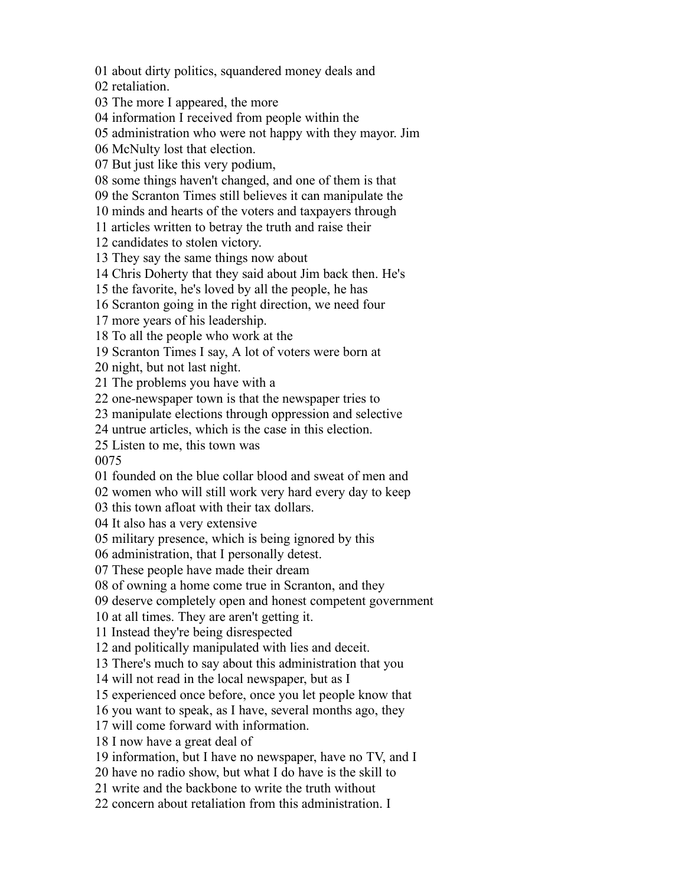01 about dirty politics, squandered money deals and
02 retaliation.
03 The more I appeared, the more
04 information I received from people within the
05 administration who were not happy with they mayor. Jim
06 McNulty lost that election.
07 But just like this very podium,
08 some things haven't changed, and one of them is that
09 the Scranton Times still believes it can manipulate the
10 minds and hearts of the voters and taxpayers through
11 articles written to betray the truth and raise their
12 candidates to stolen victory.
13 They say the same things now about
14 Chris Doherty that they said about Jim back then. He's
15 the favorite, he's loved by all the people, he has
16 Scranton going in the right direction, we need four
17 more years of his leadership.
18 To all the people who work at the
19 Scranton Times I say, A lot of voters were born at
20 night, but not last night.
21 The problems you have with a
22 one-newspaper town is that the newspaper tries to
23 manipulate elections through oppression and selective
24 untrue articles, which is the case in this election.
25 Listen to me, this town was
0075
01 founded on the blue collar blood and sweat of men and
02 women who will still work very hard every day to keep
03 this town afloat with their tax dollars.
04 It also has a very extensive
05 military presence, which is being ignored by this
06 administration, that I personally detest.
07 These people have made their dream
08 of owning a home come true in Scranton, and they
09 deserve completely open and honest competent government
10 at all times. They are aren't getting it.
11 Instead they're being disrespected
12 and politically manipulated with lies and deceit.
13 There's much to say about this administration that you
14 will not read in the local newspaper, but as I
15 experienced once before, once you let people know that
16 you want to speak, as I have, several months ago, they
17 will come forward with information.
18 I now have a great deal of
19 information, but I have no newspaper, have no TV, and I
20 have no radio show, but what I do have is the skill to
21 write and the backbone to write the truth without
22 concern about retaliation from this administration. I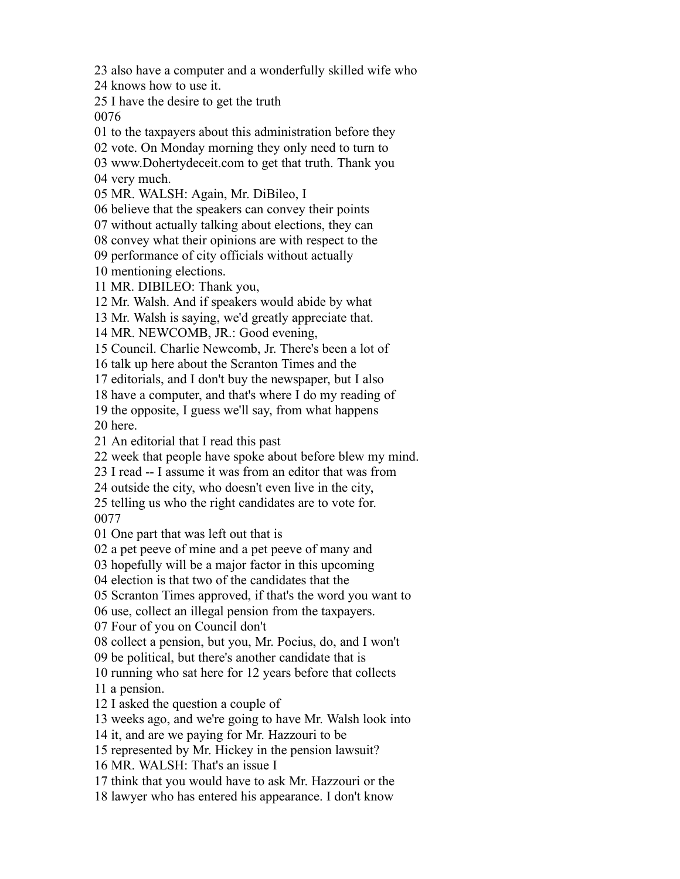23 also have a computer and a wonderfully skilled wife who
24 knows how to use it.
25 I have the desire to get the truth
0076
01 to the taxpayers about this administration before they
02 vote. On Monday morning they only need to turn to
03 www.Dohertydeceit.com to get that truth. Thank you
04 very much.
05 MR. WALSH: Again, Mr. DiBileo, I
06 believe that the speakers can convey their points
07 without actually talking about elections, they can
08 convey what their opinions are with respect to the
09 performance of city officials without actually
10 mentioning elections.
11 MR. DIBILEO: Thank you,
12 Mr. Walsh. And if speakers would abide by what
13 Mr. Walsh is saying, we'd greatly appreciate that.
14 MR. NEWCOMB, JR.: Good evening,
15 Council. Charlie Newcomb, Jr. There's been a lot of
16 talk up here about the Scranton Times and the
17 editorials, and I don't buy the newspaper, but I also
18 have a computer, and that's where I do my reading of
19 the opposite, I guess we'll say, from what happens
20 here.
21 An editorial that I read this past
22 week that people have spoke about before blew my mind.
23 I read -- I assume it was from an editor that was from
24 outside the city, who doesn't even live in the city,
25 telling us who the right candidates are to vote for.
0077
01 One part that was left out that is
02 a pet peeve of mine and a pet peeve of many and
03 hopefully will be a major factor in this upcoming
04 election is that two of the candidates that the
05 Scranton Times approved, if that's the word you want to
06 use, collect an illegal pension from the taxpayers.
07 Four of you on Council don't
08 collect a pension, but you, Mr. Pocius, do, and I won't
09 be political, but there's another candidate that is
10 running who sat here for 12 years before that collects
11 a pension.
12 I asked the question a couple of
13 weeks ago, and we're going to have Mr. Walsh look into
14 it, and are we paying for Mr. Hazzouri to be
15 represented by Mr. Hickey in the pension lawsuit?
16 MR. WALSH: That's an issue I
17 think that you would have to ask Mr. Hazzouri or the
18 lawyer who has entered his appearance. I don't know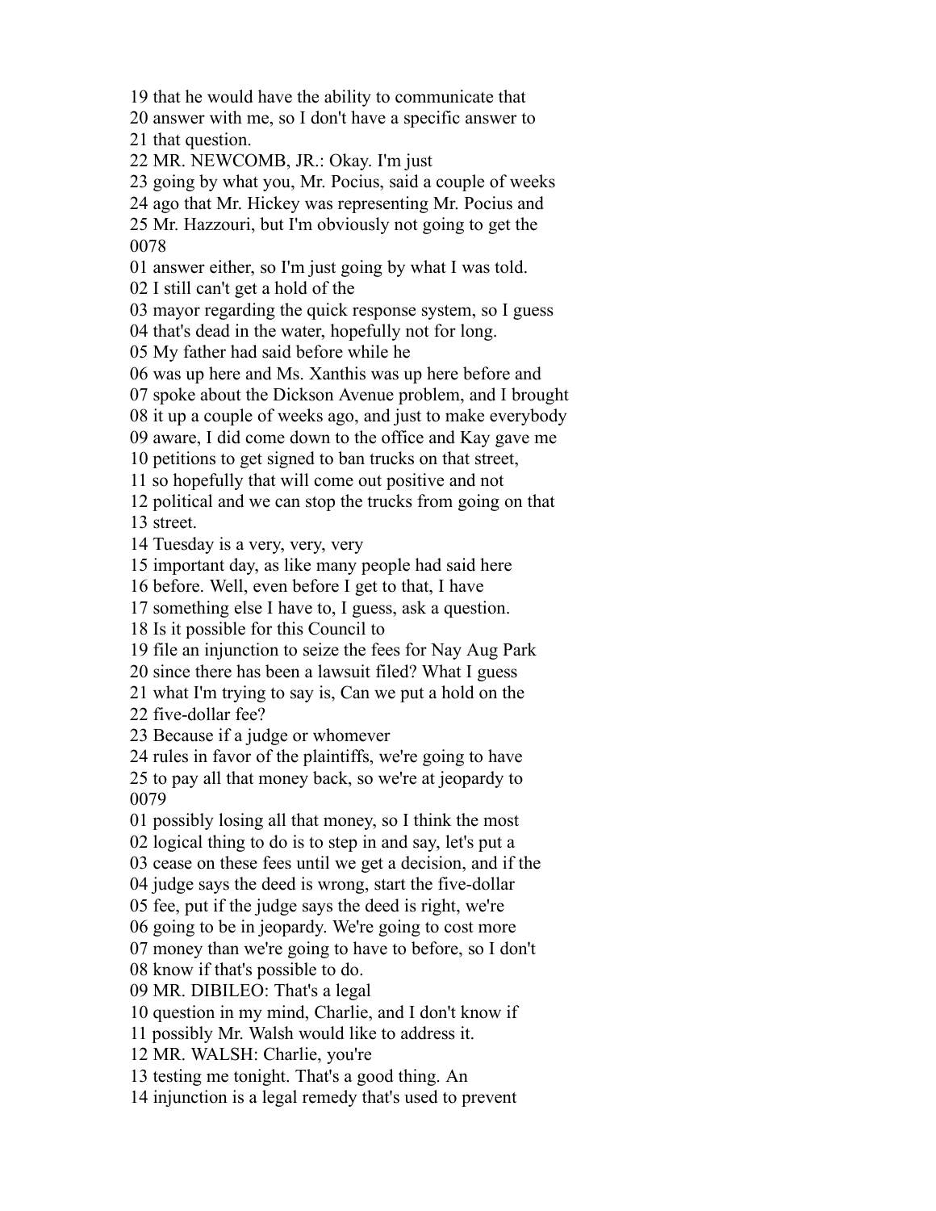19 that he would have the ability to communicate that
20 answer with me, so I don't have a specific answer to
21 that question.
22 MR. NEWCOMB, JR.: Okay. I'm just
23 going by what you, Mr. Pocius, said a couple of weeks
24 ago that Mr. Hickey was representing Mr. Pocius and
25 Mr. Hazzouri, but I'm obviously not going to get the
0078
01 answer either, so I'm just going by what I was told.
02 I still can't get a hold of the
03 mayor regarding the quick response system, so I guess
04 that's dead in the water, hopefully not for long.
05 My father had said before while he
06 was up here and Ms. Xanthis was up here before and
07 spoke about the Dickson Avenue problem, and I brought
08 it up a couple of weeks ago, and just to make everybody
09 aware, I did come down to the office and Kay gave me
10 petitions to get signed to ban trucks on that street,
11 so hopefully that will come out positive and not
12 political and we can stop the trucks from going on that
13 street.
14 Tuesday is a very, very, very
15 important day, as like many people had said here
16 before. Well, even before I get to that, I have
17 something else I have to, I guess, ask a question.
18 Is it possible for this Council to
19 file an injunction to seize the fees for Nay Aug Park
20 since there has been a lawsuit filed? What I guess
21 what I'm trying to say is, Can we put a hold on the
22 five-dollar fee?
23 Because if a judge or whomever
24 rules in favor of the plaintiffs, we're going to have
25 to pay all that money back, so we're at jeopardy to
0079
01 possibly losing all that money, so I think the most
02 logical thing to do is to step in and say, let's put a
03 cease on these fees until we get a decision, and if the
04 judge says the deed is wrong, start the five-dollar
05 fee, put if the judge says the deed is right, we're
06 going to be in jeopardy. We're going to cost more
07 money than we're going to have to before, so I don't
08 know if that's possible to do.
09 MR. DIBILEO: That's a legal
10 question in my mind, Charlie, and I don't know if
11 possibly Mr. Walsh would like to address it.
12 MR. WALSH: Charlie, you're
13 testing me tonight. That's a good thing. An
14 injunction is a legal remedy that's used to prevent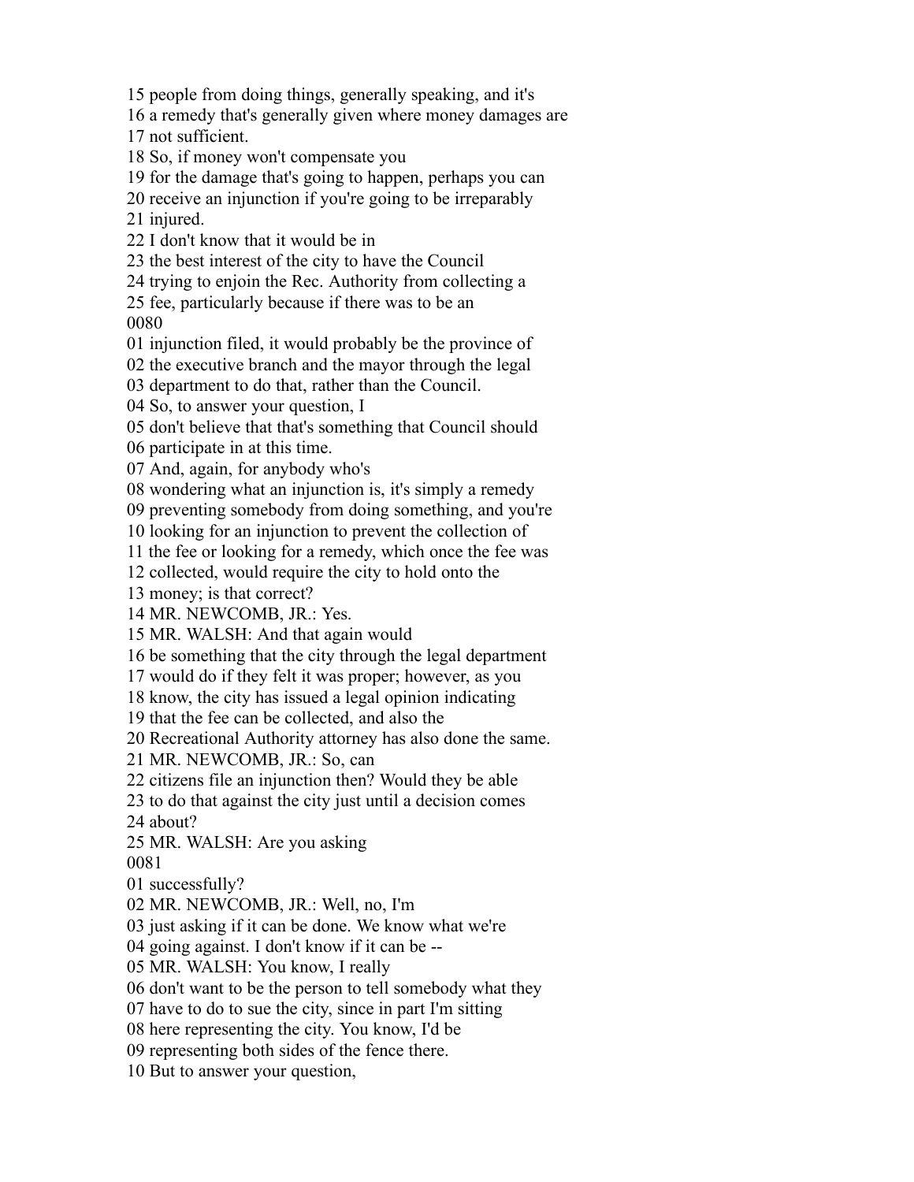15 people from doing things, generally speaking, and it's
16 a remedy that's generally given where money damages are
17 not sufficient.
18 So, if money won't compensate you
19 for the damage that's going to happen, perhaps you can
20 receive an injunction if you're going to be irreparably
21 injured.
22 I don't know that it would be in
23 the best interest of the city to have the Council
24 trying to enjoin the Rec. Authority from collecting a
25 fee, particularly because if there was to be an
0080
01 injunction filed, it would probably be the province of
02 the executive branch and the mayor through the legal
03 department to do that, rather than the Council.
04 So, to answer your question, I
05 don't believe that that's something that Council should
06 participate in at this time.
07 And, again, for anybody who's
08 wondering what an injunction is, it's simply a remedy
09 preventing somebody from doing something, and you're
10 looking for an injunction to prevent the collection of
11 the fee or looking for a remedy, which once the fee was
12 collected, would require the city to hold onto the
13 money; is that correct?
14 MR. NEWCOMB, JR.: Yes.
15 MR. WALSH: And that again would
16 be something that the city through the legal department
17 would do if they felt it was proper; however, as you
18 know, the city has issued a legal opinion indicating
19 that the fee can be collected, and also the
20 Recreational Authority attorney has also done the same.
21 MR. NEWCOMB, JR.: So, can
22 citizens file an injunction then? Would they be able
23 to do that against the city just until a decision comes
24 about?
25 MR. WALSH: Are you asking
0081
01 successfully?
02 MR. NEWCOMB, JR.: Well, no, I'm
03 just asking if it can be done. We know what we're
04 going against. I don't know if it can be --
05 MR. WALSH: You know, I really
06 don't want to be the person to tell somebody what they
07 have to do to sue the city, since in part I'm sitting
08 here representing the city. You know, I'd be
09 representing both sides of the fence there.
10 But to answer your question,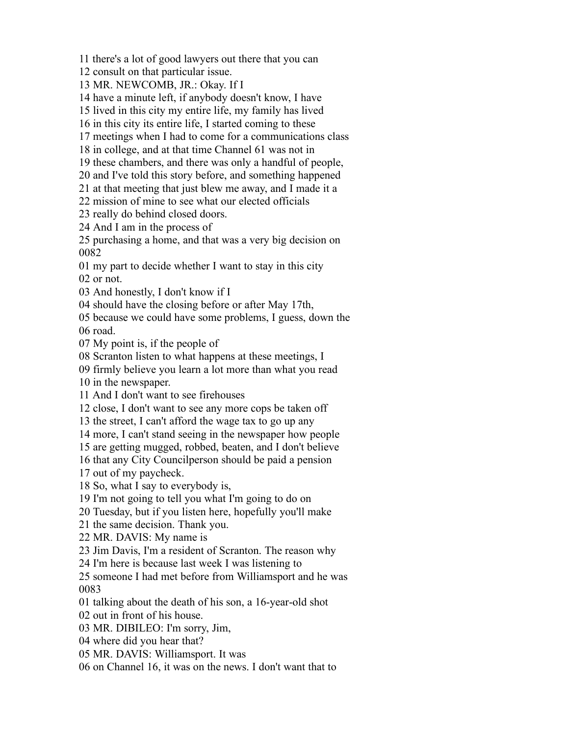11 there's a lot of good lawyers out there that you can
12 consult on that particular issue.
13 MR. NEWCOMB, JR.: Okay. If I
14 have a minute left, if anybody doesn't know, I have
15 lived in this city my entire life, my family has lived
16 in this city its entire life, I started coming to these
17 meetings when I had to come for a communications class
18 in college, and at that time Channel 61 was not in
19 these chambers, and there was only a handful of people,
20 and I've told this story before, and something happened
21 at that meeting that just blew me away, and I made it a
22 mission of mine to see what our elected officials
23 really do behind closed doors.
24 And I am in the process of
25 purchasing a home, and that was a very big decision on
0082
01 my part to decide whether I want to stay in this city
02 or not.
03 And honestly, I don't know if I
04 should have the closing before or after May 17th,
05 because we could have some problems, I guess, down the
06 road.
07 My point is, if the people of
08 Scranton listen to what happens at these meetings, I
09 firmly believe you learn a lot more than what you read
10 in the newspaper.
11 And I don't want to see firehouses
12 close, I don't want to see any more cops be taken off
13 the street, I can't afford the wage tax to go up any
14 more, I can't stand seeing in the newspaper how people
15 are getting mugged, robbed, beaten, and I don't believe
16 that any City Councilperson should be paid a pension
17 out of my paycheck.
18 So, what I say to everybody is,
19 I'm not going to tell you what I'm going to do on
20 Tuesday, but if you listen here, hopefully you'll make
21 the same decision. Thank you.
22 MR. DAVIS: My name is
23 Jim Davis, I'm a resident of Scranton. The reason why
24 I'm here is because last week I was listening to
25 someone I had met before from Williamsport and he was
0083
01 talking about the death of his son, a 16-year-old shot
02 out in front of his house.
03 MR. DIBILEO: I'm sorry, Jim,
04 where did you hear that?
05 MR. DAVIS: Williamsport. It was
06 on Channel 16, it was on the news. I don't want that to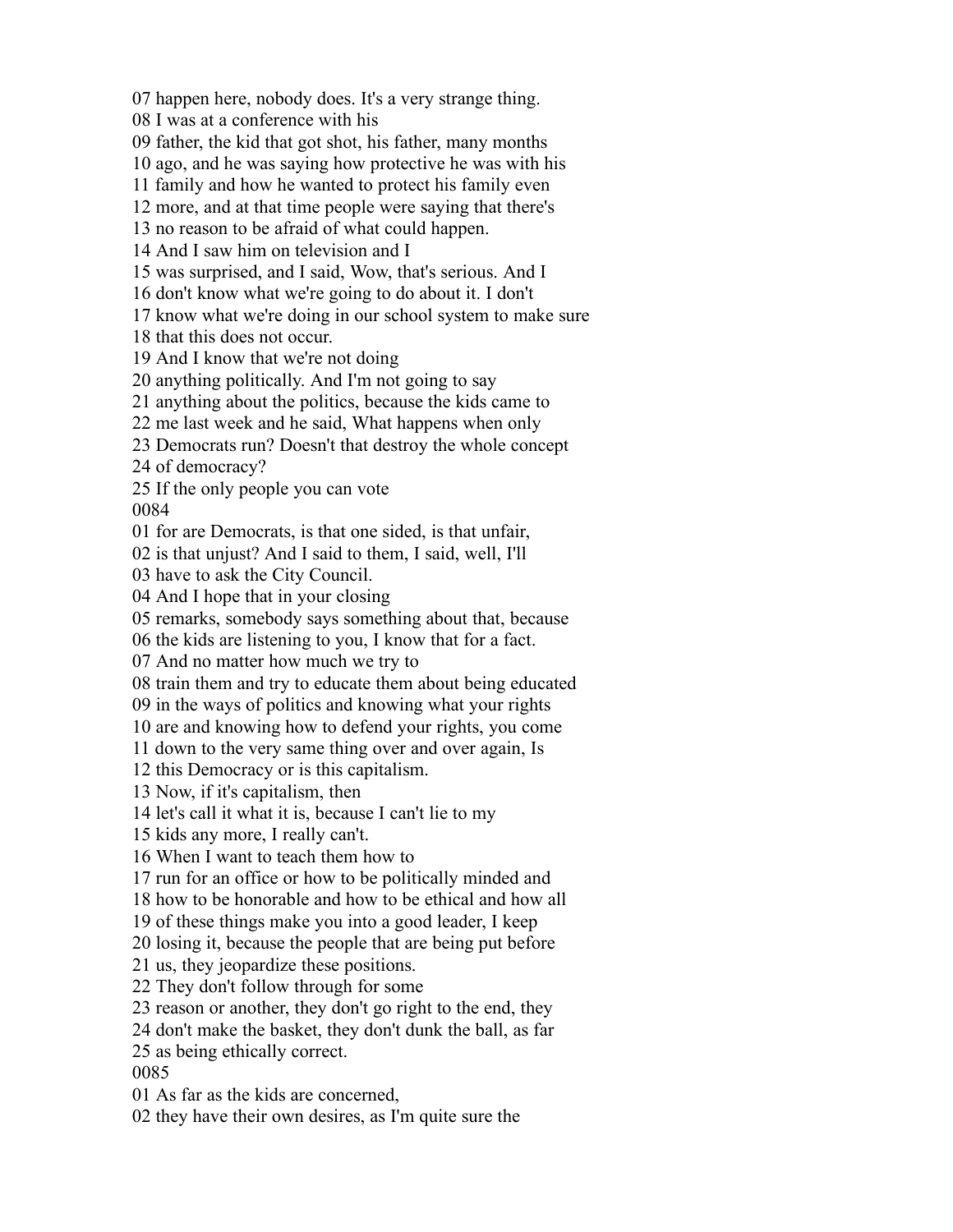07 happen here, nobody does. It's a very strange thing.
08 I was at a conference with his
09 father, the kid that got shot, his father, many months
10 ago, and he was saying how protective he was with his
11 family and how he wanted to protect his family even
12 more, and at that time people were saying that there's
13 no reason to be afraid of what could happen.
14 And I saw him on television and I
15 was surprised, and I said, Wow, that's serious. And I
16 don't know what we're going to do about it. I don't
17 know what we're doing in our school system to make sure
18 that this does not occur.
19 And I know that we're not doing
20 anything politically. And I'm not going to say
21 anything about the politics, because the kids came to
22 me last week and he said, What happens when only
23 Democrats run? Doesn't that destroy the whole concept
24 of democracy?
25 If the only people you can vote
0084
01 for are Democrats, is that one sided, is that unfair,
02 is that unjust? And I said to them, I said, well, I'll
03 have to ask the City Council.
04 And I hope that in your closing
05 remarks, somebody says something about that, because
06 the kids are listening to you, I know that for a fact.
07 And no matter how much we try to
08 train them and try to educate them about being educated
09 in the ways of politics and knowing what your rights
10 are and knowing how to defend your rights, you come
11 down to the very same thing over and over again, Is
12 this Democracy or is this capitalism.
13 Now, if it's capitalism, then
14 let's call it what it is, because I can't lie to my
15 kids any more, I really can't.
16 When I want to teach them how to
17 run for an office or how to be politically minded and
18 how to be honorable and how to be ethical and how all
19 of these things make you into a good leader, I keep
20 losing it, because the people that are being put before
21 us, they jeopardize these positions.
22 They don't follow through for some
23 reason or another, they don't go right to the end, they
24 don't make the basket, they don't dunk the ball, as far
25 as being ethically correct.
0085
01 As far as the kids are concerned,
02 they have their own desires, as I'm quite sure the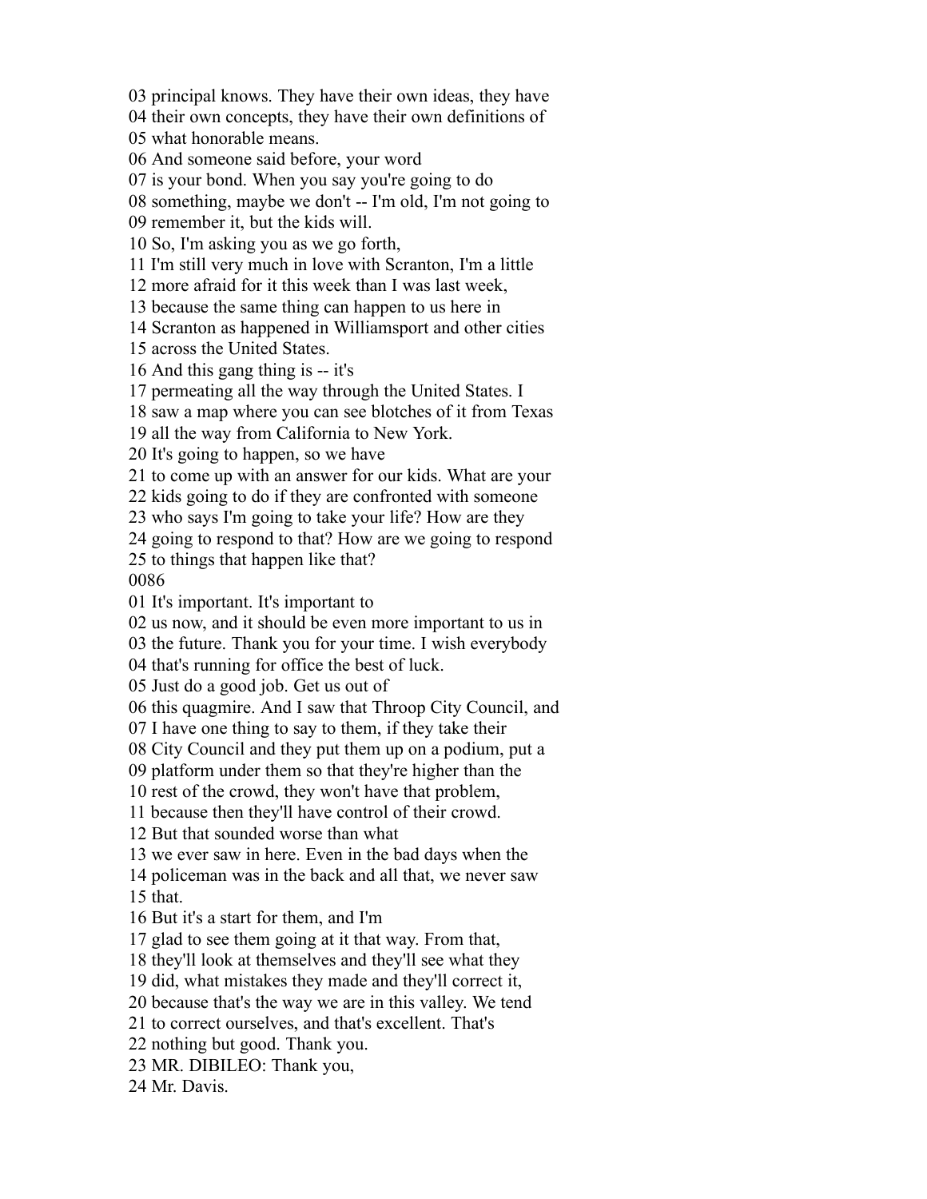03 principal knows. They have their own ideas, they have
04 their own concepts, they have their own definitions of
05 what honorable means.
06 And someone said before, your word
07 is your bond. When you say you're going to do
08 something, maybe we don't -- I'm old, I'm not going to
09 remember it, but the kids will.
10 So, I'm asking you as we go forth,
11 I'm still very much in love with Scranton, I'm a little
12 more afraid for it this week than I was last week,
13 because the same thing can happen to us here in
14 Scranton as happened in Williamsport and other cities
15 across the United States.
16 And this gang thing is -- it's
17 permeating all the way through the United States. I
18 saw a map where you can see blotches of it from Texas
19 all the way from California to New York.
20 It's going to happen, so we have
21 to come up with an answer for our kids. What are your
22 kids going to do if they are confronted with someone
23 who says I'm going to take your life? How are they
24 going to respond to that? How are we going to respond
25 to things that happen like that?
0086
01 It's important. It's important to
02 us now, and it should be even more important to us in
03 the future. Thank you for your time. I wish everybody
04 that's running for office the best of luck.
05 Just do a good job. Get us out of
06 this quagmire. And I saw that Throop City Council, and
07 I have one thing to say to them, if they take their
08 City Council and they put them up on a podium, put a
09 platform under them so that they're higher than the
10 rest of the crowd, they won't have that problem,
11 because then they'll have control of their crowd.
12 But that sounded worse than what
13 we ever saw in here. Even in the bad days when the
14 policeman was in the back and all that, we never saw
15 that.
16 But it's a start for them, and I'm
17 glad to see them going at it that way. From that,
18 they'll look at themselves and they'll see what they
19 did, what mistakes they made and they'll correct it,
20 because that's the way we are in this valley. We tend
21 to correct ourselves, and that's excellent. That's
22 nothing but good. Thank you.
23 MR. DIBILEO: Thank you,
24 Mr. Davis.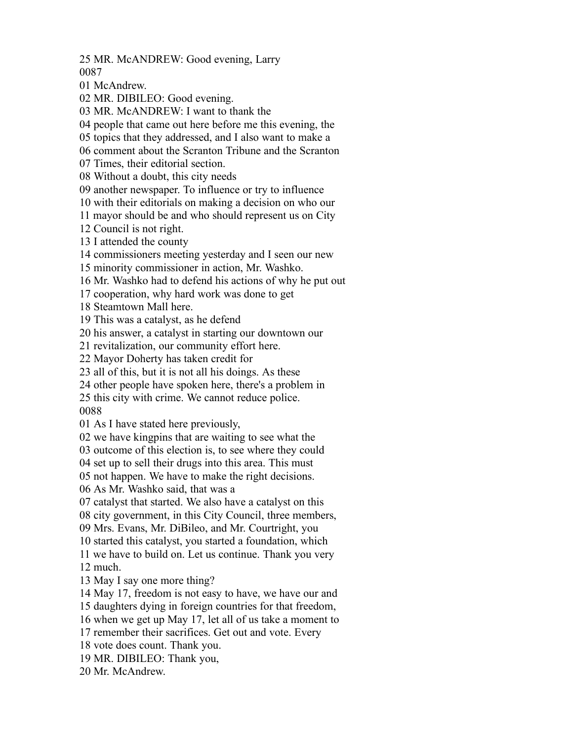25 MR. McANDREW: Good evening, Larry
0087
01 McAndrew.
02 MR. DIBILEO: Good evening.
03 MR. McANDREW: I want to thank the
04 people that came out here before me this evening, the
05 topics that they addressed, and I also want to make a
06 comment about the Scranton Tribune and the Scranton
07 Times, their editorial section.
08 Without a doubt, this city needs
09 another newspaper. To influence or try to influence
10 with their editorials on making a decision on who our
11 mayor should be and who should represent us on City
12 Council is not right.
13 I attended the county
14 commissioners meeting yesterday and I seen our new
15 minority commissioner in action, Mr. Washko.
16 Mr. Washko had to defend his actions of why he put out
17 cooperation, why hard work was done to get
18 Steamtown Mall here.
19 This was a catalyst, as he defend
20 his answer, a catalyst in starting our downtown our
21 revitalization, our community effort here.
22 Mayor Doherty has taken credit for
23 all of this, but it is not all his doings. As these
24 other people have spoken here, there's a problem in
25 this city with crime. We cannot reduce police.
0088
01 As I have stated here previously,
02 we have kingpins that are waiting to see what the
03 outcome of this election is, to see where they could
04 set up to sell their drugs into this area. This must
05 not happen. We have to make the right decisions.
06 As Mr. Washko said, that was a
07 catalyst that started. We also have a catalyst on this
08 city government, in this City Council, three members,
09 Mrs. Evans, Mr. DiBileo, and Mr. Courtright, you
10 started this catalyst, you started a foundation, which
11 we have to build on. Let us continue. Thank you very
12 much.
13 May I say one more thing?
14 May 17, freedom is not easy to have, we have our and
15 daughters dying in foreign countries for that freedom,
16 when we get up May 17, let all of us take a moment to
17 remember their sacrifices. Get out and vote. Every
18 vote does count. Thank you.
19 MR. DIBILEO: Thank you,
20 Mr. McAndrew.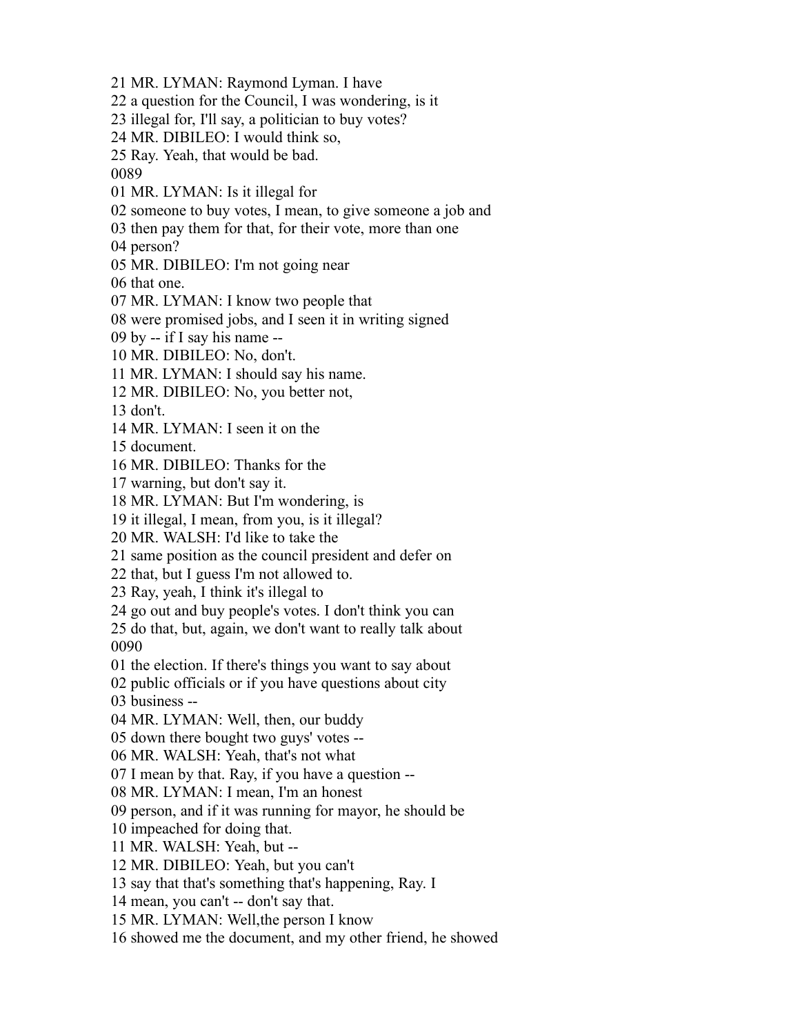21 MR. LYMAN: Raymond Lyman. I have
22 a question for the Council, I was wondering, is it
23 illegal for, I'll say, a politician to buy votes?
24 MR. DIBILEO: I would think so,
25 Ray. Yeah, that would be bad.
0089
01 MR. LYMAN: Is it illegal for
02 someone to buy votes, I mean, to give someone a job and
03 then pay them for that, for their vote, more than one
04 person?
05 MR. DIBILEO: I'm not going near
06 that one.
07 MR. LYMAN: I know two people that
08 were promised jobs, and I seen it in writing signed
09 by -- if I say his name --
10 MR. DIBILEO: No, don't.
11 MR. LYMAN: I should say his name.
12 MR. DIBILEO: No, you better not,
13 don't.
14 MR. LYMAN: I seen it on the
15 document.
16 MR. DIBILEO: Thanks for the
17 warning, but don't say it.
18 MR. LYMAN: But I'm wondering, is
19 it illegal, I mean, from you, is it illegal?
20 MR. WALSH: I'd like to take the
21 same position as the council president and defer on
22 that, but I guess I'm not allowed to.
23 Ray, yeah, I think it's illegal to
24 go out and buy people's votes. I don't think you can
25 do that, but, again, we don't want to really talk about
0090
01 the election. If there's things you want to say about
02 public officials or if you have questions about city
03 business --
04 MR. LYMAN: Well, then, our buddy
05 down there bought two guys' votes --
06 MR. WALSH: Yeah, that's not what
07 I mean by that. Ray, if you have a question --
08 MR. LYMAN: I mean, I'm an honest
09 person, and if it was running for mayor, he should be
10 impeached for doing that.
11 MR. WALSH: Yeah, but --
12 MR. DIBILEO: Yeah, but you can't
13 say that that's something that's happening, Ray. I
14 mean, you can't -- don't say that.
15 MR. LYMAN: Well,the person I know
16 showed me the document, and my other friend, he showed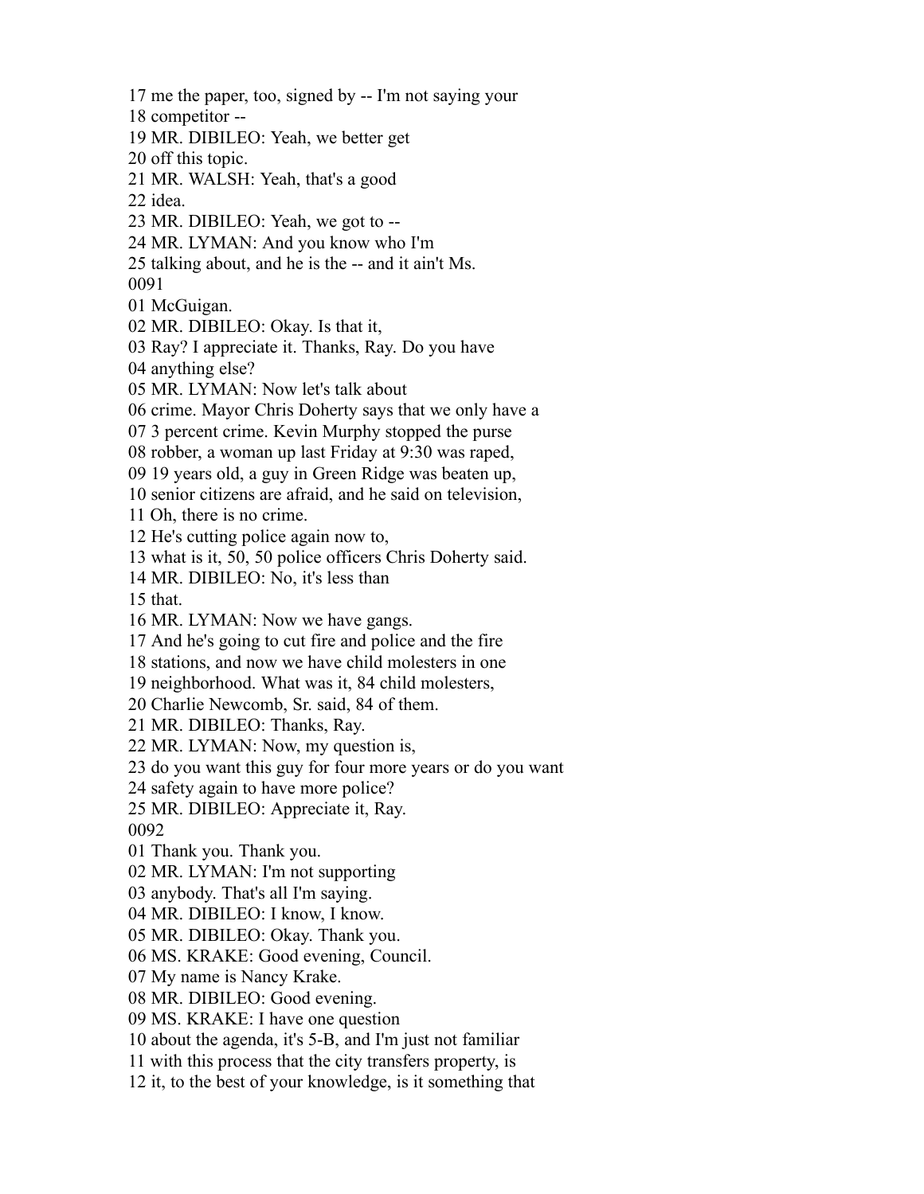17 me the paper, too, signed by -- I'm not saying your
18 competitor --
19 MR. DIBILEO: Yeah, we better get
20 off this topic.
21 MR. WALSH: Yeah, that's a good
22 idea.
23 MR. DIBILEO: Yeah, we got to --
24 MR. LYMAN: And you know who I'm
25 talking about, and he is the -- and it ain't Ms.
0091
01 McGuigan.
02 MR. DIBILEO: Okay. Is that it,
03 Ray? I appreciate it. Thanks, Ray. Do you have
04 anything else?
05 MR. LYMAN: Now let's talk about
06 crime. Mayor Chris Doherty says that we only have a
07 3 percent crime. Kevin Murphy stopped the purse
08 robber, a woman up last Friday at 9:30 was raped,
09 19 years old, a guy in Green Ridge was beaten up,
10 senior citizens are afraid, and he said on television,
11 Oh, there is no crime.
12 He's cutting police again now to,
13 what is it, 50, 50 police officers Chris Doherty said.
14 MR. DIBILEO: No, it's less than
15 that.
16 MR. LYMAN: Now we have gangs.
17 And he's going to cut fire and police and the fire
18 stations, and now we have child molesters in one
19 neighborhood. What was it, 84 child molesters,
20 Charlie Newcomb, Sr. said, 84 of them.
21 MR. DIBILEO: Thanks, Ray.
22 MR. LYMAN: Now, my question is,
23 do you want this guy for four more years or do you want
24 safety again to have more police?
25 MR. DIBILEO: Appreciate it, Ray.
0092
01 Thank you. Thank you.
02 MR. LYMAN: I'm not supporting
03 anybody. That's all I'm saying.
04 MR. DIBILEO: I know, I know.
05 MR. DIBILEO: Okay. Thank you.
06 MS. KRAKE: Good evening, Council.
07 My name is Nancy Krake.
08 MR. DIBILEO: Good evening.
09 MS. KRAKE: I have one question
10 about the agenda, it's 5-B, and I'm just not familiar
11 with this process that the city transfers property, is
12 it, to the best of your knowledge, is it something that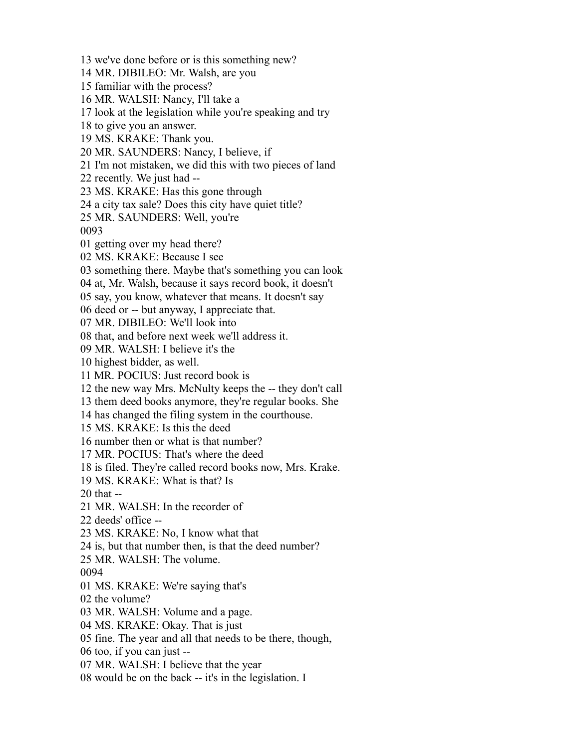13 we've done before or is this something new?
14 MR. DIBILEO: Mr. Walsh, are you
15 familiar with the process?
16 MR. WALSH: Nancy, I'll take a
17 look at the legislation while you're speaking and try
18 to give you an answer.
19 MS. KRAKE: Thank you.
20 MR. SAUNDERS: Nancy, I believe, if
21 I'm not mistaken, we did this with two pieces of land
22 recently. We just had --
23 MS. KRAKE: Has this gone through
24 a city tax sale? Does this city have quiet title?
25 MR. SAUNDERS: Well, you're
0093
01 getting over my head there?
02 MS. KRAKE: Because I see
03 something there. Maybe that's something you can look
04 at, Mr. Walsh, because it says record book, it doesn't
05 say, you know, whatever that means. It doesn't say
06 deed or -- but anyway, I appreciate that.
07 MR. DIBILEO: We'll look into
08 that, and before next week we'll address it.
09 MR. WALSH: I believe it's the
10 highest bidder, as well.
11 MR. POCIUS: Just record book is
12 the new way Mrs. McNulty keeps the -- they don't call
13 them deed books anymore, they're regular books. She
14 has changed the filing system in the courthouse.
15 MS. KRAKE: Is this the deed
16 number then or what is that number?
17 MR. POCIUS: That's where the deed
18 is filed. They're called record books now, Mrs. Krake.
19 MS. KRAKE: What is that? Is
20 that --
21 MR. WALSH: In the recorder of
22 deeds' office --
23 MS. KRAKE: No, I know what that
24 is, but that number then, is that the deed number?
25 MR. WALSH: The volume.
0094
01 MS. KRAKE: We're saying that's
02 the volume?
03 MR. WALSH: Volume and a page.
04 MS. KRAKE: Okay. That is just
05 fine. The year and all that needs to be there, though,
06 too, if you can just --
07 MR. WALSH: I believe that the year
08 would be on the back -- it's in the legislation. I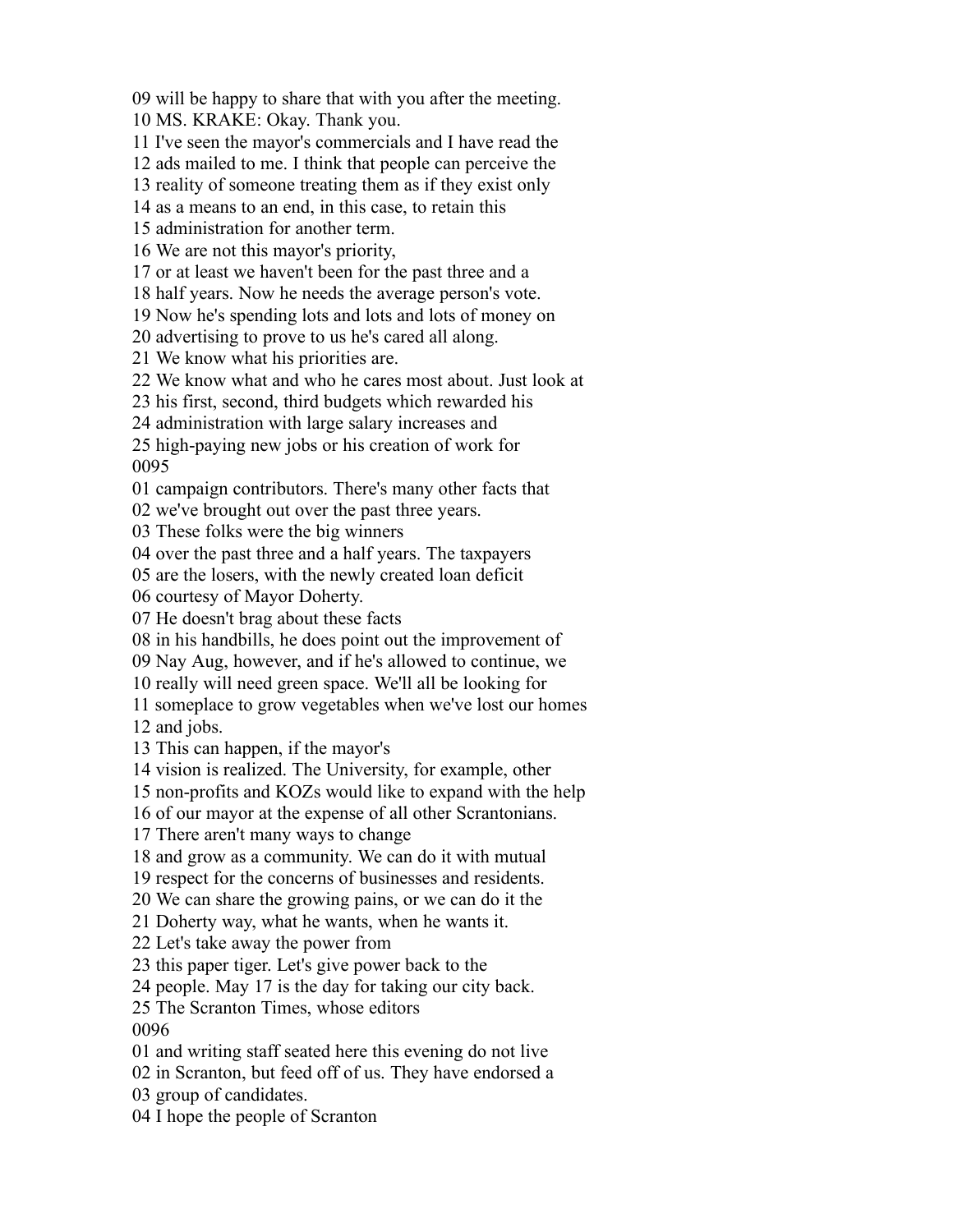09 will be happy to share that with you after the meeting.
10 MS. KRAKE: Okay. Thank you.
11 I've seen the mayor's commercials and I have read the
12 ads mailed to me. I think that people can perceive the
13 reality of someone treating them as if they exist only
14 as a means to an end, in this case, to retain this
15 administration for another term.
16 We are not this mayor's priority,
17 or at least we haven't been for the past three and a
18 half years. Now he needs the average person's vote.
19 Now he's spending lots and lots and lots of money on
20 advertising to prove to us he's cared all along.
21 We know what his priorities are.
22 We know what and who he cares most about. Just look at
23 his first, second, third budgets which rewarded his
24 administration with large salary increases and
25 high-paying new jobs or his creation of work for
0095
01 campaign contributors. There's many other facts that
02 we've brought out over the past three years.
03 These folks were the big winners
04 over the past three and a half years. The taxpayers
05 are the losers, with the newly created loan deficit
06 courtesy of Mayor Doherty.
07 He doesn't brag about these facts
08 in his handbills, he does point out the improvement of
09 Nay Aug, however, and if he's allowed to continue, we
10 really will need green space. We'll all be looking for
11 someplace to grow vegetables when we've lost our homes
12 and jobs.
13 This can happen, if the mayor's
14 vision is realized. The University, for example, other
15 non-profits and KOZs would like to expand with the help
16 of our mayor at the expense of all other Scrantonians.
17 There aren't many ways to change
18 and grow as a community. We can do it with mutual
19 respect for the concerns of businesses and residents.
20 We can share the growing pains, or we can do it the
21 Doherty way, what he wants, when he wants it.
22 Let's take away the power from
23 this paper tiger. Let's give power back to the
24 people. May 17 is the day for taking our city back.
25 The Scranton Times, whose editors
0096
01 and writing staff seated here this evening do not live
02 in Scranton, but feed off of us. They have endorsed a
03 group of candidates.
04 I hope the people of Scranton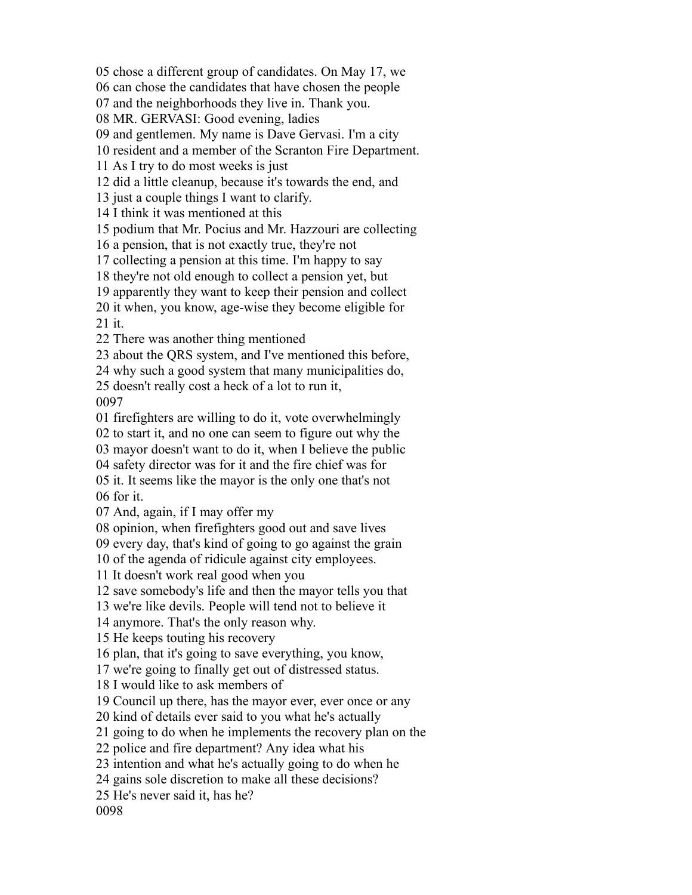05 chose a different group of candidates. On May 17, we
06 can chose the candidates that have chosen the people
07 and the neighborhoods they live in. Thank you.
08 MR. GERVASI: Good evening, ladies
09 and gentlemen. My name is Dave Gervasi. I'm a city
10 resident and a member of the Scranton Fire Department.
11 As I try to do most weeks is just
12 did a little cleanup, because it's towards the end, and
13 just a couple things I want to clarify.
14 I think it was mentioned at this
15 podium that Mr. Pocius and Mr. Hazzouri are collecting
16 a pension, that is not exactly true, they're not
17 collecting a pension at this time. I'm happy to say
18 they're not old enough to collect a pension yet, but
19 apparently they want to keep their pension and collect
20 it when, you know, age-wise they become eligible for
21 it.
22 There was another thing mentioned
23 about the QRS system, and I've mentioned this before,
24 why such a good system that many municipalities do,
25 doesn't really cost a heck of a lot to run it,
0097
01 firefighters are willing to do it, vote overwhelmingly
02 to start it, and no one can seem to figure out why the
03 mayor doesn't want to do it, when I believe the public
04 safety director was for it and the fire chief was for
05 it. It seems like the mayor is the only one that's not
06 for it.
07 And, again, if I may offer my
08 opinion, when firefighters good out and save lives
09 every day, that's kind of going to go against the grain
10 of the agenda of ridicule against city employees.
11 It doesn't work real good when you
12 save somebody's life and then the mayor tells you that
13 we're like devils. People will tend not to believe it
14 anymore. That's the only reason why.
15 He keeps touting his recovery
16 plan, that it's going to save everything, you know,
17 we're going to finally get out of distressed status.
18 I would like to ask members of
19 Council up there, has the mayor ever, ever once or any
20 kind of details ever said to you what he's actually
21 going to do when he implements the recovery plan on the
22 police and fire department? Any idea what his
23 intention and what he's actually going to do when he
24 gains sole discretion to make all these decisions?
25 He's never said it, has he?
0098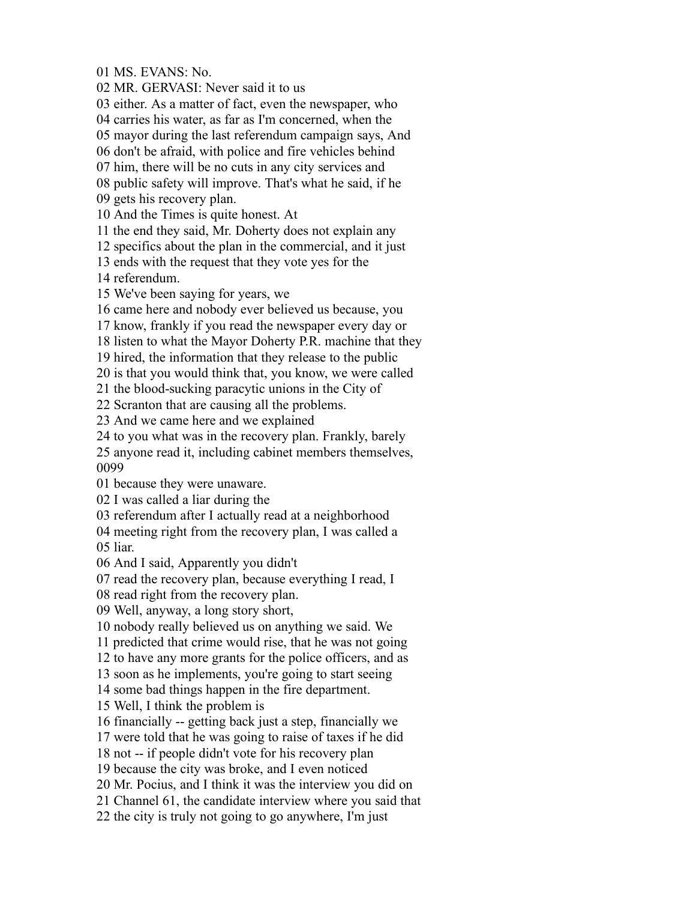01 MS. EVANS: No.
02 MR. GERVASI: Never said it to us
03 either. As a matter of fact, even the newspaper, who
04 carries his water, as far as I'm concerned, when the
05 mayor during the last referendum campaign says, And
06 don't be afraid, with police and fire vehicles behind
07 him, there will be no cuts in any city services and
08 public safety will improve. That's what he said, if he
09 gets his recovery plan.
10 And the Times is quite honest. At
11 the end they said, Mr. Doherty does not explain any
12 specifics about the plan in the commercial, and it just
13 ends with the request that they vote yes for the
14 referendum.
15 We've been saying for years, we
16 came here and nobody ever believed us because, you
17 know, frankly if you read the newspaper every day or
18 listen to what the Mayor Doherty P.R. machine that they
19 hired, the information that they release to the public
20 is that you would think that, you know, we were called
21 the blood-sucking paracytic unions in the City of
22 Scranton that are causing all the problems.
23 And we came here and we explained
24 to you what was in the recovery plan. Frankly, barely
25 anyone read it, including cabinet members themselves,
0099
01 because they were unaware.
02 I was called a liar during the
03 referendum after I actually read at a neighborhood
04 meeting right from the recovery plan, I was called a
05 liar.
06 And I said, Apparently you didn't
07 read the recovery plan, because everything I read, I
08 read right from the recovery plan.
09 Well, anyway, a long story short,
10 nobody really believed us on anything we said. We
11 predicted that crime would rise, that he was not going
12 to have any more grants for the police officers, and as
13 soon as he implements, you're going to start seeing
14 some bad things happen in the fire department.
15 Well, I think the problem is
16 financially -- getting back just a step, financially we
17 were told that he was going to raise of taxes if he did
18 not -- if people didn't vote for his recovery plan
19 because the city was broke, and I even noticed
20 Mr. Pocius, and I think it was the interview you did on
21 Channel 61, the candidate interview where you said that
22 the city is truly not going to go anywhere, I'm just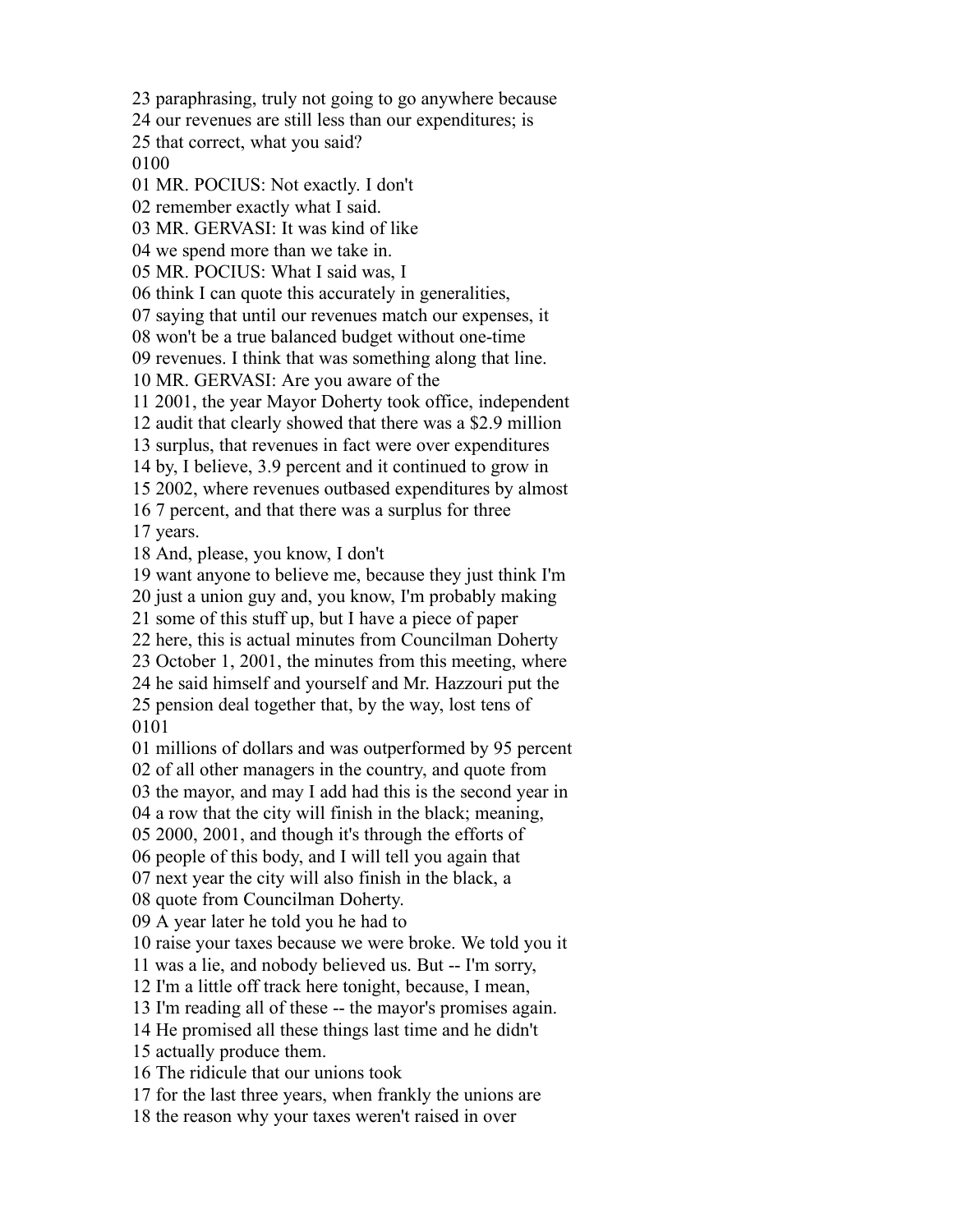23 paraphrasing, truly not going to go anywhere because
24 our revenues are still less than our expenditures; is
25 that correct, what you said?
0100
01 MR. POCIUS: Not exactly. I don't
02 remember exactly what I said.
03 MR. GERVASI: It was kind of like
04 we spend more than we take in.
05 MR. POCIUS: What I said was, I
06 think I can quote this accurately in generalities,
07 saying that until our revenues match our expenses, it
08 won't be a true balanced budget without one-time
09 revenues. I think that was something along that line.
10 MR. GERVASI: Are you aware of the
11 2001, the year Mayor Doherty took office, independent
12 audit that clearly showed that there was a $2.9 million
13 surplus, that revenues in fact were over expenditures
14 by, I believe, 3.9 percent and it continued to grow in
15 2002, where revenues outbased expenditures by almost
16 7 percent, and that there was a surplus for three
17 years.
18 And, please, you know, I don't
19 want anyone to believe me, because they just think I'm
20 just a union guy and, you know, I'm probably making
21 some of this stuff up, but I have a piece of paper
22 here, this is actual minutes from Councilman Doherty
23 October 1, 2001, the minutes from this meeting, where
24 he said himself and yourself and Mr. Hazzouri put the
25 pension deal together that, by the way, lost tens of
0101
01 millions of dollars and was outperformed by 95 percent
02 of all other managers in the country, and quote from
03 the mayor, and may I add had this is the second year in
04 a row that the city will finish in the black; meaning,
05 2000, 2001, and though it's through the efforts of
06 people of this body, and I will tell you again that
07 next year the city will also finish in the black, a
08 quote from Councilman Doherty.
09 A year later he told you he had to
10 raise your taxes because we were broke. We told you it
11 was a lie, and nobody believed us. But -- I'm sorry,
12 I'm a little off track here tonight, because, I mean,
13 I'm reading all of these -- the mayor's promises again.
14 He promised all these things last time and he didn't
15 actually produce them.
16 The ridicule that our unions took
17 for the last three years, when frankly the unions are
18 the reason why your taxes weren't raised in over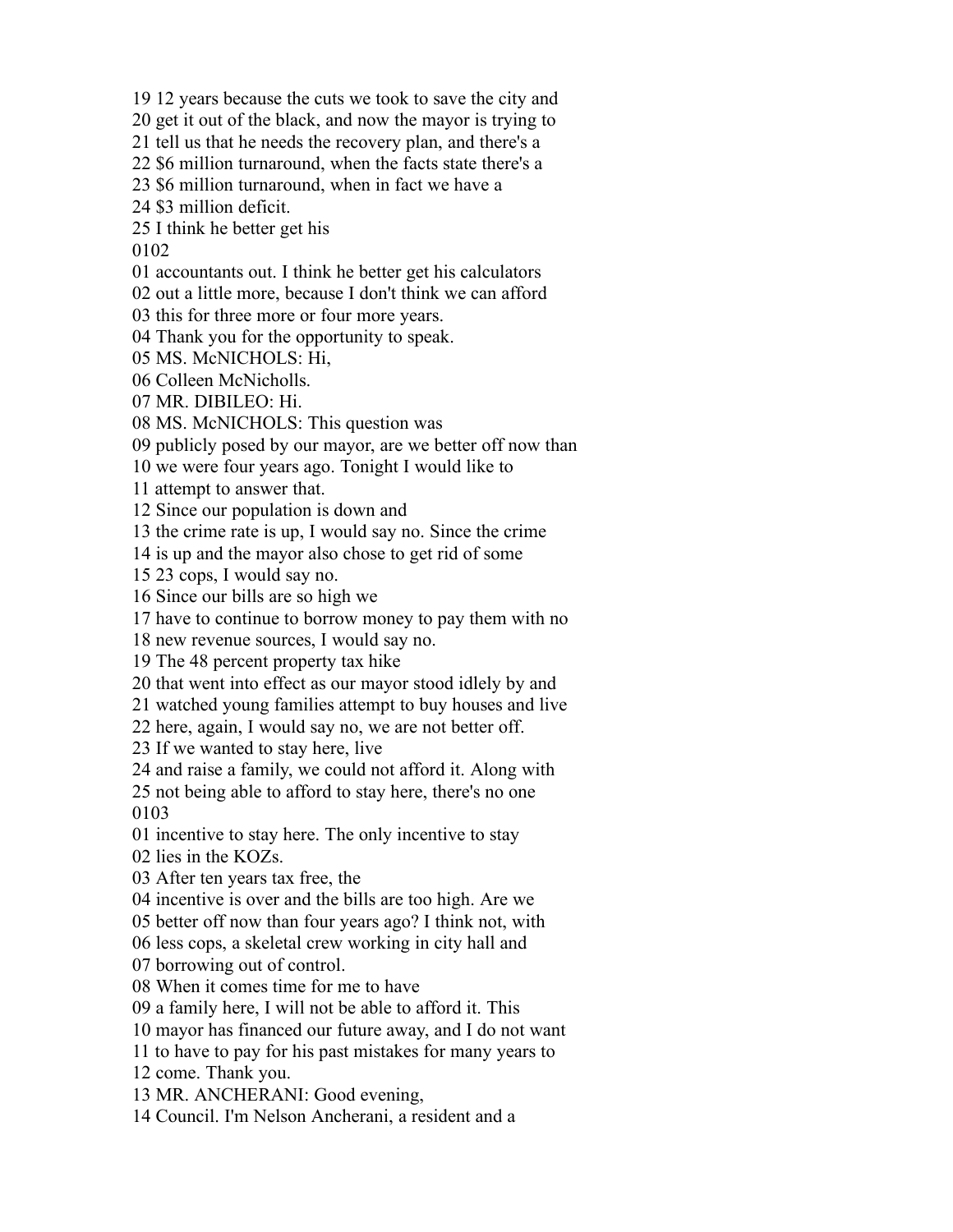19 12 years because the cuts we took to save the city and
20 get it out of the black, and now the mayor is trying to
21 tell us that he needs the recovery plan, and there's a
22 $6 million turnaround, when the facts state there's a
23 $6 million turnaround, when in fact we have a
24 $3 million deficit.
25 I think he better get his
0102
01 accountants out. I think he better get his calculators
02 out a little more, because I don't think we can afford
03 this for three more or four more years.
04 Thank you for the opportunity to speak.
05 MS. McNICHOLS: Hi,
06 Colleen McNicholls.
07 MR. DIBILEO: Hi.
08 MS. McNICHOLS: This question was
09 publicly posed by our mayor, are we better off now than
10 we were four years ago. Tonight I would like to
11 attempt to answer that.
12 Since our population is down and
13 the crime rate is up, I would say no. Since the crime
14 is up and the mayor also chose to get rid of some
15 23 cops, I would say no.
16 Since our bills are so high we
17 have to continue to borrow money to pay them with no
18 new revenue sources, I would say no.
19 The 48 percent property tax hike
20 that went into effect as our mayor stood idlely by and
21 watched young families attempt to buy houses and live
22 here, again, I would say no, we are not better off.
23 If we wanted to stay here, live
24 and raise a family, we could not afford it. Along with
25 not being able to afford to stay here, there's no one
0103
01 incentive to stay here. The only incentive to stay
02 lies in the KOZs.
03 After ten years tax free, the
04 incentive is over and the bills are too high. Are we
05 better off now than four years ago? I think not, with
06 less cops, a skeletal crew working in city hall and
07 borrowing out of control.
08 When it comes time for me to have
09 a family here, I will not be able to afford it. This
10 mayor has financed our future away, and I do not want
11 to have to pay for his past mistakes for many years to
12 come. Thank you.
13 MR. ANCHERANI: Good evening,
14 Council. I'm Nelson Ancherani, a resident and a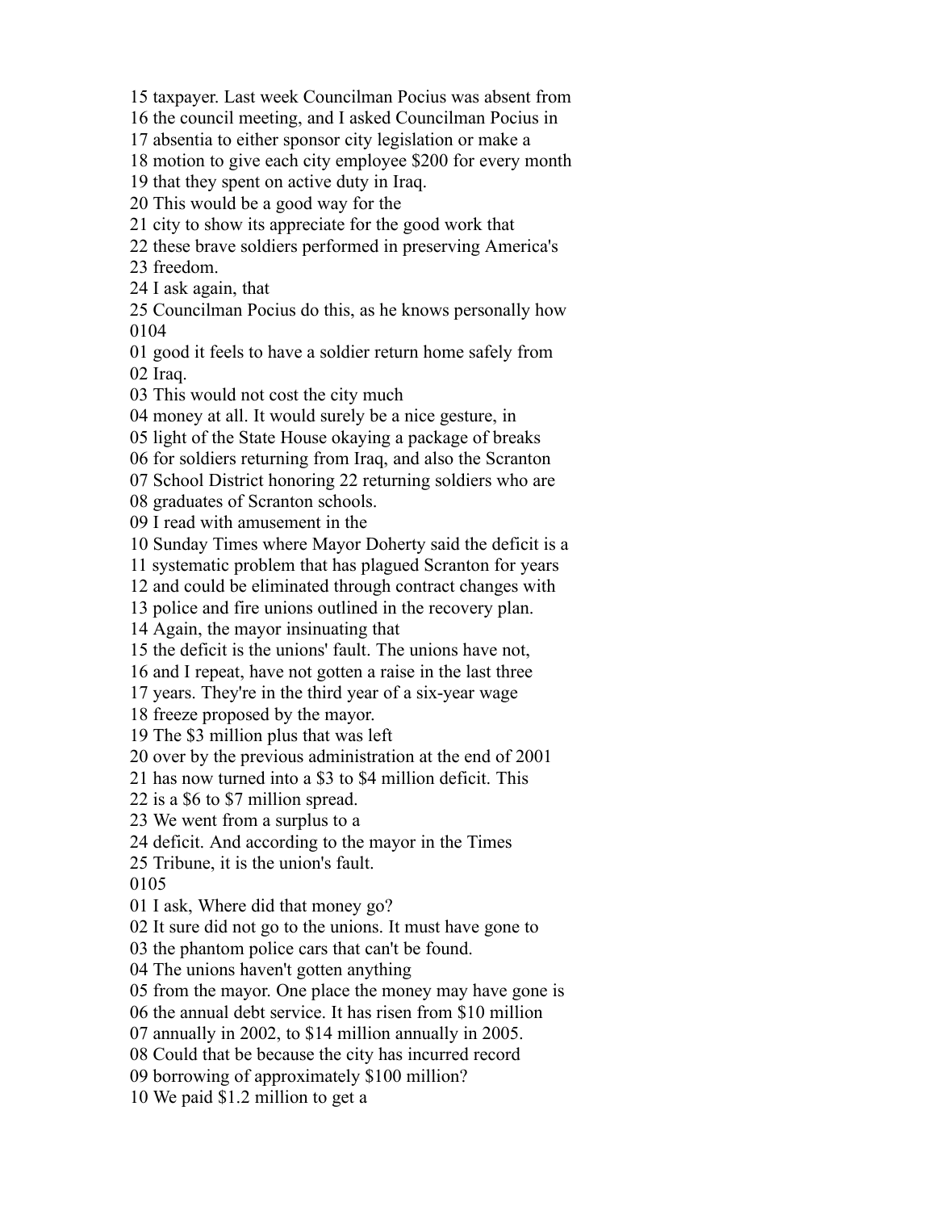15 taxpayer. Last week Councilman Pocius was absent from
16 the council meeting, and I asked Councilman Pocius in
17 absentia to either sponsor city legislation or make a
18 motion to give each city employee $200 for every month
19 that they spent on active duty in Iraq.
20 This would be a good way for the
21 city to show its appreciate for the good work that
22 these brave soldiers performed in preserving America's
23 freedom.
24 I ask again, that
25 Councilman Pocius do this, as he knows personally how
0104
01 good it feels to have a soldier return home safely from
02 Iraq.
03 This would not cost the city much
04 money at all. It would surely be a nice gesture, in
05 light of the State House okaying a package of breaks
06 for soldiers returning from Iraq, and also the Scranton
07 School District honoring 22 returning soldiers who are
08 graduates of Scranton schools.
09 I read with amusement in the
10 Sunday Times where Mayor Doherty said the deficit is a
11 systematic problem that has plagued Scranton for years
12 and could be eliminated through contract changes with
13 police and fire unions outlined in the recovery plan.
14 Again, the mayor insinuating that
15 the deficit is the unions' fault. The unions have not,
16 and I repeat, have not gotten a raise in the last three
17 years. They're in the third year of a six-year wage
18 freeze proposed by the mayor.
19 The $3 million plus that was left
20 over by the previous administration at the end of 2001
21 has now turned into a $3 to $4 million deficit. This
22 is a $6 to $7 million spread.
23 We went from a surplus to a
24 deficit. And according to the mayor in the Times
25 Tribune, it is the union's fault.
0105
01 I ask, Where did that money go?
02 It sure did not go to the unions. It must have gone to
03 the phantom police cars that can't be found.
04 The unions haven't gotten anything
05 from the mayor. One place the money may have gone is
06 the annual debt service. It has risen from $10 million
07 annually in 2002, to $14 million annually in 2005.
08 Could that be because the city has incurred record
09 borrowing of approximately $100 million?
10 We paid $1.2 million to get a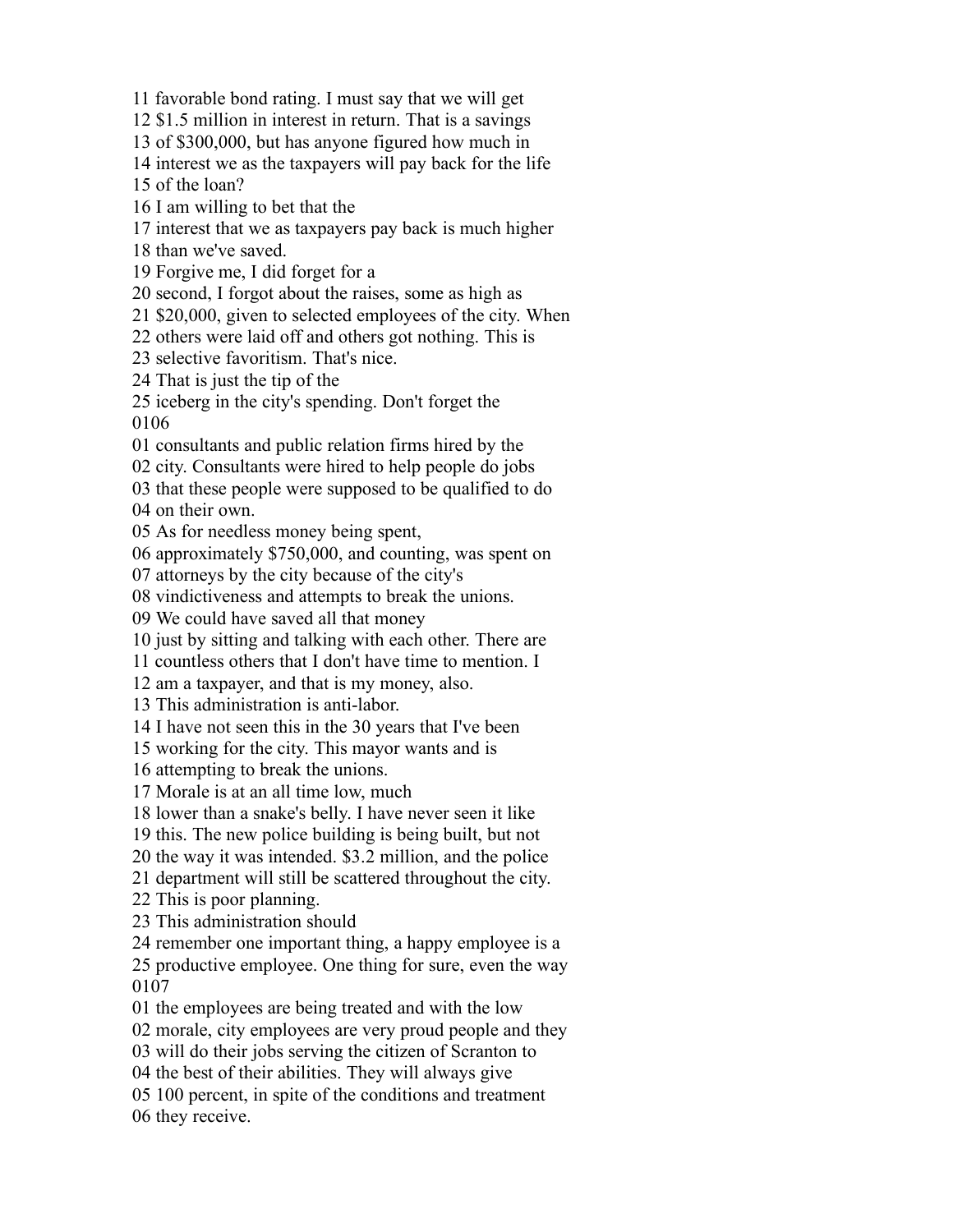11 favorable bond rating. I must say that we will get
12 $1.5 million in interest in return. That is a savings
13 of $300,000, but has anyone figured how much in
14 interest we as the taxpayers will pay back for the life
15 of the loan?
16 I am willing to bet that the
17 interest that we as taxpayers pay back is much higher
18 than we've saved.
19 Forgive me, I did forget for a
20 second, I forgot about the raises, some as high as
21 $20,000, given to selected employees of the city. When
22 others were laid off and others got nothing. This is
23 selective favoritism. That's nice.
24 That is just the tip of the
25 iceberg in the city's spending. Don't forget the
0106
01 consultants and public relation firms hired by the
02 city. Consultants were hired to help people do jobs
03 that these people were supposed to be qualified to do
04 on their own.
05 As for needless money being spent,
06 approximately $750,000, and counting, was spent on
07 attorneys by the city because of the city's
08 vindictiveness and attempts to break the unions.
09 We could have saved all that money
10 just by sitting and talking with each other. There are
11 countless others that I don't have time to mention. I
12 am a taxpayer, and that is my money, also.
13 This administration is anti-labor.
14 I have not seen this in the 30 years that I've been
15 working for the city. This mayor wants and is
16 attempting to break the unions.
17 Morale is at an all time low, much
18 lower than a snake's belly. I have never seen it like
19 this. The new police building is being built, but not
20 the way it was intended. $3.2 million, and the police
21 department will still be scattered throughout the city.
22 This is poor planning.
23 This administration should
24 remember one important thing, a happy employee is a
25 productive employee. One thing for sure, even the way
0107
01 the employees are being treated and with the low
02 morale, city employees are very proud people and they
03 will do their jobs serving the citizen of Scranton to
04 the best of their abilities. They will always give
05 100 percent, in spite of the conditions and treatment
06 they receive.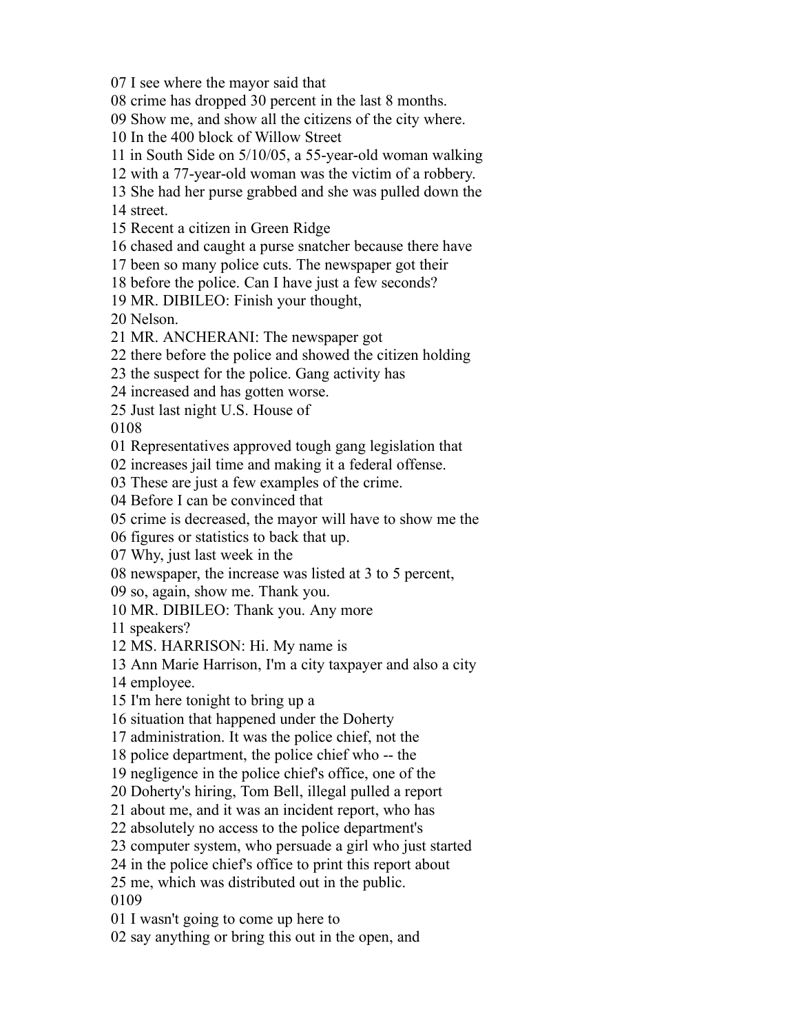07 I see where the mayor said that
08 crime has dropped 30 percent in the last 8 months.
09 Show me, and show all the citizens of the city where.
10 In the 400 block of Willow Street
11 in South Side on 5/10/05, a 55-year-old woman walking
12 with a 77-year-old woman was the victim of a robbery.
13 She had her purse grabbed and she was pulled down the
14 street.
15 Recent a citizen in Green Ridge
16 chased and caught a purse snatcher because there have
17 been so many police cuts. The newspaper got their
18 before the police. Can I have just a few seconds?
19 MR. DIBILEO: Finish your thought,
20 Nelson.
21 MR. ANCHERANI: The newspaper got
22 there before the police and showed the citizen holding
23 the suspect for the police. Gang activity has
24 increased and has gotten worse.
25 Just last night U.S. House of
0108
01 Representatives approved tough gang legislation that
02 increases jail time and making it a federal offense.
03 These are just a few examples of the crime.
04 Before I can be convinced that
05 crime is decreased, the mayor will have to show me the
06 figures or statistics to back that up.
07 Why, just last week in the
08 newspaper, the increase was listed at 3 to 5 percent,
09 so, again, show me. Thank you.
10 MR. DIBILEO: Thank you. Any more
11 speakers?
12 MS. HARRISON: Hi. My name is
13 Ann Marie Harrison, I'm a city taxpayer and also a city
14 employee.
15 I'm here tonight to bring up a
16 situation that happened under the Doherty
17 administration. It was the police chief, not the
18 police department, the police chief who -- the
19 negligence in the police chief's office, one of the
20 Doherty's hiring, Tom Bell, illegal pulled a report
21 about me, and it was an incident report, who has
22 absolutely no access to the police department's
23 computer system, who persuade a girl who just started
24 in the police chief's office to print this report about
25 me, which was distributed out in the public.
0109
01 I wasn't going to come up here to
02 say anything or bring this out in the open, and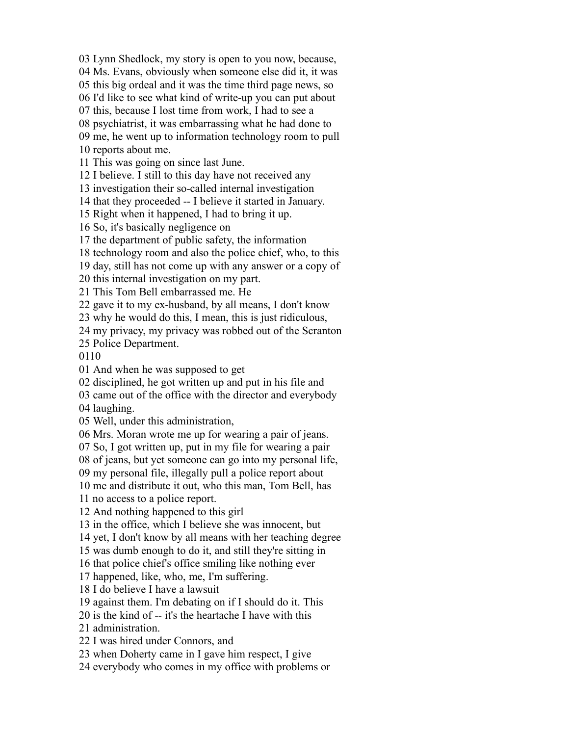03 Lynn Shedlock, my story is open to you now, because,
04 Ms. Evans, obviously when someone else did it, it was
05 this big ordeal and it was the time third page news, so
06 I'd like to see what kind of write-up you can put about
07 this, because I lost time from work, I had to see a
08 psychiatrist, it was embarrassing what he had done to
09 me, he went up to information technology room to pull
10 reports about me.
11 This was going on since last June.
12 I believe. I still to this day have not received any
13 investigation their so-called internal investigation
14 that they proceeded -- I believe it started in January.
15 Right when it happened, I had to bring it up.
16 So, it's basically negligence on
17 the department of public safety, the information
18 technology room and also the police chief, who, to this
19 day, still has not come up with any answer or a copy of
20 this internal investigation on my part.
21 This Tom Bell embarrassed me. He
22 gave it to my ex-husband, by all means, I don't know
23 why he would do this, I mean, this is just ridiculous,
24 my privacy, my privacy was robbed out of the Scranton
25 Police Department.
0110
01 And when he was supposed to get
02 disciplined, he got written up and put in his file and
03 came out of the office with the director and everybody
04 laughing.
05 Well, under this administration,
06 Mrs. Moran wrote me up for wearing a pair of jeans.
07 So, I got written up, put in my file for wearing a pair
08 of jeans, but yet someone can go into my personal life,
09 my personal file, illegally pull a police report about
10 me and distribute it out, who this man, Tom Bell, has
11 no access to a police report.
12 And nothing happened to this girl
13 in the office, which I believe she was innocent, but
14 yet, I don't know by all means with her teaching degree
15 was dumb enough to do it, and still they're sitting in
16 that police chief's office smiling like nothing ever
17 happened, like, who, me, I'm suffering.
18 I do believe I have a lawsuit
19 against them. I'm debating on if I should do it. This
20 is the kind of -- it's the heartache I have with this
21 administration.
22 I was hired under Connors, and
23 when Doherty came in I gave him respect, I give
24 everybody who comes in my office with problems or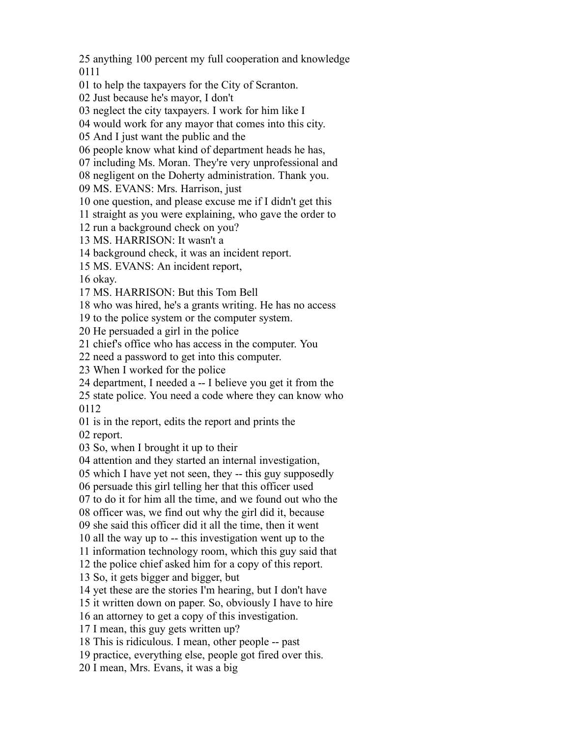25 anything 100 percent my full cooperation and knowledge
0111
01 to help the taxpayers for the City of Scranton.
02 Just because he's mayor, I don't
03 neglect the city taxpayers. I work for him like I
04 would work for any mayor that comes into this city.
05 And I just want the public and the
06 people know what kind of department heads he has,
07 including Ms. Moran. They're very unprofessional and
08 negligent on the Doherty administration. Thank you.
09 MS. EVANS: Mrs. Harrison, just
10 one question, and please excuse me if I didn't get this
11 straight as you were explaining, who gave the order to
12 run a background check on you?
13 MS. HARRISON: It wasn't a
14 background check, it was an incident report.
15 MS. EVANS: An incident report,
16 okay.
17 MS. HARRISON: But this Tom Bell
18 who was hired, he's a grants writing. He has no access
19 to the police system or the computer system.
20 He persuaded a girl in the police
21 chief's office who has access in the computer. You
22 need a password to get into this computer.
23 When I worked for the police
24 department, I needed a -- I believe you get it from the
25 state police. You need a code where they can know who
0112
01 is in the report, edits the report and prints the
02 report.
03 So, when I brought it up to their
04 attention and they started an internal investigation,
05 which I have yet not seen, they -- this guy supposedly
06 persuade this girl telling her that this officer used
07 to do it for him all the time, and we found out who the
08 officer was, we find out why the girl did it, because
09 she said this officer did it all the time, then it went
10 all the way up to -- this investigation went up to the
11 information technology room, which this guy said that
12 the police chief asked him for a copy of this report.
13 So, it gets bigger and bigger, but
14 yet these are the stories I'm hearing, but I don't have
15 it written down on paper. So, obviously I have to hire
16 an attorney to get a copy of this investigation.
17 I mean, this guy gets written up?
18 This is ridiculous. I mean, other people -- past
19 practice, everything else, people got fired over this.
20 I mean, Mrs. Evans, it was a big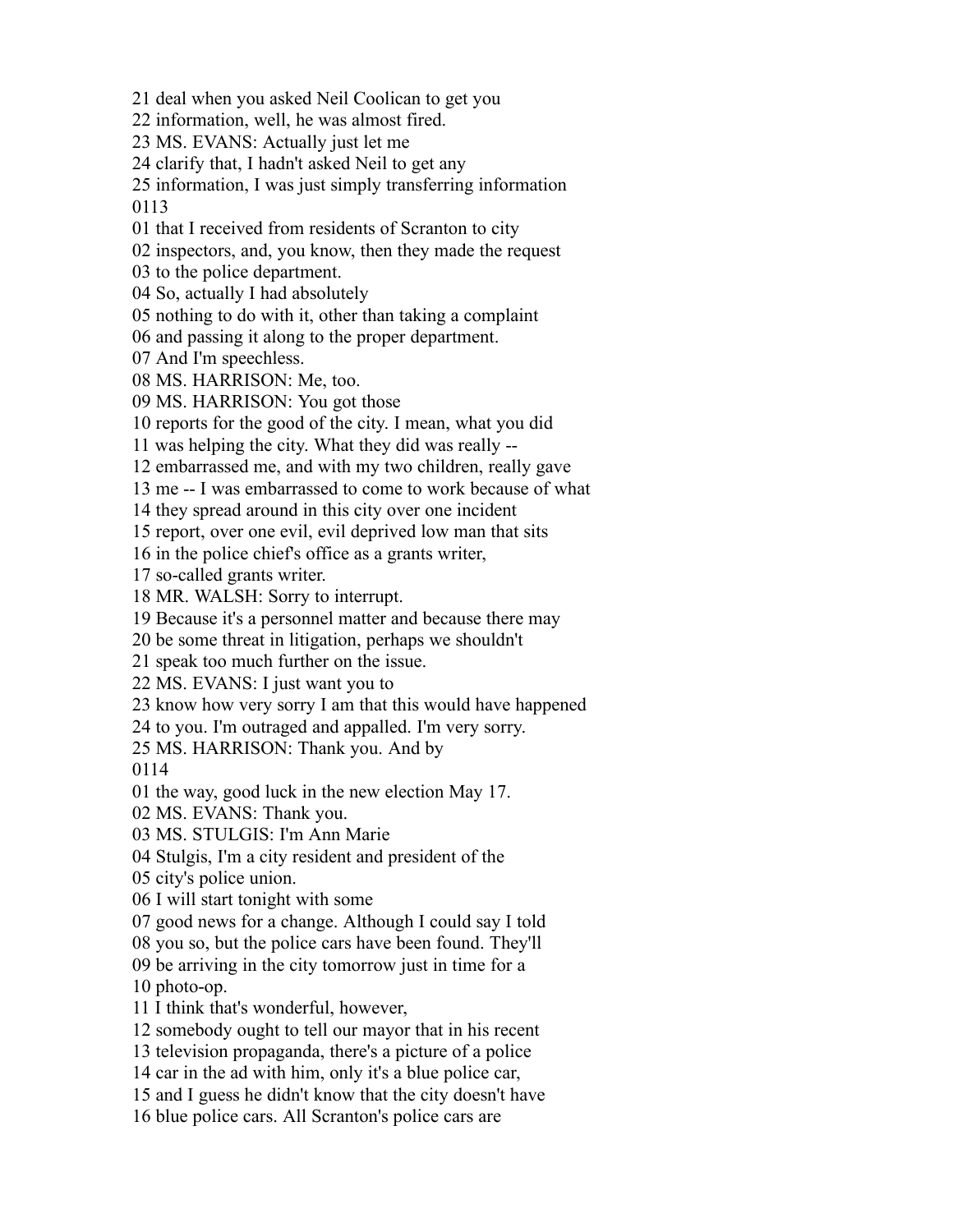21 deal when you asked Neil Coolican to get you
22 information, well, he was almost fired.
23 MS. EVANS: Actually just let me
24 clarify that, I hadn't asked Neil to get any
25 information, I was just simply transferring information
0113
01 that I received from residents of Scranton to city
02 inspectors, and, you know, then they made the request
03 to the police department.
04 So, actually I had absolutely
05 nothing to do with it, other than taking a complaint
06 and passing it along to the proper department.
07 And I'm speechless.
08 MS. HARRISON: Me, too.
09 MS. HARRISON: You got those
10 reports for the good of the city. I mean, what you did
11 was helping the city. What they did was really --
12 embarrassed me, and with my two children, really gave
13 me -- I was embarrassed to come to work because of what
14 they spread around in this city over one incident
15 report, over one evil, evil deprived low man that sits
16 in the police chief's office as a grants writer,
17 so-called grants writer.
18 MR. WALSH: Sorry to interrupt.
19 Because it's a personnel matter and because there may
20 be some threat in litigation, perhaps we shouldn't
21 speak too much further on the issue.
22 MS. EVANS: I just want you to
23 know how very sorry I am that this would have happened
24 to you. I'm outraged and appalled. I'm very sorry.
25 MS. HARRISON: Thank you. And by
0114
01 the way, good luck in the new election May 17.
02 MS. EVANS: Thank you.
03 MS. STULGIS: I'm Ann Marie
04 Stulgis, I'm a city resident and president of the
05 city's police union.
06 I will start tonight with some
07 good news for a change. Although I could say I told
08 you so, but the police cars have been found. They'll
09 be arriving in the city tomorrow just in time for a
10 photo-op.
11 I think that's wonderful, however,
12 somebody ought to tell our mayor that in his recent
13 television propaganda, there's a picture of a police
14 car in the ad with him, only it's a blue police car,
15 and I guess he didn't know that the city doesn't have
16 blue police cars. All Scranton's police cars are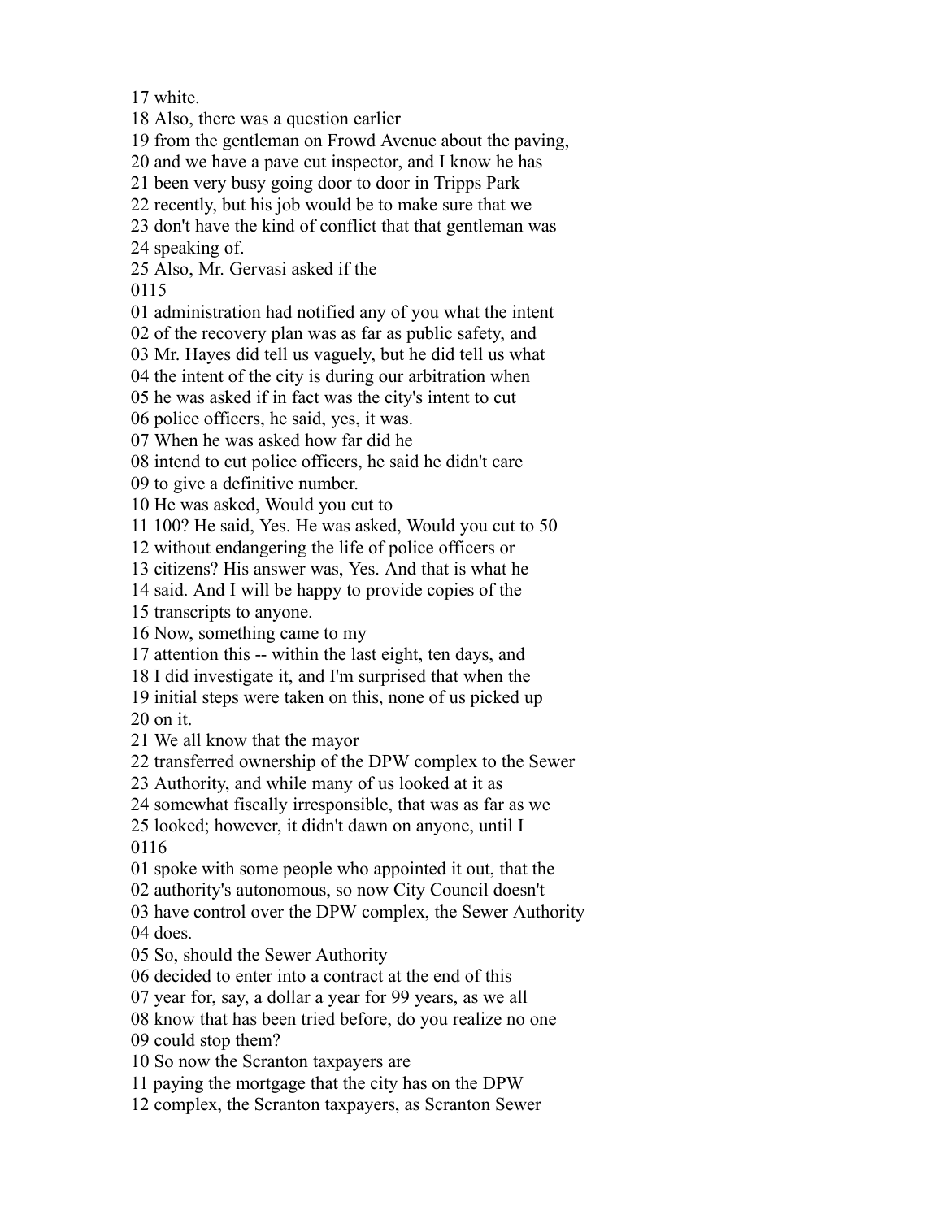17 white.
18 Also, there was a question earlier
19 from the gentleman on Frowd Avenue about the paving,
20 and we have a pave cut inspector, and I know he has
21 been very busy going door to door in Tripps Park
22 recently, but his job would be to make sure that we
23 don't have the kind of conflict that that gentleman was
24 speaking of.
25 Also, Mr. Gervasi asked if the
0115
01 administration had notified any of you what the intent
02 of the recovery plan was as far as public safety, and
03 Mr. Hayes did tell us vaguely, but he did tell us what
04 the intent of the city is during our arbitration when
05 he was asked if in fact was the city's intent to cut
06 police officers, he said, yes, it was.
07 When he was asked how far did he
08 intend to cut police officers, he said he didn't care
09 to give a definitive number.
10 He was asked, Would you cut to
11 100? He said, Yes. He was asked, Would you cut to 50
12 without endangering the life of police officers or
13 citizens? His answer was, Yes. And that is what he
14 said. And I will be happy to provide copies of the
15 transcripts to anyone.
16 Now, something came to my
17 attention this -- within the last eight, ten days, and
18 I did investigate it, and I'm surprised that when the
19 initial steps were taken on this, none of us picked up
20 on it.
21 We all know that the mayor
22 transferred ownership of the DPW complex to the Sewer
23 Authority, and while many of us looked at it as
24 somewhat fiscally irresponsible, that was as far as we
25 looked; however, it didn't dawn on anyone, until I
0116
01 spoke with some people who appointed it out, that the
02 authority's autonomous, so now City Council doesn't
03 have control over the DPW complex, the Sewer Authority
04 does.
05 So, should the Sewer Authority
06 decided to enter into a contract at the end of this
07 year for, say, a dollar a year for 99 years, as we all
08 know that has been tried before, do you realize no one
09 could stop them?
10 So now the Scranton taxpayers are
11 paying the mortgage that the city has on the DPW
12 complex, the Scranton taxpayers, as Scranton Sewer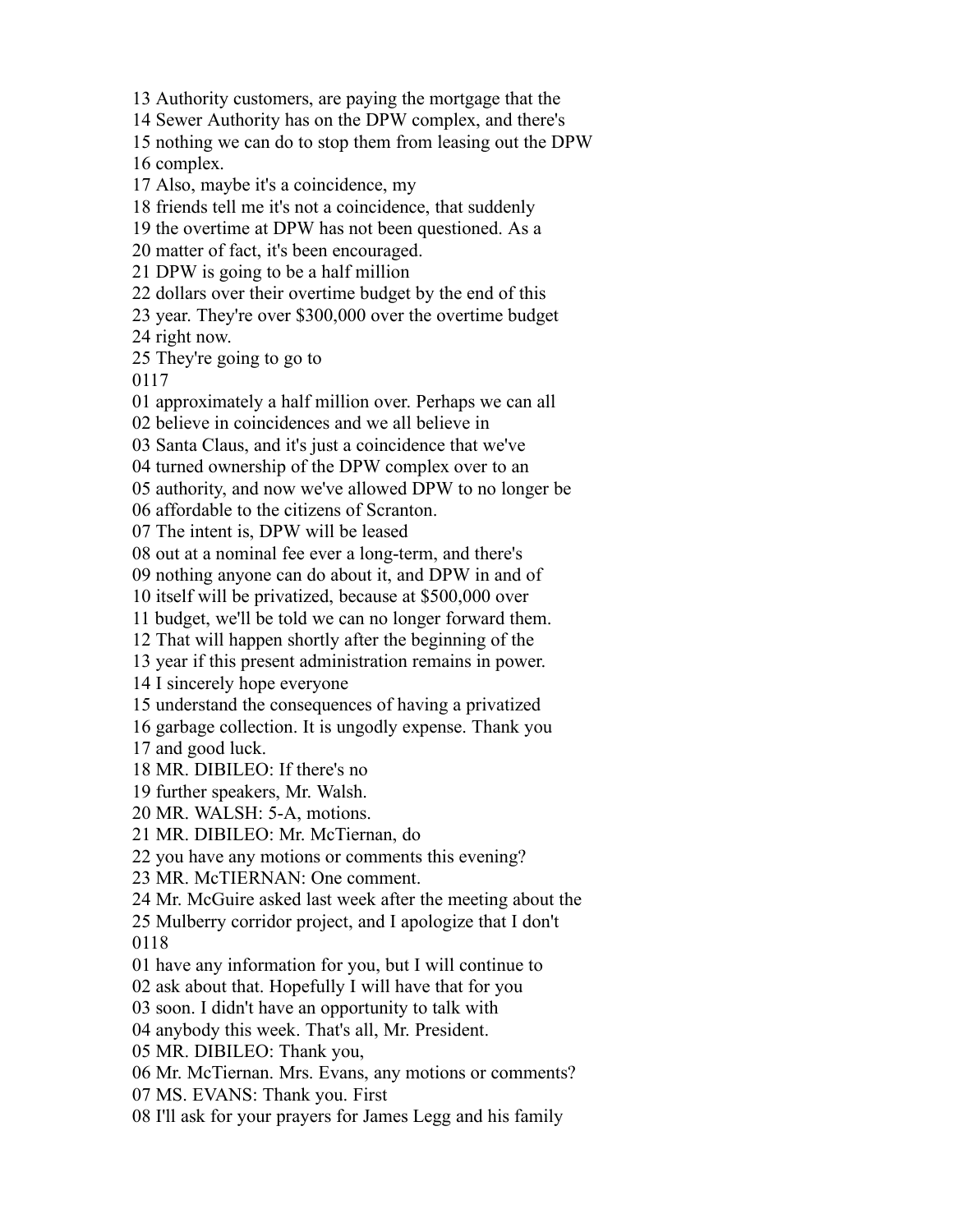13 Authority customers, are paying the mortgage that the
14 Sewer Authority has on the DPW complex, and there's
15 nothing we can do to stop them from leasing out the DPW
16 complex.
17 Also, maybe it's a coincidence, my
18 friends tell me it's not a coincidence, that suddenly
19 the overtime at DPW has not been questioned. As a
20 matter of fact, it's been encouraged.
21 DPW is going to be a half million
22 dollars over their overtime budget by the end of this
23 year. They're over $300,000 over the overtime budget
24 right now.
25 They're going to go to
0117
01 approximately a half million over. Perhaps we can all
02 believe in coincidences and we all believe in
03 Santa Claus, and it's just a coincidence that we've
04 turned ownership of the DPW complex over to an
05 authority, and now we've allowed DPW to no longer be
06 affordable to the citizens of Scranton.
07 The intent is, DPW will be leased
08 out at a nominal fee ever a long-term, and there's
09 nothing anyone can do about it, and DPW in and of
10 itself will be privatized, because at $500,000 over
11 budget, we'll be told we can no longer forward them.
12 That will happen shortly after the beginning of the
13 year if this present administration remains in power.
14 I sincerely hope everyone
15 understand the consequences of having a privatized
16 garbage collection. It is ungodly expense. Thank you
17 and good luck.
18 MR. DIBILEO: If there's no
19 further speakers, Mr. Walsh.
20 MR. WALSH: 5-A, motions.
21 MR. DIBILEO: Mr. McTiernan, do
22 you have any motions or comments this evening?
23 MR. McTIERNAN: One comment.
24 Mr. McGuire asked last week after the meeting about the
25 Mulberry corridor project, and I apologize that I don't
0118
01 have any information for you, but I will continue to
02 ask about that. Hopefully I will have that for you
03 soon. I didn't have an opportunity to talk with
04 anybody this week. That's all, Mr. President.
05 MR. DIBILEO: Thank you,
06 Mr. McTiernan. Mrs. Evans, any motions or comments?
07 MS. EVANS: Thank you. First
08 I'll ask for your prayers for James Legg and his family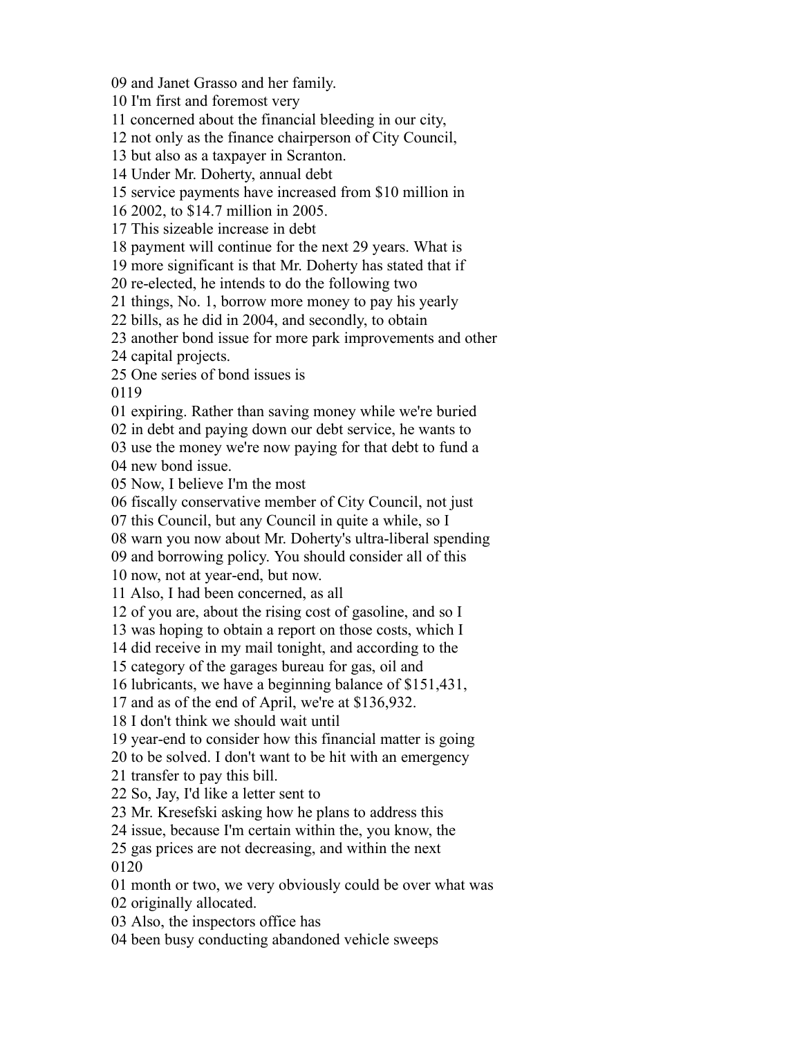09 and Janet Grasso and her family.
10 I'm first and foremost very
11 concerned about the financial bleeding in our city,
12 not only as the finance chairperson of City Council,
13 but also as a taxpayer in Scranton.
14 Under Mr. Doherty, annual debt
15 service payments have increased from $10 million in
16 2002, to $14.7 million in 2005.
17 This sizeable increase in debt
18 payment will continue for the next 29 years. What is
19 more significant is that Mr. Doherty has stated that if
20 re-elected, he intends to do the following two
21 things, No. 1, borrow more money to pay his yearly
22 bills, as he did in 2004, and secondly, to obtain
23 another bond issue for more park improvements and other
24 capital projects.
25 One series of bond issues is
0119
01 expiring. Rather than saving money while we're buried
02 in debt and paying down our debt service, he wants to
03 use the money we're now paying for that debt to fund a
04 new bond issue.
05 Now, I believe I'm the most
06 fiscally conservative member of City Council, not just
07 this Council, but any Council in quite a while, so I
08 warn you now about Mr. Doherty's ultra-liberal spending
09 and borrowing policy. You should consider all of this
10 now, not at year-end, but now.
11 Also, I had been concerned, as all
12 of you are, about the rising cost of gasoline, and so I
13 was hoping to obtain a report on those costs, which I
14 did receive in my mail tonight, and according to the
15 category of the garages bureau for gas, oil and
16 lubricants, we have a beginning balance of $151,431,
17 and as of the end of April, we're at $136,932.
18 I don't think we should wait until
19 year-end to consider how this financial matter is going
20 to be solved. I don't want to be hit with an emergency
21 transfer to pay this bill.
22 So, Jay, I'd like a letter sent to
23 Mr. Kresefski asking how he plans to address this
24 issue, because I'm certain within the, you know, the
25 gas prices are not decreasing, and within the next
0120
01 month or two, we very obviously could be over what was
02 originally allocated.
03 Also, the inspectors office has
04 been busy conducting abandoned vehicle sweeps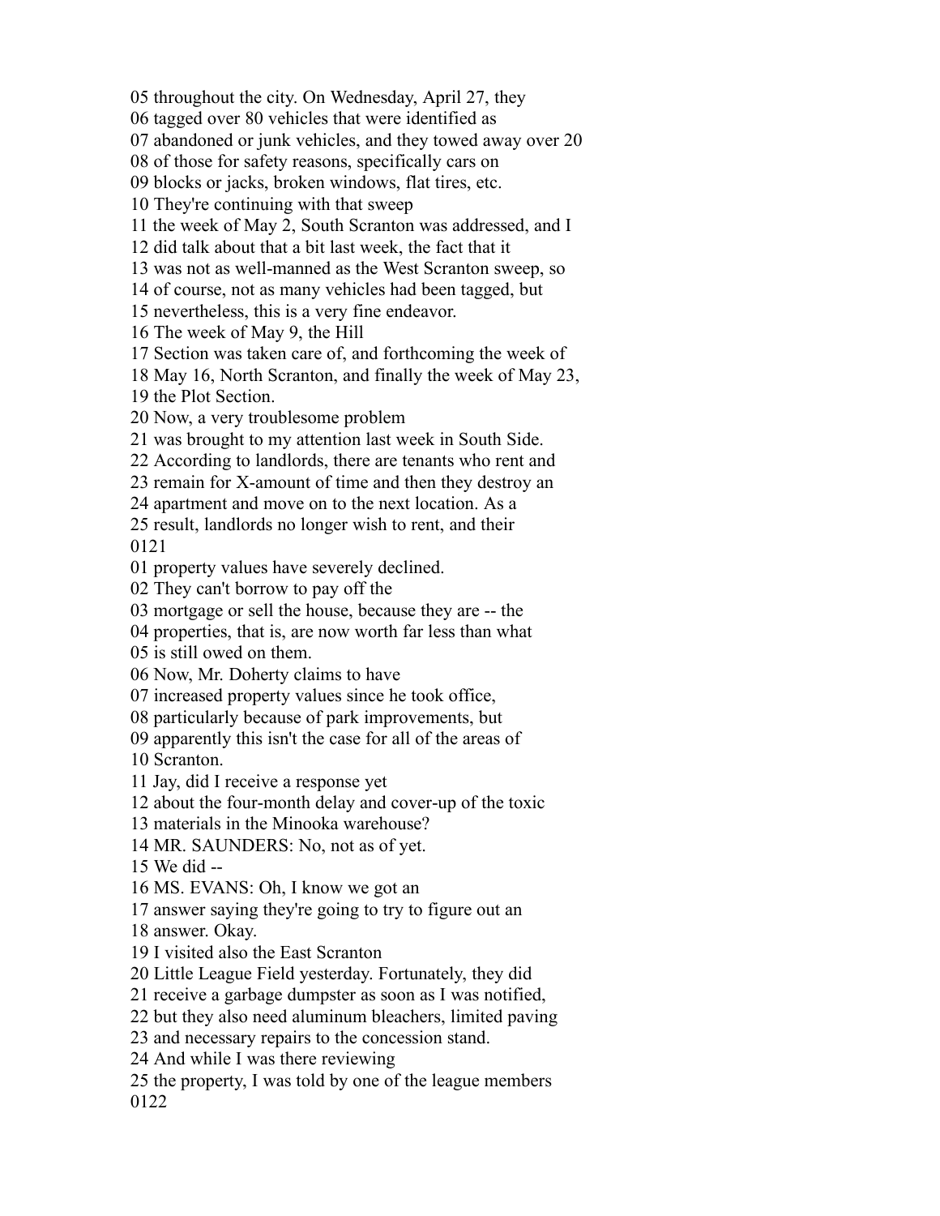05 throughout the city. On Wednesday, April 27, they
06 tagged over 80 vehicles that were identified as
07 abandoned or junk vehicles, and they towed away over 20
08 of those for safety reasons, specifically cars on
09 blocks or jacks, broken windows, flat tires, etc.
10 They're continuing with that sweep
11 the week of May 2, South Scranton was addressed, and I
12 did talk about that a bit last week, the fact that it
13 was not as well-manned as the West Scranton sweep, so
14 of course, not as many vehicles had been tagged, but
15 nevertheless, this is a very fine endeavor.
16 The week of May 9, the Hill
17 Section was taken care of, and forthcoming the week of
18 May 16, North Scranton, and finally the week of May 23,
19 the Plot Section.
20 Now, a very troublesome problem
21 was brought to my attention last week in South Side.
22 According to landlords, there are tenants who rent and
23 remain for X-amount of time and then they destroy an
24 apartment and move on to the next location. As a
25 result, landlords no longer wish to rent, and their
0121
01 property values have severely declined.
02 They can't borrow to pay off the
03 mortgage or sell the house, because they are -- the
04 properties, that is, are now worth far less than what
05 is still owed on them.
06 Now, Mr. Doherty claims to have
07 increased property values since he took office,
08 particularly because of park improvements, but
09 apparently this isn't the case for all of the areas of
10 Scranton.
11 Jay, did I receive a response yet
12 about the four-month delay and cover-up of the toxic
13 materials in the Minooka warehouse?
14 MR. SAUNDERS: No, not as of yet.
15 We did --
16 MS. EVANS: Oh, I know we got an
17 answer saying they're going to try to figure out an
18 answer. Okay.
19 I visited also the East Scranton
20 Little League Field yesterday. Fortunately, they did
21 receive a garbage dumpster as soon as I was notified,
22 but they also need aluminum bleachers, limited paving
23 and necessary repairs to the concession stand.
24 And while I was there reviewing
25 the property, I was told by one of the league members
0122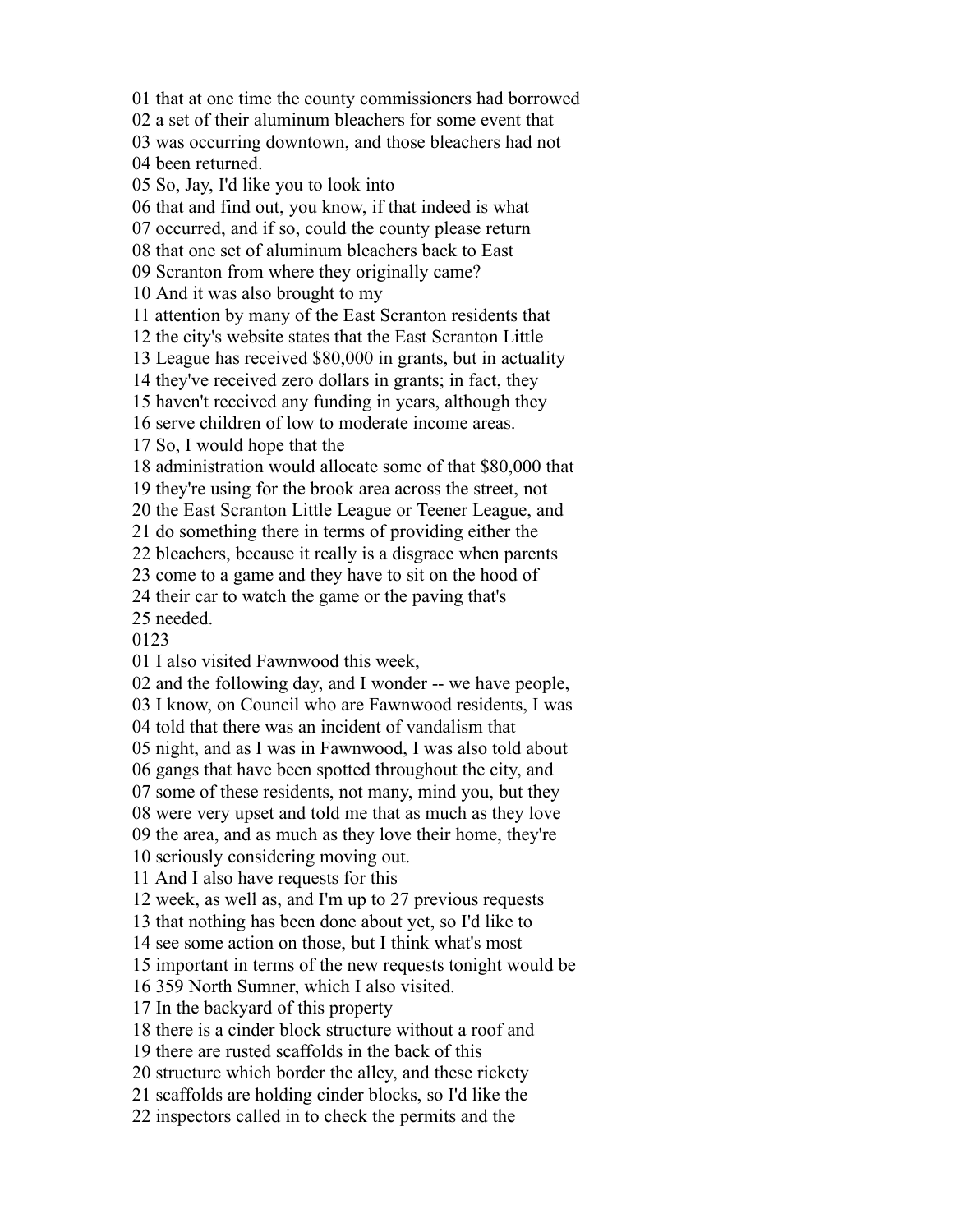01 that at one time the county commissioners had borrowed
02 a set of their aluminum bleachers for some event that
03 was occurring downtown, and those bleachers had not
04 been returned.
05 So, Jay, I'd like you to look into
06 that and find out, you know, if that indeed is what
07 occurred, and if so, could the county please return
08 that one set of aluminum bleachers back to East
09 Scranton from where they originally came?
10 And it was also brought to my
11 attention by many of the East Scranton residents that
12 the city's website states that the East Scranton Little
13 League has received $80,000 in grants, but in actuality
14 they've received zero dollars in grants; in fact, they
15 haven't received any funding in years, although they
16 serve children of low to moderate income areas.
17 So, I would hope that the
18 administration would allocate some of that $80,000 that
19 they're using for the brook area across the street, not
20 the East Scranton Little League or Teener League, and
21 do something there in terms of providing either the
22 bleachers, because it really is a disgrace when parents
23 come to a game and they have to sit on the hood of
24 their car to watch the game or the paving that's
25 needed.
0123
01 I also visited Fawnwood this week,
02 and the following day, and I wonder -- we have people,
03 I know, on Council who are Fawnwood residents, I was
04 told that there was an incident of vandalism that
05 night, and as I was in Fawnwood, I was also told about
06 gangs that have been spotted throughout the city, and
07 some of these residents, not many, mind you, but they
08 were very upset and told me that as much as they love
09 the area, and as much as they love their home, they're
10 seriously considering moving out.
11 And I also have requests for this
12 week, as well as, and I'm up to 27 previous requests
13 that nothing has been done about yet, so I'd like to
14 see some action on those, but I think what's most
15 important in terms of the new requests tonight would be
16 359 North Sumner, which I also visited.
17 In the backyard of this property
18 there is a cinder block structure without a roof and
19 there are rusted scaffolds in the back of this
20 structure which border the alley, and these rickety
21 scaffolds are holding cinder blocks, so I'd like the
22 inspectors called in to check the permits and the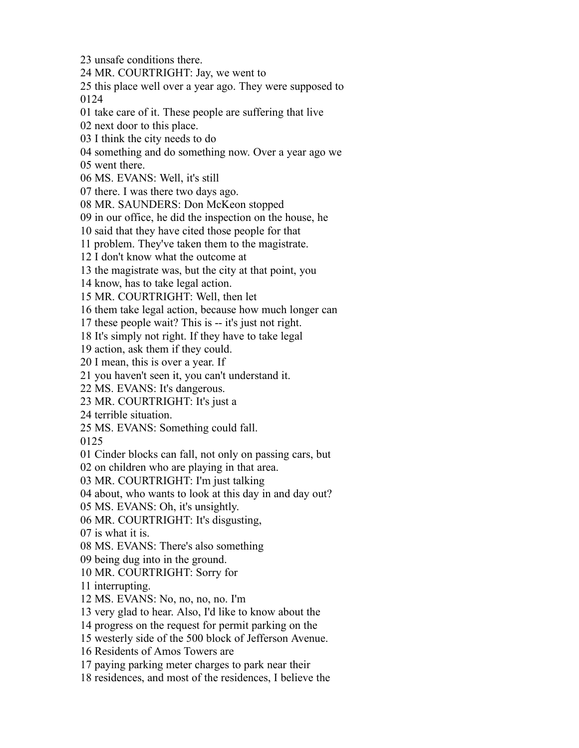23 unsafe conditions there.
24 MR. COURTRIGHT: Jay, we went to
25 this place well over a year ago. They were supposed to
0124
01 take care of it. These people are suffering that live
02 next door to this place.
03 I think the city needs to do
04 something and do something now. Over a year ago we
05 went there.
06 MS. EVANS: Well, it's still
07 there. I was there two days ago.
08 MR. SAUNDERS: Don McKeon stopped
09 in our office, he did the inspection on the house, he
10 said that they have cited those people for that
11 problem. They've taken them to the magistrate.
12 I don't know what the outcome at
13 the magistrate was, but the city at that point, you
14 know, has to take legal action.
15 MR. COURTRIGHT: Well, then let
16 them take legal action, because how much longer can
17 these people wait? This is -- it's just not right.
18 It's simply not right. If they have to take legal
19 action, ask them if they could.
20 I mean, this is over a year. If
21 you haven't seen it, you can't understand it.
22 MS. EVANS: It's dangerous.
23 MR. COURTRIGHT: It's just a
24 terrible situation.
25 MS. EVANS: Something could fall.
0125
01 Cinder blocks can fall, not only on passing cars, but
02 on children who are playing in that area.
03 MR. COURTRIGHT: I'm just talking
04 about, who wants to look at this day in and day out?
05 MS. EVANS: Oh, it's unsightly.
06 MR. COURTRIGHT: It's disgusting,
07 is what it is.
08 MS. EVANS: There's also something
09 being dug into in the ground.
10 MR. COURTRIGHT: Sorry for
11 interrupting.
12 MS. EVANS: No, no, no, no. I'm
13 very glad to hear. Also, I'd like to know about the
14 progress on the request for permit parking on the
15 westerly side of the 500 block of Jefferson Avenue.
16 Residents of Amos Towers are
17 paying parking meter charges to park near their
18 residences, and most of the residences, I believe the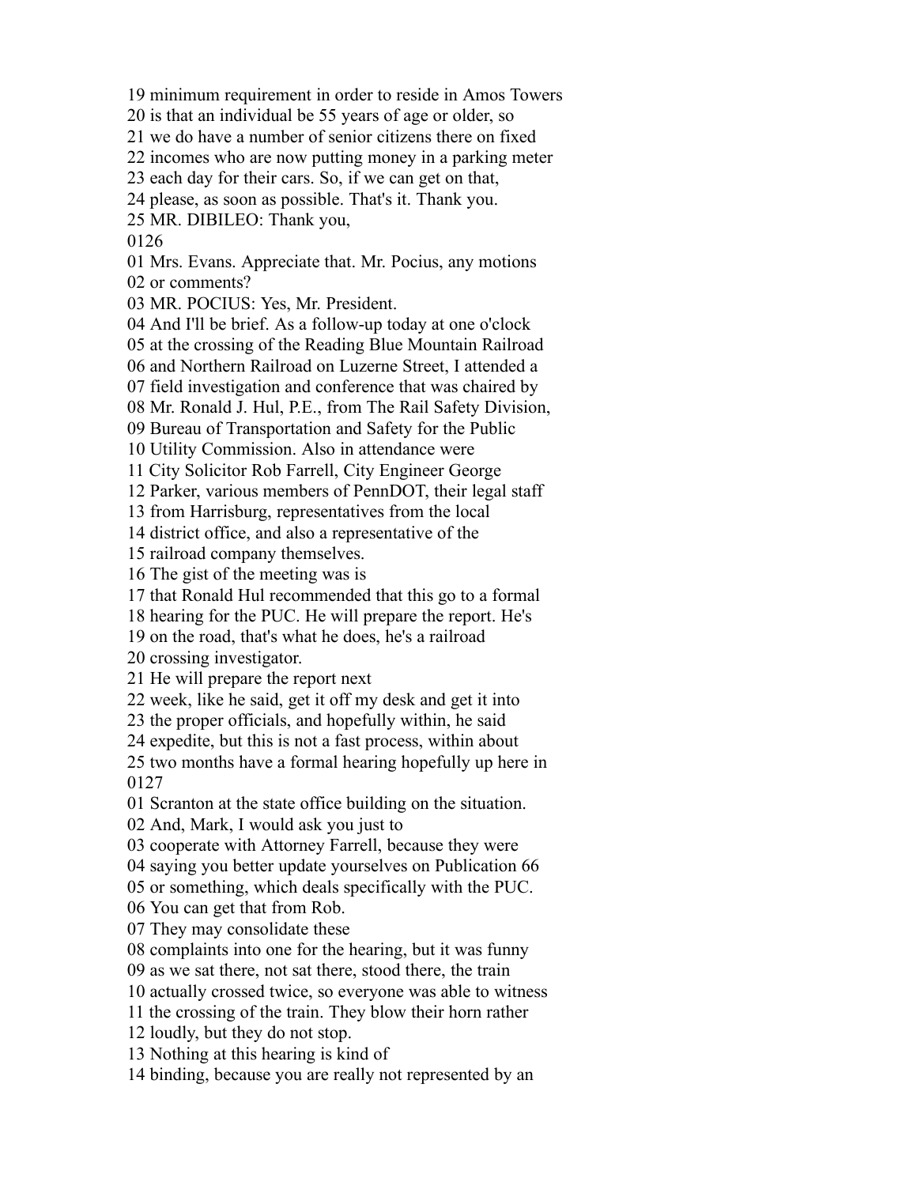19 minimum requirement in order to reside in Amos Towers
20 is that an individual be 55 years of age or older, so
21 we do have a number of senior citizens there on fixed
22 incomes who are now putting money in a parking meter
23 each day for their cars. So, if we can get on that,
24 please, as soon as possible. That's it. Thank you.
25 MR. DIBILEO: Thank you,
0126
01 Mrs. Evans. Appreciate that. Mr. Pocius, any motions
02 or comments?
03 MR. POCIUS: Yes, Mr. President.
04 And I'll be brief. As a follow-up today at one o'clock
05 at the crossing of the Reading Blue Mountain Railroad
06 and Northern Railroad on Luzerne Street, I attended a
07 field investigation and conference that was chaired by
08 Mr. Ronald J. Hul, P.E., from The Rail Safety Division,
09 Bureau of Transportation and Safety for the Public
10 Utility Commission. Also in attendance were
11 City Solicitor Rob Farrell, City Engineer George
12 Parker, various members of PennDOT, their legal staff
13 from Harrisburg, representatives from the local
14 district office, and also a representative of the
15 railroad company themselves.
16 The gist of the meeting was is
17 that Ronald Hul recommended that this go to a formal
18 hearing for the PUC. He will prepare the report. He's
19 on the road, that's what he does, he's a railroad
20 crossing investigator.
21 He will prepare the report next
22 week, like he said, get it off my desk and get it into
23 the proper officials, and hopefully within, he said
24 expedite, but this is not a fast process, within about
25 two months have a formal hearing hopefully up here in
0127
01 Scranton at the state office building on the situation.
02 And, Mark, I would ask you just to
03 cooperate with Attorney Farrell, because they were
04 saying you better update yourselves on Publication 66
05 or something, which deals specifically with the PUC.
06 You can get that from Rob.
07 They may consolidate these
08 complaints into one for the hearing, but it was funny
09 as we sat there, not sat there, stood there, the train
10 actually crossed twice, so everyone was able to witness
11 the crossing of the train. They blow their horn rather
12 loudly, but they do not stop.
13 Nothing at this hearing is kind of
14 binding, because you are really not represented by an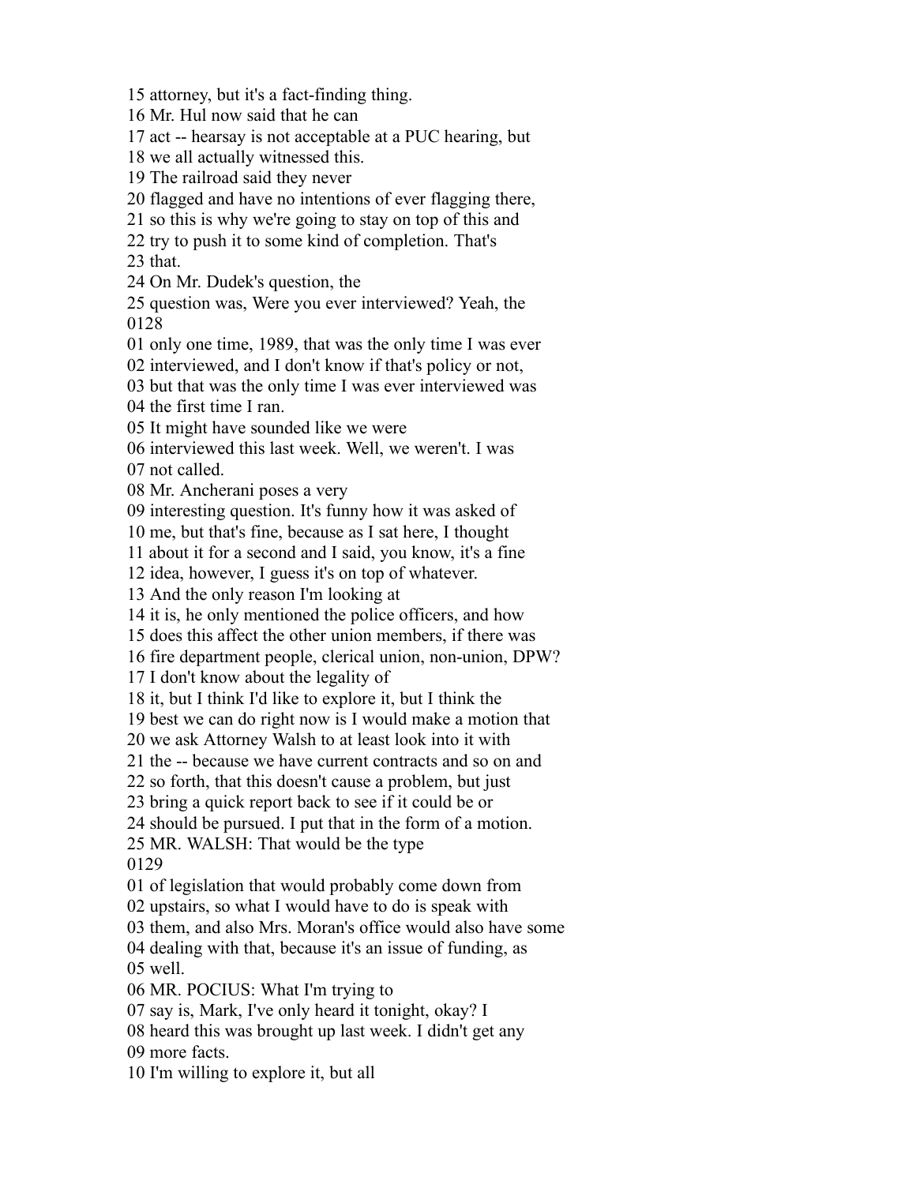15 attorney, but it's a fact-finding thing.
16 Mr. Hul now said that he can
17 act -- hearsay is not acceptable at a PUC hearing, but
18 we all actually witnessed this.
19 The railroad said they never
20 flagged and have no intentions of ever flagging there,
21 so this is why we're going to stay on top of this and
22 try to push it to some kind of completion. That's
23 that.
24 On Mr. Dudek's question, the
25 question was, Were you ever interviewed? Yeah, the
0128
01 only one time, 1989, that was the only time I was ever
02 interviewed, and I don't know if that's policy or not,
03 but that was the only time I was ever interviewed was
04 the first time I ran.
05 It might have sounded like we were
06 interviewed this last week. Well, we weren't. I was
07 not called.
08 Mr. Ancherani poses a very
09 interesting question. It's funny how it was asked of
10 me, but that's fine, because as I sat here, I thought
11 about it for a second and I said, you know, it's a fine
12 idea, however, I guess it's on top of whatever.
13 And the only reason I'm looking at
14 it is, he only mentioned the police officers, and how
15 does this affect the other union members, if there was
16 fire department people, clerical union, non-union, DPW?
17 I don't know about the legality of
18 it, but I think I'd like to explore it, but I think the
19 best we can do right now is I would make a motion that
20 we ask Attorney Walsh to at least look into it with
21 the -- because we have current contracts and so on and
22 so forth, that this doesn't cause a problem, but just
23 bring a quick report back to see if it could be or
24 should be pursued. I put that in the form of a motion.
25 MR. WALSH: That would be the type
0129
01 of legislation that would probably come down from
02 upstairs, so what I would have to do is speak with
03 them, and also Mrs. Moran's office would also have some
04 dealing with that, because it's an issue of funding, as
05 well.
06 MR. POCIUS: What I'm trying to
07 say is, Mark, I've only heard it tonight, okay? I
08 heard this was brought up last week. I didn't get any
09 more facts.
10 I'm willing to explore it, but all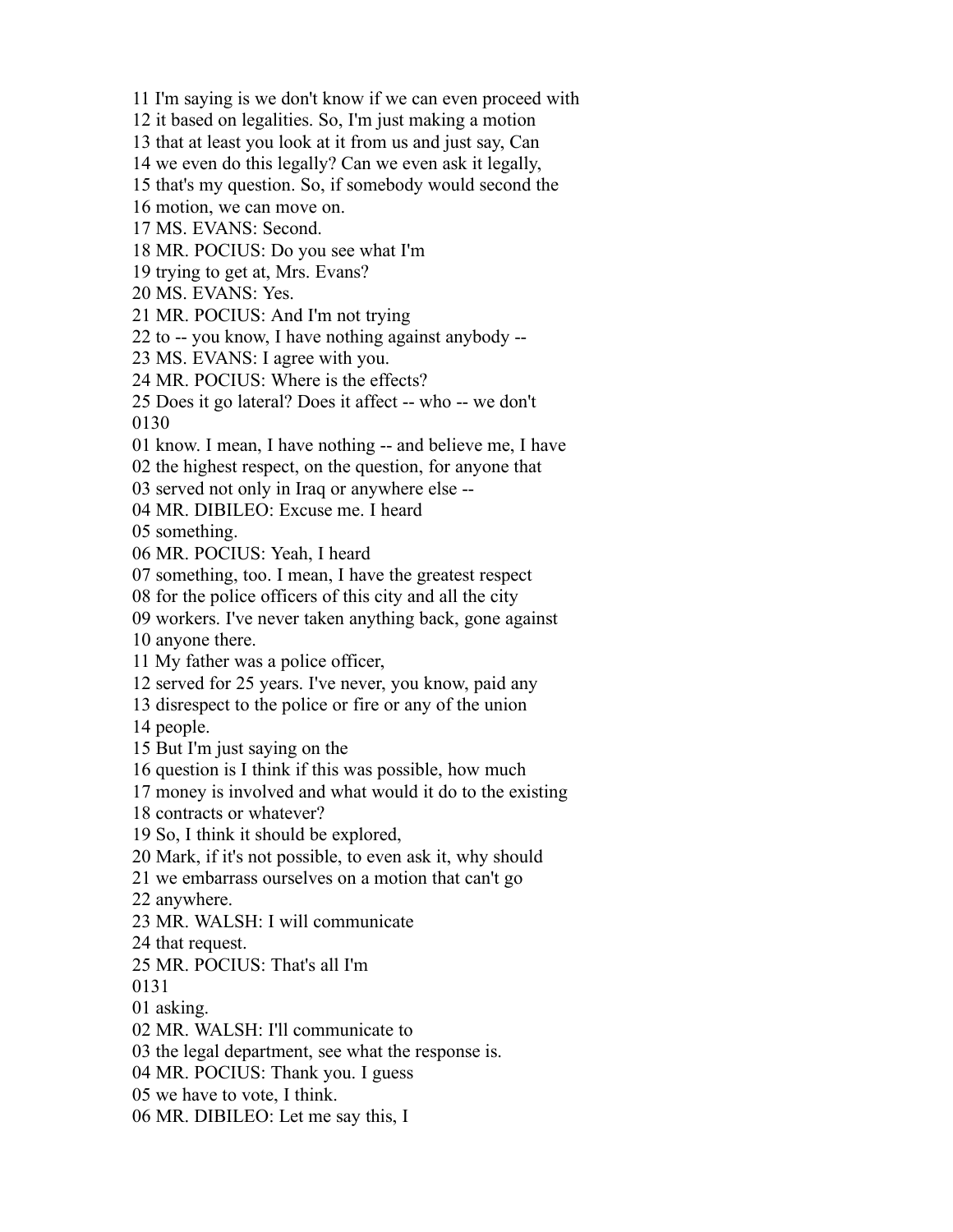11 I'm saying is we don't know if we can even proceed with
12 it based on legalities. So, I'm just making a motion
13 that at least you look at it from us and just say, Can
14 we even do this legally? Can we even ask it legally,
15 that's my question. So, if somebody would second the
16 motion, we can move on.
17 MS. EVANS: Second.
18 MR. POCIUS: Do you see what I'm
19 trying to get at, Mrs. Evans?
20 MS. EVANS: Yes.
21 MR. POCIUS: And I'm not trying
22 to -- you know, I have nothing against anybody --
23 MS. EVANS: I agree with you.
24 MR. POCIUS: Where is the effects?
25 Does it go lateral? Does it affect -- who -- we don't
0130
01 know. I mean, I have nothing -- and believe me, I have
02 the highest respect, on the question, for anyone that
03 served not only in Iraq or anywhere else --
04 MR. DIBILEO: Excuse me. I heard
05 something.
06 MR. POCIUS: Yeah, I heard
07 something, too. I mean, I have the greatest respect
08 for the police officers of this city and all the city
09 workers. I've never taken anything back, gone against
10 anyone there.
11 My father was a police officer,
12 served for 25 years. I've never, you know, paid any
13 disrespect to the police or fire or any of the union
14 people.
15 But I'm just saying on the
16 question is I think if this was possible, how much
17 money is involved and what would it do to the existing
18 contracts or whatever?
19 So, I think it should be explored,
20 Mark, if it's not possible, to even ask it, why should
21 we embarrass ourselves on a motion that can't go
22 anywhere.
23 MR. WALSH: I will communicate
24 that request.
25 MR. POCIUS: That's all I'm
0131
01 asking.
02 MR. WALSH: I'll communicate to
03 the legal department, see what the response is.
04 MR. POCIUS: Thank you. I guess
05 we have to vote, I think.
06 MR. DIBILEO: Let me say this, I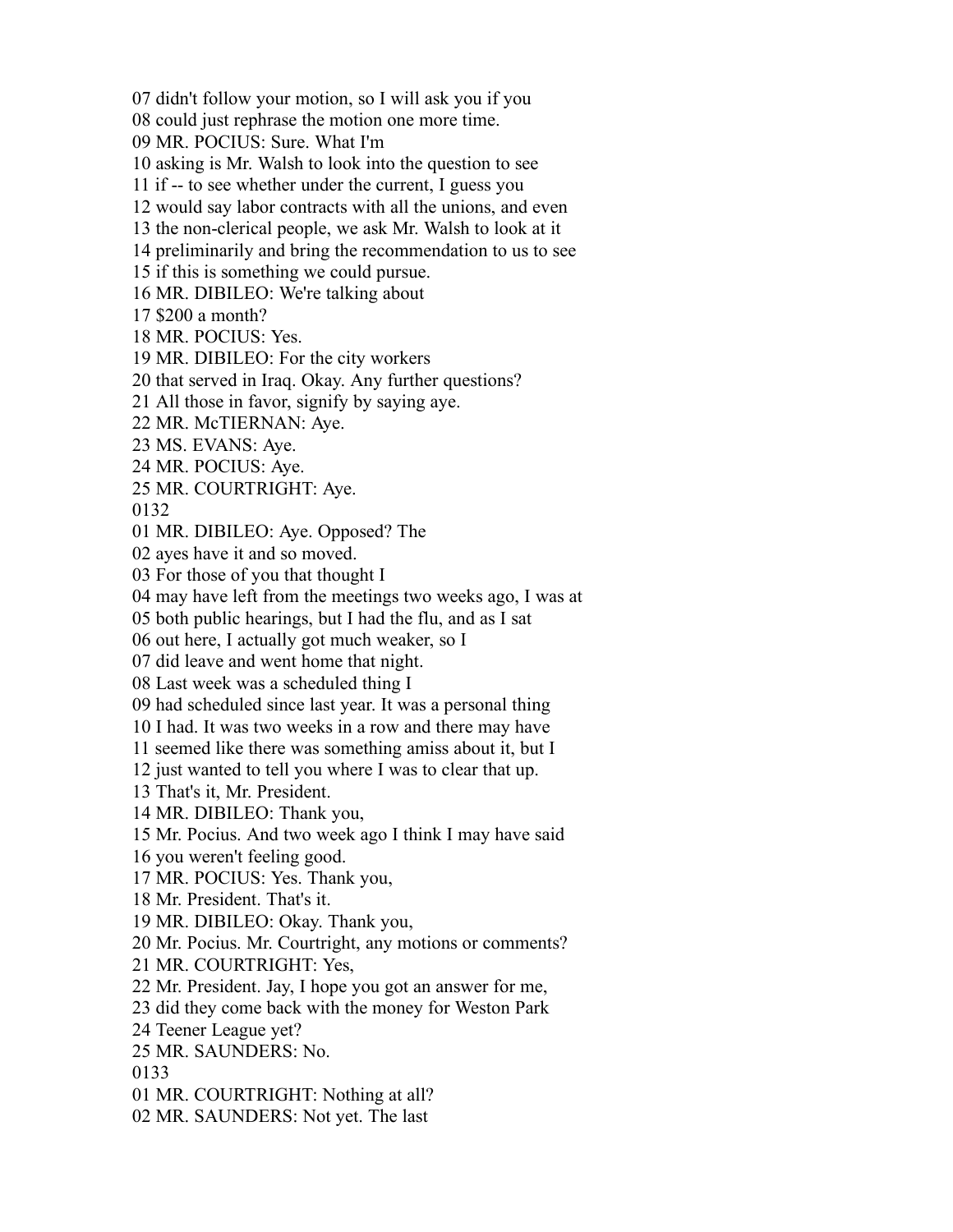07 didn't follow your motion, so I will ask you if you
08 could just rephrase the motion one more time.
09 MR. POCIUS: Sure. What I'm
10 asking is Mr. Walsh to look into the question to see
11 if -- to see whether under the current, I guess you
12 would say labor contracts with all the unions, and even
13 the non-clerical people, we ask Mr. Walsh to look at it
14 preliminarily and bring the recommendation to us to see
15 if this is something we could pursue.
16 MR. DIBILEO: We're talking about
17 $200 a month?
18 MR. POCIUS: Yes.
19 MR. DIBILEO: For the city workers
20 that served in Iraq. Okay. Any further questions?
21 All those in favor, signify by saying aye.
22 MR. McTIERNAN: Aye.
23 MS. EVANS: Aye.
24 MR. POCIUS: Aye.
25 MR. COURTRIGHT: Aye.
0132
01 MR. DIBILEO: Aye. Opposed? The
02 ayes have it and so moved.
03 For those of you that thought I
04 may have left from the meetings two weeks ago, I was at
05 both public hearings, but I had the flu, and as I sat
06 out here, I actually got much weaker, so I
07 did leave and went home that night.
08 Last week was a scheduled thing I
09 had scheduled since last year. It was a personal thing
10 I had. It was two weeks in a row and there may have
11 seemed like there was something amiss about it, but I
12 just wanted to tell you where I was to clear that up.
13 That's it, Mr. President.
14 MR. DIBILEO: Thank you,
15 Mr. Pocius. And two week ago I think I may have said
16 you weren't feeling good.
17 MR. POCIUS: Yes. Thank you,
18 Mr. President. That's it.
19 MR. DIBILEO: Okay. Thank you,
20 Mr. Pocius. Mr. Courtright, any motions or comments?
21 MR. COURTRIGHT: Yes,
22 Mr. President. Jay, I hope you got an answer for me,
23 did they come back with the money for Weston Park
24 Teener League yet?
25 MR. SAUNDERS: No.
0133
01 MR. COURTRIGHT: Nothing at all?
02 MR. SAUNDERS: Not yet. The last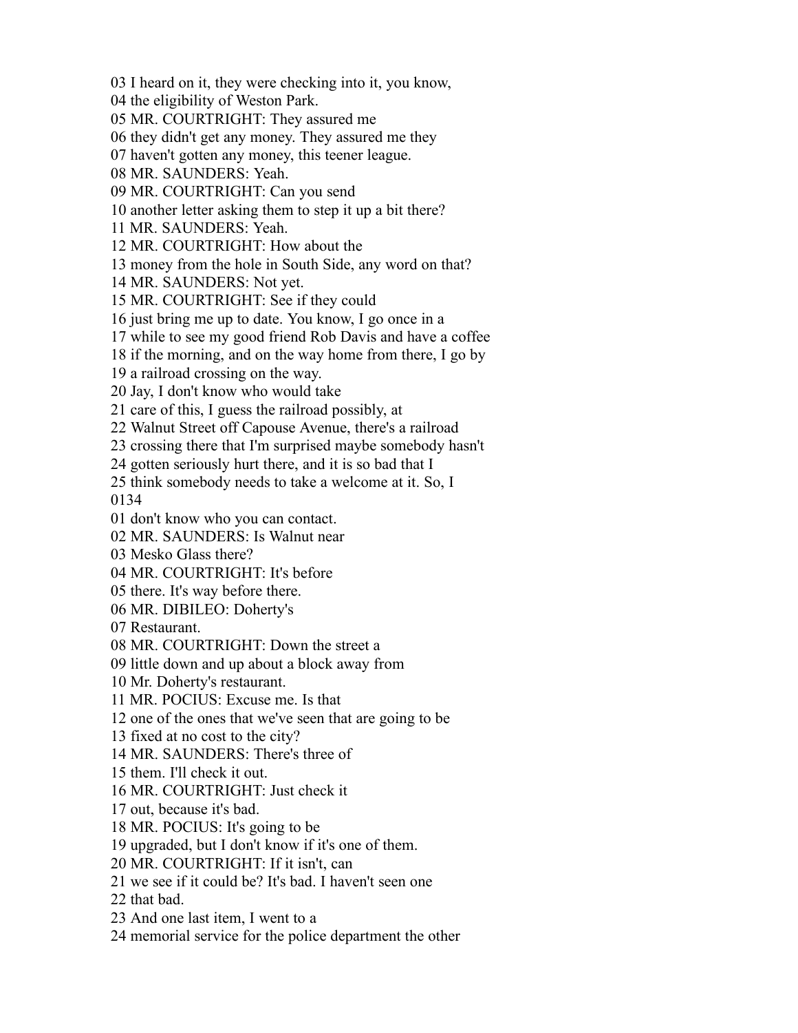03 I heard on it, they were checking into it, you know,
04 the eligibility of Weston Park.
05 MR. COURTRIGHT: They assured me
06 they didn't get any money. They assured me they
07 haven't gotten any money, this teener league.
08 MR. SAUNDERS: Yeah.
09 MR. COURTRIGHT: Can you send
10 another letter asking them to step it up a bit there?
11 MR. SAUNDERS: Yeah.
12 MR. COURTRIGHT: How about the
13 money from the hole in South Side, any word on that?
14 MR. SAUNDERS: Not yet.
15 MR. COURTRIGHT: See if they could
16 just bring me up to date. You know, I go once in a
17 while to see my good friend Rob Davis and have a coffee
18 if the morning, and on the way home from there, I go by
19 a railroad crossing on the way.
20 Jay, I don't know who would take
21 care of this, I guess the railroad possibly, at
22 Walnut Street off Capouse Avenue, there's a railroad
23 crossing there that I'm surprised maybe somebody hasn't
24 gotten seriously hurt there, and it is so bad that I
25 think somebody needs to take a welcome at it. So, I
0134
01 don't know who you can contact.
02 MR. SAUNDERS: Is Walnut near
03 Mesko Glass there?
04 MR. COURTRIGHT: It's before
05 there. It's way before there.
06 MR. DIBILEO: Doherty's
07 Restaurant.
08 MR. COURTRIGHT: Down the street a
09 little down and up about a block away from
10 Mr. Doherty's restaurant.
11 MR. POCIUS: Excuse me. Is that
12 one of the ones that we've seen that are going to be
13 fixed at no cost to the city?
14 MR. SAUNDERS: There's three of
15 them. I'll check it out.
16 MR. COURTRIGHT: Just check it
17 out, because it's bad.
18 MR. POCIUS: It's going to be
19 upgraded, but I don't know if it's one of them.
20 MR. COURTRIGHT: If it isn't, can
21 we see if it could be? It's bad. I haven't seen one
22 that bad.
23 And one last item, I went to a
24 memorial service for the police department the other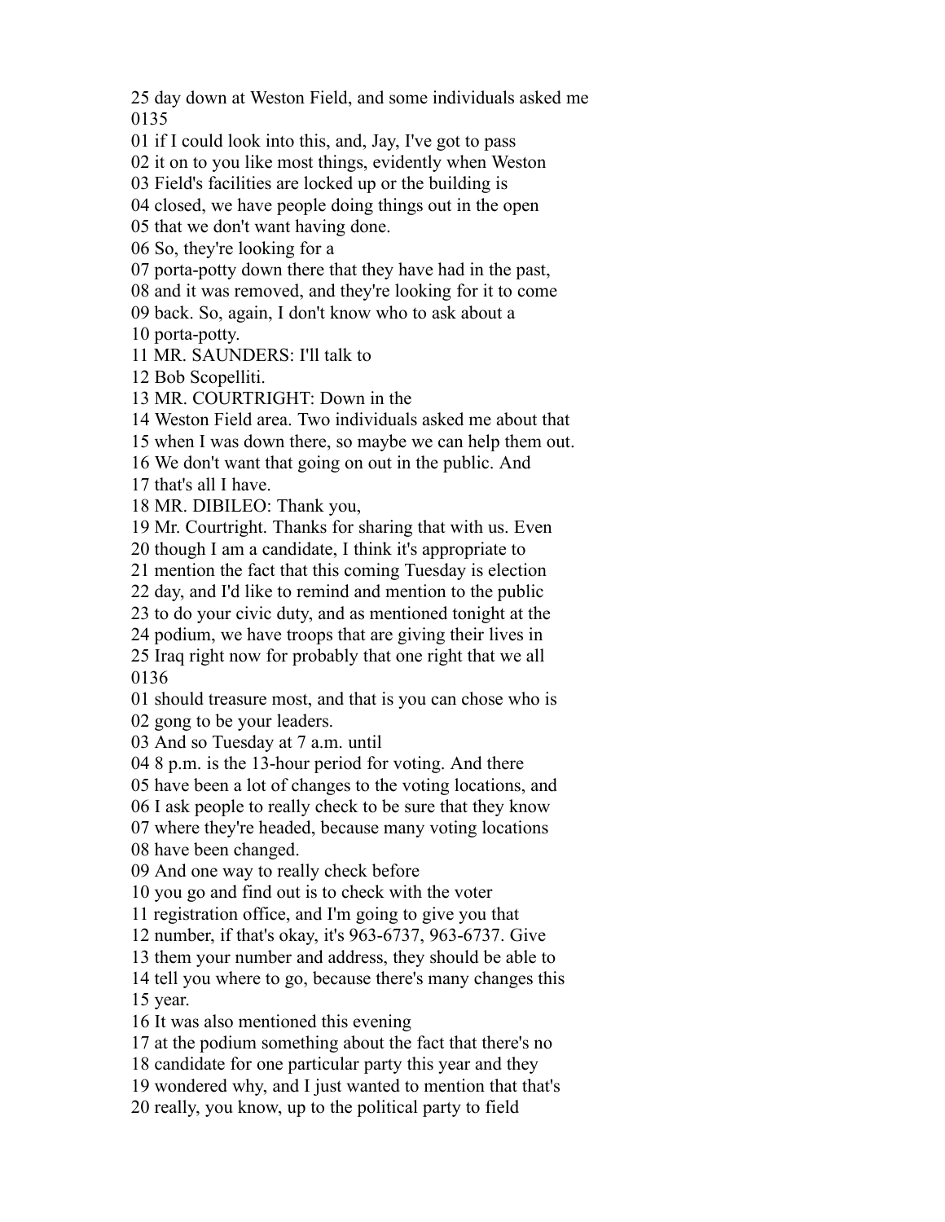25 day down at Weston Field, and some individuals asked me
0135
01 if I could look into this, and, Jay, I've got to pass
02 it on to you like most things, evidently when Weston
03 Field's facilities are locked up or the building is
04 closed, we have people doing things out in the open
05 that we don't want having done.
06 So, they're looking for a
07 porta-potty down there that they have had in the past,
08 and it was removed, and they're looking for it to come
09 back. So, again, I don't know who to ask about a
10 porta-potty.
11 MR. SAUNDERS: I'll talk to
12 Bob Scopelliti.
13 MR. COURTRIGHT: Down in the
14 Weston Field area. Two individuals asked me about that
15 when I was down there, so maybe we can help them out.
16 We don't want that going on out in the public. And
17 that's all I have.
18 MR. DIBILEO: Thank you,
19 Mr. Courtright. Thanks for sharing that with us. Even
20 though I am a candidate, I think it's appropriate to
21 mention the fact that this coming Tuesday is election
22 day, and I'd like to remind and mention to the public
23 to do your civic duty, and as mentioned tonight at the
24 podium, we have troops that are giving their lives in
25 Iraq right now for probably that one right that we all
0136
01 should treasure most, and that is you can chose who is
02 gong to be your leaders.
03 And so Tuesday at 7 a.m. until
04 8 p.m. is the 13-hour period for voting. And there
05 have been a lot of changes to the voting locations, and
06 I ask people to really check to be sure that they know
07 where they're headed, because many voting locations
08 have been changed.
09 And one way to really check before
10 you go and find out is to check with the voter
11 registration office, and I'm going to give you that
12 number, if that's okay, it's 963-6737, 963-6737. Give
13 them your number and address, they should be able to
14 tell you where to go, because there's many changes this
15 year.
16 It was also mentioned this evening
17 at the podium something about the fact that there's no
18 candidate for one particular party this year and they
19 wondered why, and I just wanted to mention that that's
20 really, you know, up to the political party to field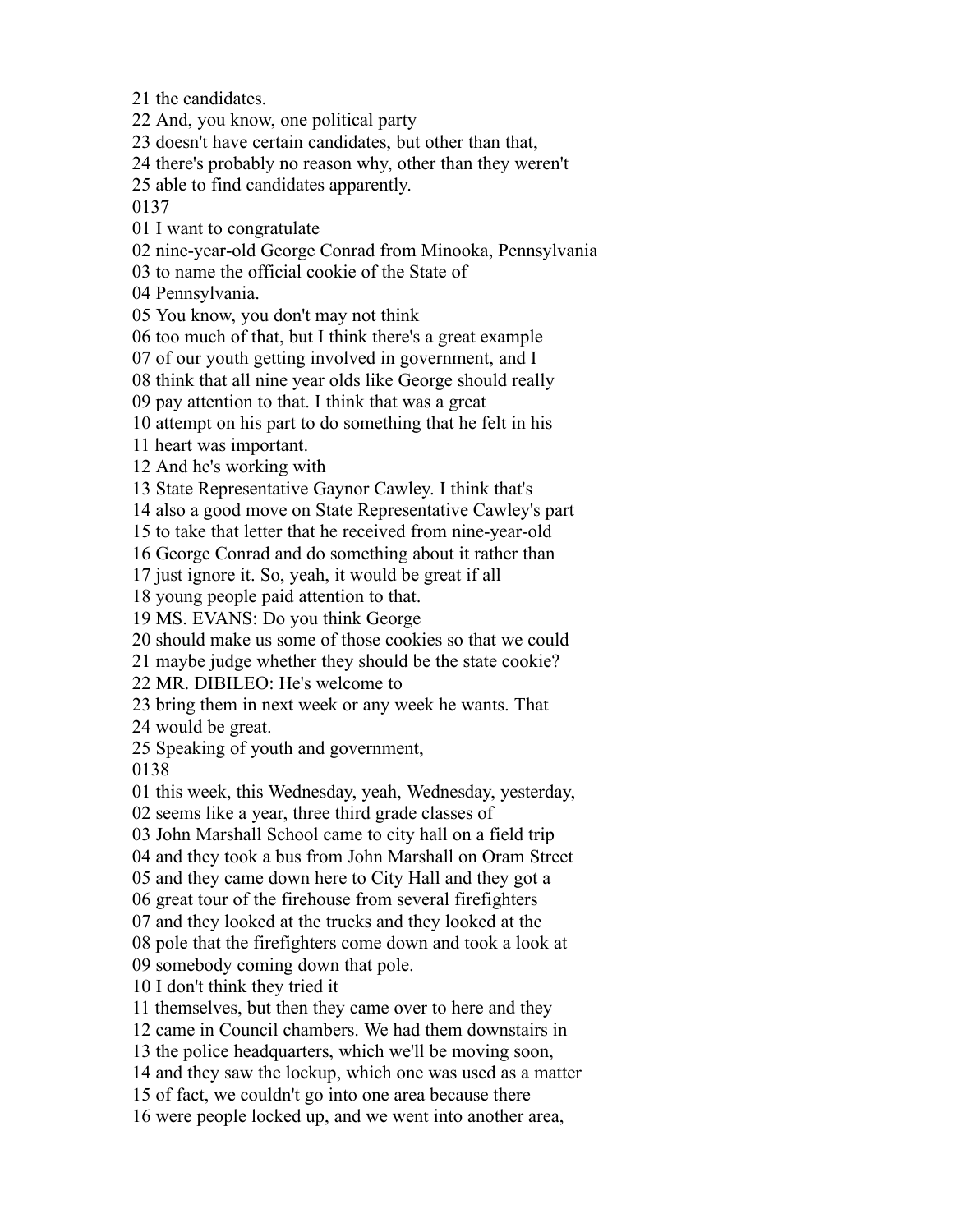21 the candidates.
22 And, you know, one political party
23 doesn't have certain candidates, but other than that,
24 there's probably no reason why, other than they weren't
25 able to find candidates apparently.
0137
01 I want to congratulate
02 nine-year-old George Conrad from Minooka, Pennsylvania
03 to name the official cookie of the State of
04 Pennsylvania.
05 You know, you don't may not think
06 too much of that, but I think there's a great example
07 of our youth getting involved in government, and I
08 think that all nine year olds like George should really
09 pay attention to that. I think that was a great
10 attempt on his part to do something that he felt in his
11 heart was important.
12 And he's working with
13 State Representative Gaynor Cawley. I think that's
14 also a good move on State Representative Cawley's part
15 to take that letter that he received from nine-year-old
16 George Conrad and do something about it rather than
17 just ignore it. So, yeah, it would be great if all
18 young people paid attention to that.
19 MS. EVANS: Do you think George
20 should make us some of those cookies so that we could
21 maybe judge whether they should be the state cookie?
22 MR. DIBILEO: He's welcome to
23 bring them in next week or any week he wants. That
24 would be great.
25 Speaking of youth and government,
0138
01 this week, this Wednesday, yeah, Wednesday, yesterday,
02 seems like a year, three third grade classes of
03 John Marshall School came to city hall on a field trip
04 and they took a bus from John Marshall on Oram Street
05 and they came down here to City Hall and they got a
06 great tour of the firehouse from several firefighters
07 and they looked at the trucks and they looked at the
08 pole that the firefighters come down and took a look at
09 somebody coming down that pole.
10 I don't think they tried it
11 themselves, but then they came over to here and they
12 came in Council chambers. We had them downstairs in
13 the police headquarters, which we'll be moving soon,
14 and they saw the lockup, which one was used as a matter
15 of fact, we couldn't go into one area because there
16 were people locked up, and we went into another area,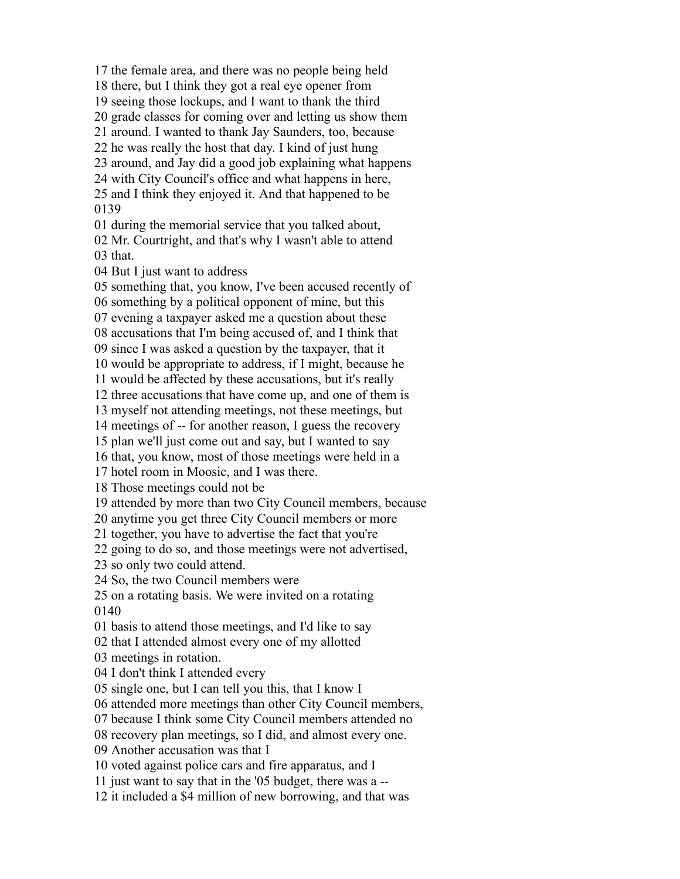17 the female area, and there was no people being held
18 there, but I think they got a real eye opener from
19 seeing those lockups, and I want to thank the third
20 grade classes for coming over and letting us show them
21 around. I wanted to thank Jay Saunders, too, because
22 he was really the host that day. I kind of just hung
23 around, and Jay did a good job explaining what happens
24 with City Council's office and what happens in here,
25 and I think they enjoyed it. And that happened to be
0139
01 during the memorial service that you talked about,
02 Mr. Courtright, and that's why I wasn't able to attend
03 that.
04 But I just want to address
05 something that, you know, I've been accused recently of
06 something by a political opponent of mine, but this
07 evening a taxpayer asked me a question about these
08 accusations that I'm being accused of, and I think that
09 since I was asked a question by the taxpayer, that it
10 would be appropriate to address, if I might, because he
11 would be affected by these accusations, but it's really
12 three accusations that have come up, and one of them is
13 myself not attending meetings, not these meetings, but
14 meetings of -- for another reason, I guess the recovery
15 plan we'll just come out and say, but I wanted to say
16 that, you know, most of those meetings were held in a
17 hotel room in Moosic, and I was there.
18 Those meetings could not be
19 attended by more than two City Council members, because
20 anytime you get three City Council members or more
21 together, you have to advertise the fact that you're
22 going to do so, and those meetings were not advertised,
23 so only two could attend.
24 So, the two Council members were
25 on a rotating basis. We were invited on a rotating
0140
01 basis to attend those meetings, and I'd like to say
02 that I attended almost every one of my allotted
03 meetings in rotation.
04 I don't think I attended every
05 single one, but I can tell you this, that I know I
06 attended more meetings than other City Council members,
07 because I think some City Council members attended no
08 recovery plan meetings, so I did, and almost every one.
09 Another accusation was that I
10 voted against police cars and fire apparatus, and I
11 just want to say that in the '05 budget, there was a --
12 it included a $4 million of new borrowing, and that was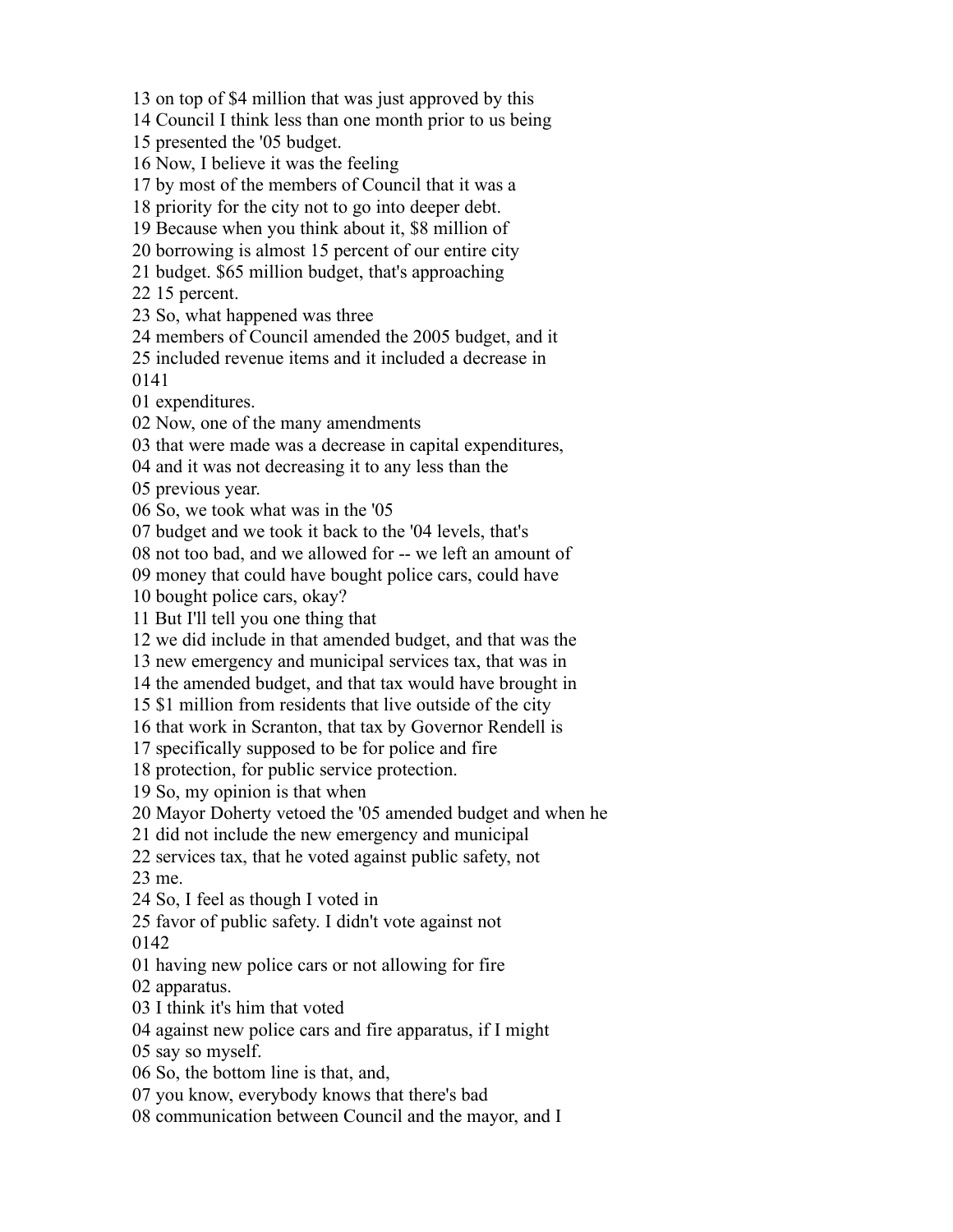13 on top of $4 million that was just approved by this
14 Council I think less than one month prior to us being
15 presented the '05 budget.
16 Now, I believe it was the feeling
17 by most of the members of Council that it was a
18 priority for the city not to go into deeper debt.
19 Because when you think about it, $8 million of
20 borrowing is almost 15 percent of our entire city
21 budget. $65 million budget, that's approaching
22 15 percent.
23 So, what happened was three
24 members of Council amended the 2005 budget, and it
25 included revenue items and it included a decrease in
0141
01 expenditures.
02 Now, one of the many amendments
03 that were made was a decrease in capital expenditures,
04 and it was not decreasing it to any less than the
05 previous year.
06 So, we took what was in the '05
07 budget and we took it back to the '04 levels, that's
08 not too bad, and we allowed for -- we left an amount of
09 money that could have bought police cars, could have
10 bought police cars, okay?
11 But I'll tell you one thing that
12 we did include in that amended budget, and that was the
13 new emergency and municipal services tax, that was in
14 the amended budget, and that tax would have brought in
15 $1 million from residents that live outside of the city
16 that work in Scranton, that tax by Governor Rendell is
17 specifically supposed to be for police and fire
18 protection, for public service protection.
19 So, my opinion is that when
20 Mayor Doherty vetoed the '05 amended budget and when he
21 did not include the new emergency and municipal
22 services tax, that he voted against public safety, not
23 me.
24 So, I feel as though I voted in
25 favor of public safety. I didn't vote against not
0142
01 having new police cars or not allowing for fire
02 apparatus.
03 I think it's him that voted
04 against new police cars and fire apparatus, if I might
05 say so myself.
06 So, the bottom line is that, and,
07 you know, everybody knows that there's bad
08 communication between Council and the mayor, and I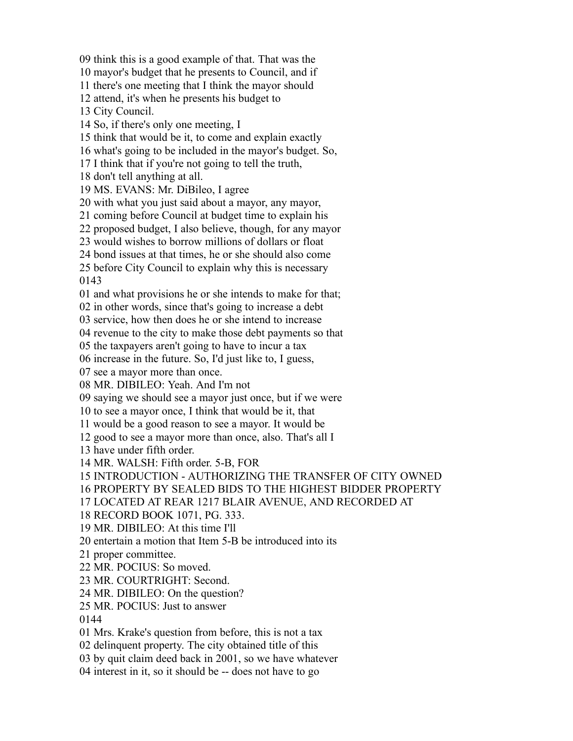09 think this is a good example of that. That was the
10 mayor's budget that he presents to Council, and if
11 there's one meeting that I think the mayor should
12 attend, it's when he presents his budget to
13 City Council.
14 So, if there's only one meeting, I
15 think that would be it, to come and explain exactly
16 what's going to be included in the mayor's budget. So,
17 I think that if you're not going to tell the truth,
18 don't tell anything at all.
19 MS. EVANS: Mr. DiBileo, I agree
20 with what you just said about a mayor, any mayor,
21 coming before Council at budget time to explain his
22 proposed budget, I also believe, though, for any mayor
23 would wishes to borrow millions of dollars or float
24 bond issues at that times, he or she should also come
25 before City Council to explain why this is necessary
0143
01 and what provisions he or she intends to make for that;
02 in other words, since that's going to increase a debt
03 service, how then does he or she intend to increase
04 revenue to the city to make those debt payments so that
05 the taxpayers aren't going to have to incur a tax
06 increase in the future. So, I'd just like to, I guess,
07 see a mayor more than once.
08 MR. DIBILEO: Yeah. And I'm not
09 saying we should see a mayor just once, but if we were
10 to see a mayor once, I think that would be it, that
11 would be a good reason to see a mayor. It would be
12 good to see a mayor more than once, also. That's all I
13 have under fifth order.
14 MR. WALSH: Fifth order. 5-B, FOR
15 INTRODUCTION - AUTHORIZING THE TRANSFER OF CITY OWNED
16 PROPERTY BY SEALED BIDS TO THE HIGHEST BIDDER PROPERTY
17 LOCATED AT REAR 1217 BLAIR AVENUE, AND RECORDED AT
18 RECORD BOOK 1071, PG. 333.
19 MR. DIBILEO: At this time I'll
20 entertain a motion that Item 5-B be introduced into its
21 proper committee.
22 MR. POCIUS: So moved.
23 MR. COURTRIGHT: Second.
24 MR. DIBILEO: On the question?
25 MR. POCIUS: Just to answer
0144
01 Mrs. Krake's question from before, this is not a tax
02 delinquent property. The city obtained title of this
03 by quit claim deed back in 2001, so we have whatever
04 interest in it, so it should be -- does not have to go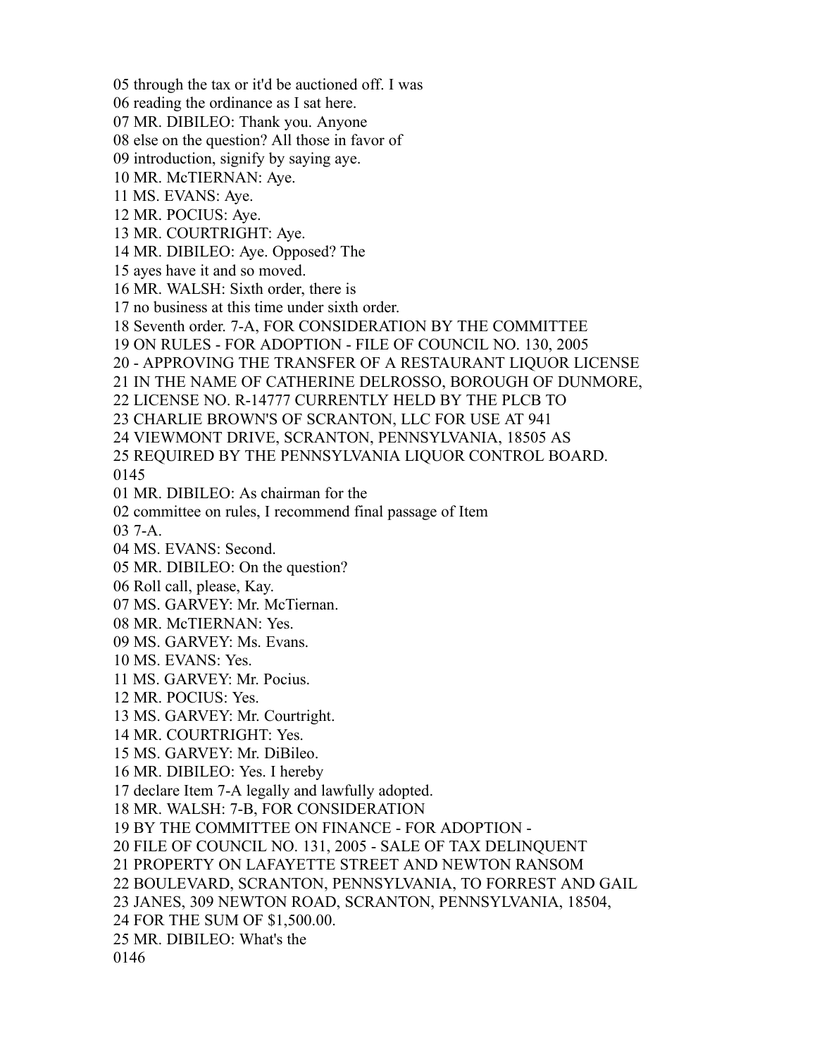05 through the tax or it'd be auctioned off. I was
06 reading the ordinance as I sat here.
07 MR. DIBILEO: Thank you. Anyone
08 else on the question? All those in favor of
09 introduction, signify by saying aye.
10 MR. McTIERNAN: Aye.
11 MS. EVANS: Aye.
12 MR. POCIUS: Aye.
13 MR. COURTRIGHT: Aye.
14 MR. DIBILEO: Aye. Opposed? The
15 ayes have it and so moved.
16 MR. WALSH: Sixth order, there is
17 no business at this time under sixth order.
18 Seventh order. 7-A, FOR CONSIDERATION BY THE COMMITTEE
19 ON RULES - FOR ADOPTION - FILE OF COUNCIL NO. 130, 2005
20 - APPROVING THE TRANSFER OF A RESTAURANT LIQUOR LICENSE
21 IN THE NAME OF CATHERINE DELROSSO, BOROUGH OF DUNMORE,
22 LICENSE NO. R-14777 CURRENTLY HELD BY THE PLCB TO
23 CHARLIE BROWN'S OF SCRANTON, LLC FOR USE AT 941
24 VIEWMONT DRIVE, SCRANTON, PENNSYLVANIA, 18505 AS
25 REQUIRED BY THE PENNSYLVANIA LIQUOR CONTROL BOARD.
0145
01 MR. DIBILEO: As chairman for the
02 committee on rules, I recommend final passage of Item
03 7-A.
04 MS. EVANS: Second.
05 MR. DIBILEO: On the question?
06 Roll call, please, Kay.
07 MS. GARVEY: Mr. McTiernan.
08 MR. McTIERNAN: Yes.
09 MS. GARVEY: Ms. Evans.
10 MS. EVANS: Yes.
11 MS. GARVEY: Mr. Pocius.
12 MR. POCIUS: Yes.
13 MS. GARVEY: Mr. Courtright.
14 MR. COURTRIGHT: Yes.
15 MS. GARVEY: Mr. DiBileo.
16 MR. DIBILEO: Yes. I hereby
17 declare Item 7-A legally and lawfully adopted.
18 MR. WALSH: 7-B, FOR CONSIDERATION
19 BY THE COMMITTEE ON FINANCE - FOR ADOPTION -
20 FILE OF COUNCIL NO. 131, 2005 - SALE OF TAX DELINQUENT
21 PROPERTY ON LAFAYETTE STREET AND NEWTON RANSOM
22 BOULEVARD, SCRANTON, PENNSYLVANIA, TO FORREST AND GAIL
23 JANES, 309 NEWTON ROAD, SCRANTON, PENNSYLVANIA, 18504,
24 FOR THE SUM OF $1,500.00.
25 MR. DIBILEO: What's the
0146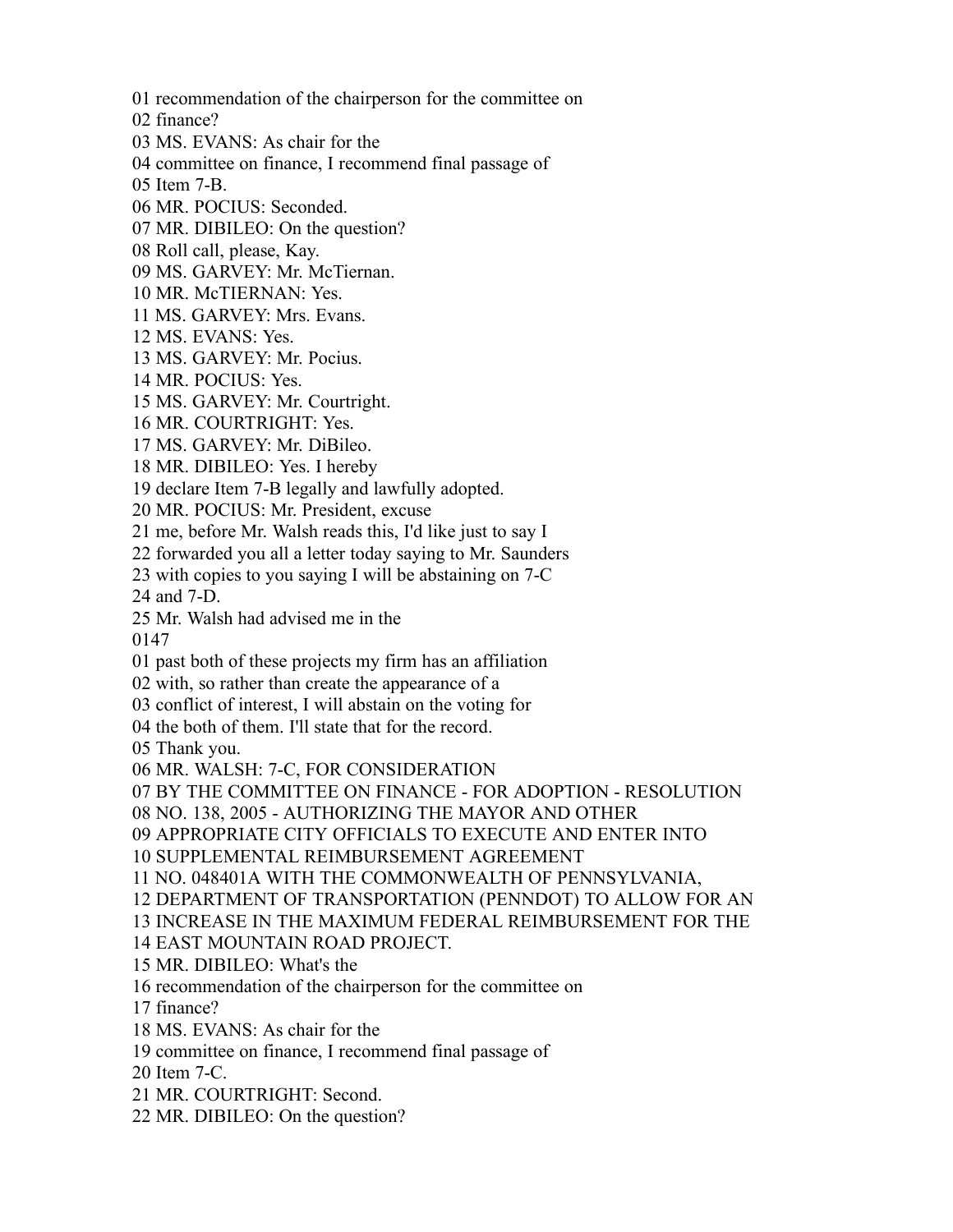01 recommendation of the chairperson for the committee on
02 finance?
03 MS. EVANS: As chair for the
04 committee on finance, I recommend final passage of
05 Item 7-B.
06 MR. POCIUS: Seconded.
07 MR. DIBILEO: On the question?
08 Roll call, please, Kay.
09 MS. GARVEY: Mr. McTiernan.
10 MR. McTIERNAN: Yes.
11 MS. GARVEY: Mrs. Evans.
12 MS. EVANS: Yes.
13 MS. GARVEY: Mr. Pocius.
14 MR. POCIUS: Yes.
15 MS. GARVEY: Mr. Courtright.
16 MR. COURTRIGHT: Yes.
17 MS. GARVEY: Mr. DiBileo.
18 MR. DIBILEO: Yes. I hereby
19 declare Item 7-B legally and lawfully adopted.
20 MR. POCIUS: Mr. President, excuse
21 me, before Mr. Walsh reads this, I'd like just to say I
22 forwarded you all a letter today saying to Mr. Saunders
23 with copies to you saying I will be abstaining on 7-C
24 and 7-D.
25 Mr. Walsh had advised me in the
0147
01 past both of these projects my firm has an affiliation
02 with, so rather than create the appearance of a
03 conflict of interest, I will abstain on the voting for
04 the both of them. I'll state that for the record.
05 Thank you.
06 MR. WALSH: 7-C, FOR CONSIDERATION
07 BY THE COMMITTEE ON FINANCE - FOR ADOPTION - RESOLUTION
08 NO. 138, 2005 - AUTHORIZING THE MAYOR AND OTHER
09 APPROPRIATE CITY OFFICIALS TO EXECUTE AND ENTER INTO
10 SUPPLEMENTAL REIMBURSEMENT AGREEMENT
11 NO. 048401A WITH THE COMMONWEALTH OF PENNSYLVANIA,
12 DEPARTMENT OF TRANSPORTATION (PENNDOT) TO ALLOW FOR AN
13 INCREASE IN THE MAXIMUM FEDERAL REIMBURSEMENT FOR THE
14 EAST MOUNTAIN ROAD PROJECT.
15 MR. DIBILEO: What's the
16 recommendation of the chairperson for the committee on
17 finance?
18 MS. EVANS: As chair for the
19 committee on finance, I recommend final passage of
20 Item 7-C.
21 MR. COURTRIGHT: Second.
22 MR. DIBILEO: On the question?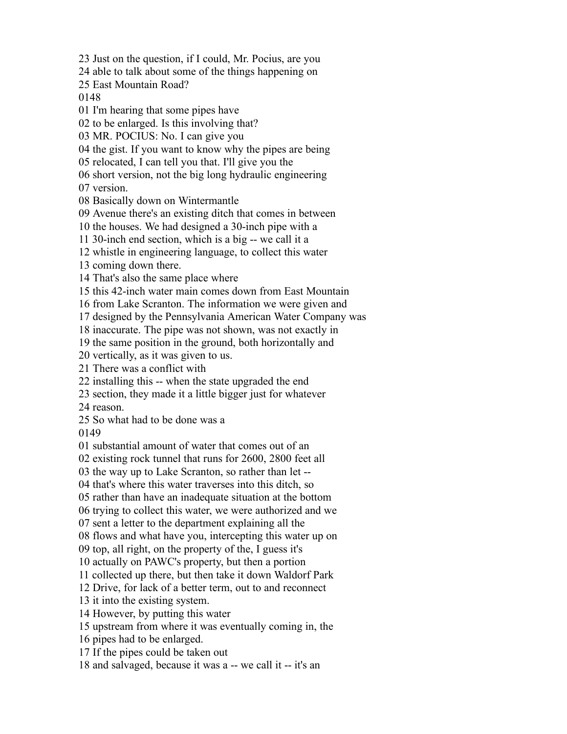23 Just on the question, if I could, Mr. Pocius, are you
24 able to talk about some of the things happening on
25 East Mountain Road?
0148
01 I'm hearing that some pipes have
02 to be enlarged. Is this involving that?
03 MR. POCIUS: No. I can give you
04 the gist. If you want to know why the pipes are being
05 relocated, I can tell you that. I'll give you the
06 short version, not the big long hydraulic engineering
07 version.
08 Basically down on Wintermantle
09 Avenue there's an existing ditch that comes in between
10 the houses. We had designed a 30-inch pipe with a
11 30-inch end section, which is a big -- we call it a
12 whistle in engineering language, to collect this water
13 coming down there.
14 That's also the same place where
15 this 42-inch water main comes down from East Mountain
16 from Lake Scranton. The information we were given and
17 designed by the Pennsylvania American Water Company was
18 inaccurate. The pipe was not shown, was not exactly in
19 the same position in the ground, both horizontally and
20 vertically, as it was given to us.
21 There was a conflict with
22 installing this -- when the state upgraded the end
23 section, they made it a little bigger just for whatever
24 reason.
25 So what had to be done was a
0149
01 substantial amount of water that comes out of an
02 existing rock tunnel that runs for 2600, 2800 feet all
03 the way up to Lake Scranton, so rather than let --
04 that's where this water traverses into this ditch, so
05 rather than have an inadequate situation at the bottom
06 trying to collect this water, we were authorized and we
07 sent a letter to the department explaining all the
08 flows and what have you, intercepting this water up on
09 top, all right, on the property of the, I guess it's
10 actually on PAWC's property, but then a portion
11 collected up there, but then take it down Waldorf Park
12 Drive, for lack of a better term, out to and reconnect
13 it into the existing system.
14 However, by putting this water
15 upstream from where it was eventually coming in, the
16 pipes had to be enlarged.
17 If the pipes could be taken out
18 and salvaged, because it was a -- we call it -- it's an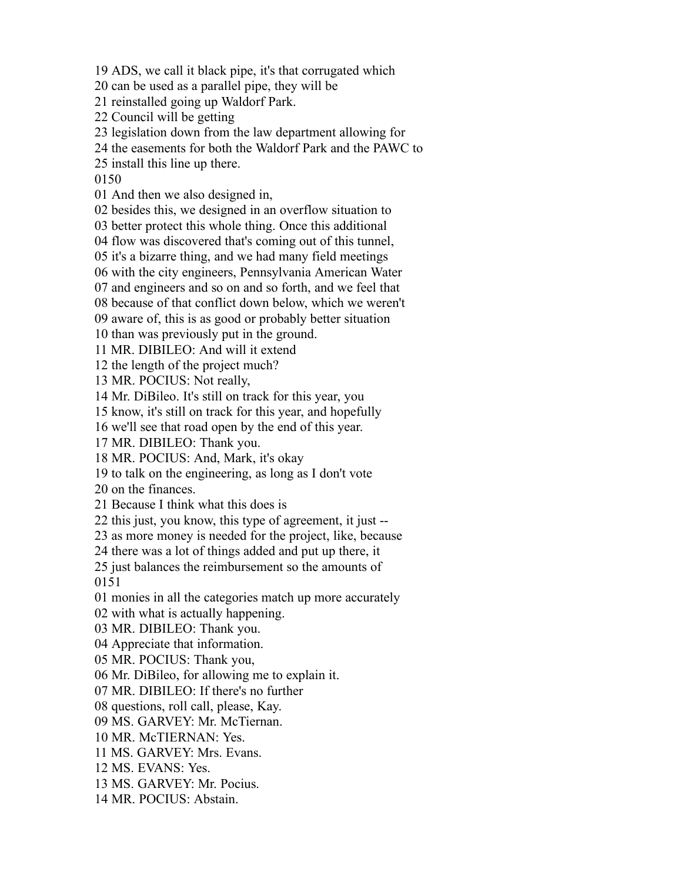19 ADS, we call it black pipe, it's that corrugated which
20 can be used as a parallel pipe, they will be
21 reinstalled going up Waldorf Park.
22 Council will be getting
23 legislation down from the law department allowing for
24 the easements for both the Waldorf Park and the PAWC to
25 install this line up there.
0150
01 And then we also designed in,
02 besides this, we designed in an overflow situation to
03 better protect this whole thing. Once this additional
04 flow was discovered that's coming out of this tunnel,
05 it's a bizarre thing, and we had many field meetings
06 with the city engineers, Pennsylvania American Water
07 and engineers and so on and so forth, and we feel that
08 because of that conflict down below, which we weren't
09 aware of, this is as good or probably better situation
10 than was previously put in the ground.
11 MR. DIBILEO: And will it extend
12 the length of the project much?
13 MR. POCIUS: Not really,
14 Mr. DiBileo. It's still on track for this year, you
15 know, it's still on track for this year, and hopefully
16 we'll see that road open by the end of this year.
17 MR. DIBILEO: Thank you.
18 MR. POCIUS: And, Mark, it's okay
19 to talk on the engineering, as long as I don't vote
20 on the finances.
21 Because I think what this does is
22 this just, you know, this type of agreement, it just --
23 as more money is needed for the project, like, because
24 there was a lot of things added and put up there, it
25 just balances the reimbursement so the amounts of
0151
01 monies in all the categories match up more accurately
02 with what is actually happening.
03 MR. DIBILEO: Thank you.
04 Appreciate that information.
05 MR. POCIUS: Thank you,
06 Mr. DiBileo, for allowing me to explain it.
07 MR. DIBILEO: If there's no further
08 questions, roll call, please, Kay.
09 MS. GARVEY: Mr. McTiernan.
10 MR. McTIERNAN: Yes.
11 MS. GARVEY: Mrs. Evans.
12 MS. EVANS: Yes.
13 MS. GARVEY: Mr. Pocius.
14 MR. POCIUS: Abstain.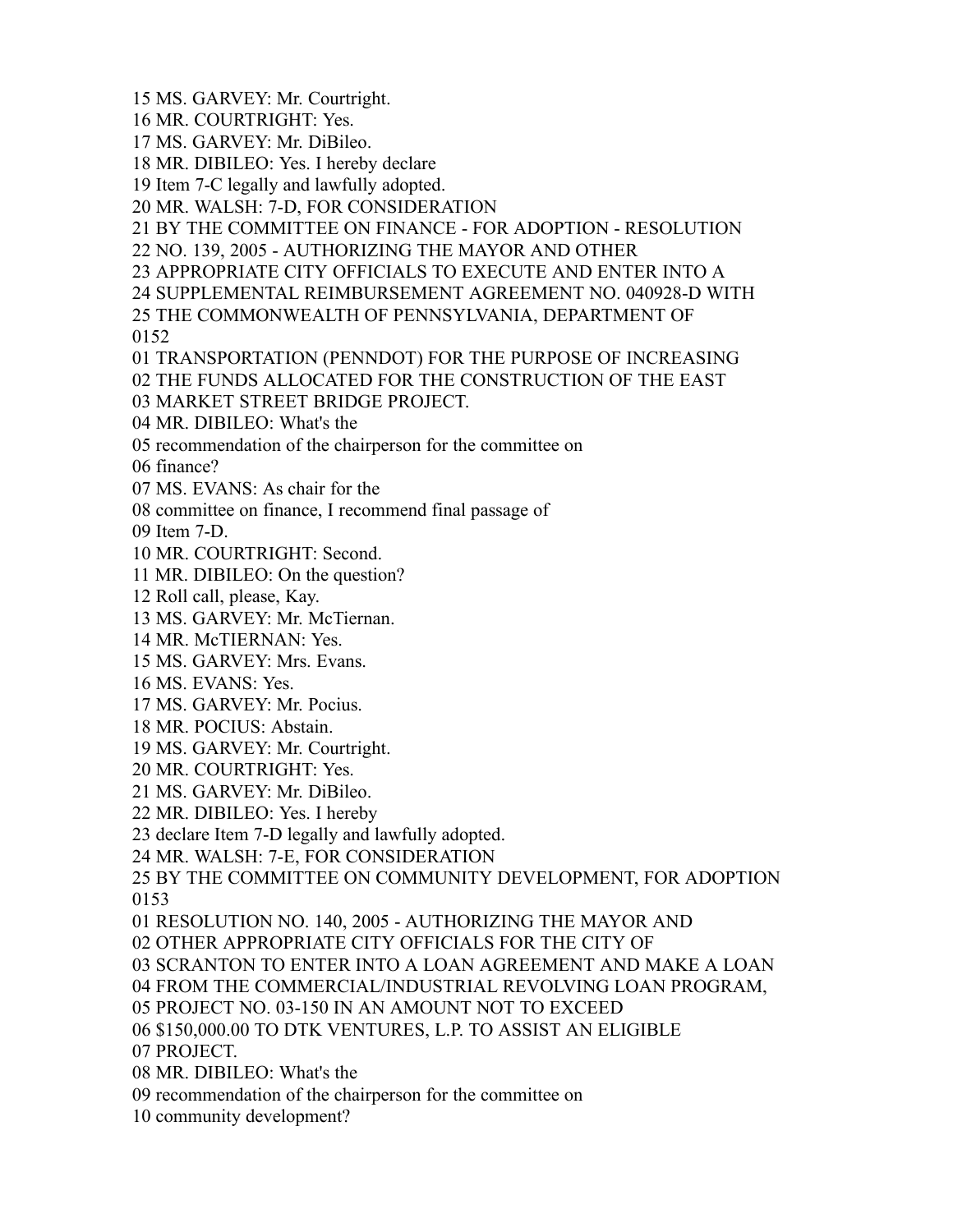15 MS. GARVEY: Mr. Courtright.
16 MR. COURTRIGHT: Yes.
17 MS. GARVEY: Mr. DiBileo.
18 MR. DIBILEO: Yes. I hereby declare
19 Item 7-C legally and lawfully adopted.
20 MR. WALSH: 7-D, FOR CONSIDERATION
21 BY THE COMMITTEE ON FINANCE - FOR ADOPTION - RESOLUTION
22 NO. 139, 2005 - AUTHORIZING THE MAYOR AND OTHER
23 APPROPRIATE CITY OFFICIALS TO EXECUTE AND ENTER INTO A
24 SUPPLEMENTAL REIMBURSEMENT AGREEMENT NO. 040928-D WITH
25 THE COMMONWEALTH OF PENNSYLVANIA, DEPARTMENT OF
0152
01 TRANSPORTATION (PENNDOT) FOR THE PURPOSE OF INCREASING
02 THE FUNDS ALLOCATED FOR THE CONSTRUCTION OF THE EAST
03 MARKET STREET BRIDGE PROJECT.
04 MR. DIBILEO: What's the
05 recommendation of the chairperson for the committee on
06 finance?
07 MS. EVANS: As chair for the
08 committee on finance, I recommend final passage of
09 Item 7-D.
10 MR. COURTRIGHT: Second.
11 MR. DIBILEO: On the question?
12 Roll call, please, Kay.
13 MS. GARVEY: Mr. McTiernan.
14 MR. McTIERNAN: Yes.
15 MS. GARVEY: Mrs. Evans.
16 MS. EVANS: Yes.
17 MS. GARVEY: Mr. Pocius.
18 MR. POCIUS: Abstain.
19 MS. GARVEY: Mr. Courtright.
20 MR. COURTRIGHT: Yes.
21 MS. GARVEY: Mr. DiBileo.
22 MR. DIBILEO: Yes. I hereby
23 declare Item 7-D legally and lawfully adopted.
24 MR. WALSH: 7-E, FOR CONSIDERATION
25 BY THE COMMITTEE ON COMMUNITY DEVELOPMENT, FOR ADOPTION
0153
01 RESOLUTION NO. 140, 2005 - AUTHORIZING THE MAYOR AND
02 OTHER APPROPRIATE CITY OFFICIALS FOR THE CITY OF
03 SCRANTON TO ENTER INTO A LOAN AGREEMENT AND MAKE A LOAN
04 FROM THE COMMERCIAL/INDUSTRIAL REVOLVING LOAN PROGRAM,
05 PROJECT NO. 03-150 IN AN AMOUNT NOT TO EXCEED
06 $150,000.00 TO DTK VENTURES, L.P. TO ASSIST AN ELIGIBLE
07 PROJECT.
08 MR. DIBILEO: What's the
09 recommendation of the chairperson for the committee on
10 community development?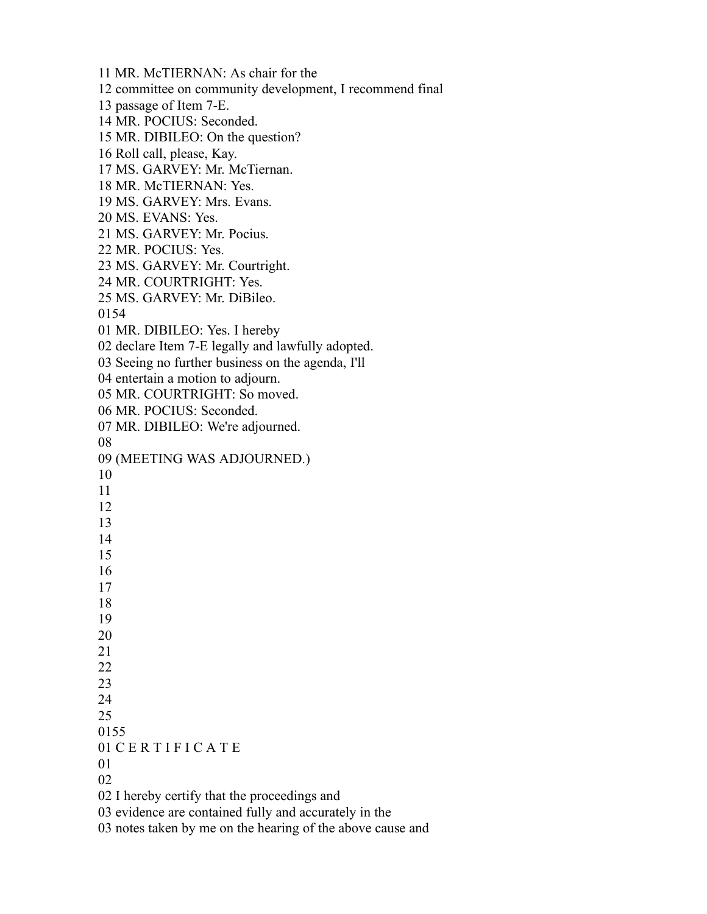11 MR. McTIERNAN: As chair for the
12 committee on community development, I recommend final
13 passage of Item 7-E.
14 MR. POCIUS: Seconded.
15 MR. DIBILEO: On the question?
16 Roll call, please, Kay.
17 MS. GARVEY: Mr. McTiernan.
18 MR. McTIERNAN: Yes.
19 MS. GARVEY: Mrs. Evans.
20 MS. EVANS: Yes.
21 MS. GARVEY: Mr. Pocius.
22 MR. POCIUS: Yes.
23 MS. GARVEY: Mr. Courtright.
24 MR. COURTRIGHT: Yes.
25 MS. GARVEY: Mr. DiBileo.
0154
01 MR. DIBILEO: Yes. I hereby
02 declare Item 7-E legally and lawfully adopted.
03 Seeing no further business on the agenda, I'll
04 entertain a motion to adjourn.
05 MR. COURTRIGHT: So moved.
06 MR. POCIUS: Seconded.
07 MR. DIBILEO: We're adjourned.
08
09 (MEETING WAS ADJOURNED.)
10
11
12
13
14
15
16
17
18
19
20
21
22
23
24
25
0155
01 C E R T I F I C A T E
01
02
02 I hereby certify that the proceedings and
03 evidence are contained fully and accurately in the
03 notes taken by me on the hearing of the above cause and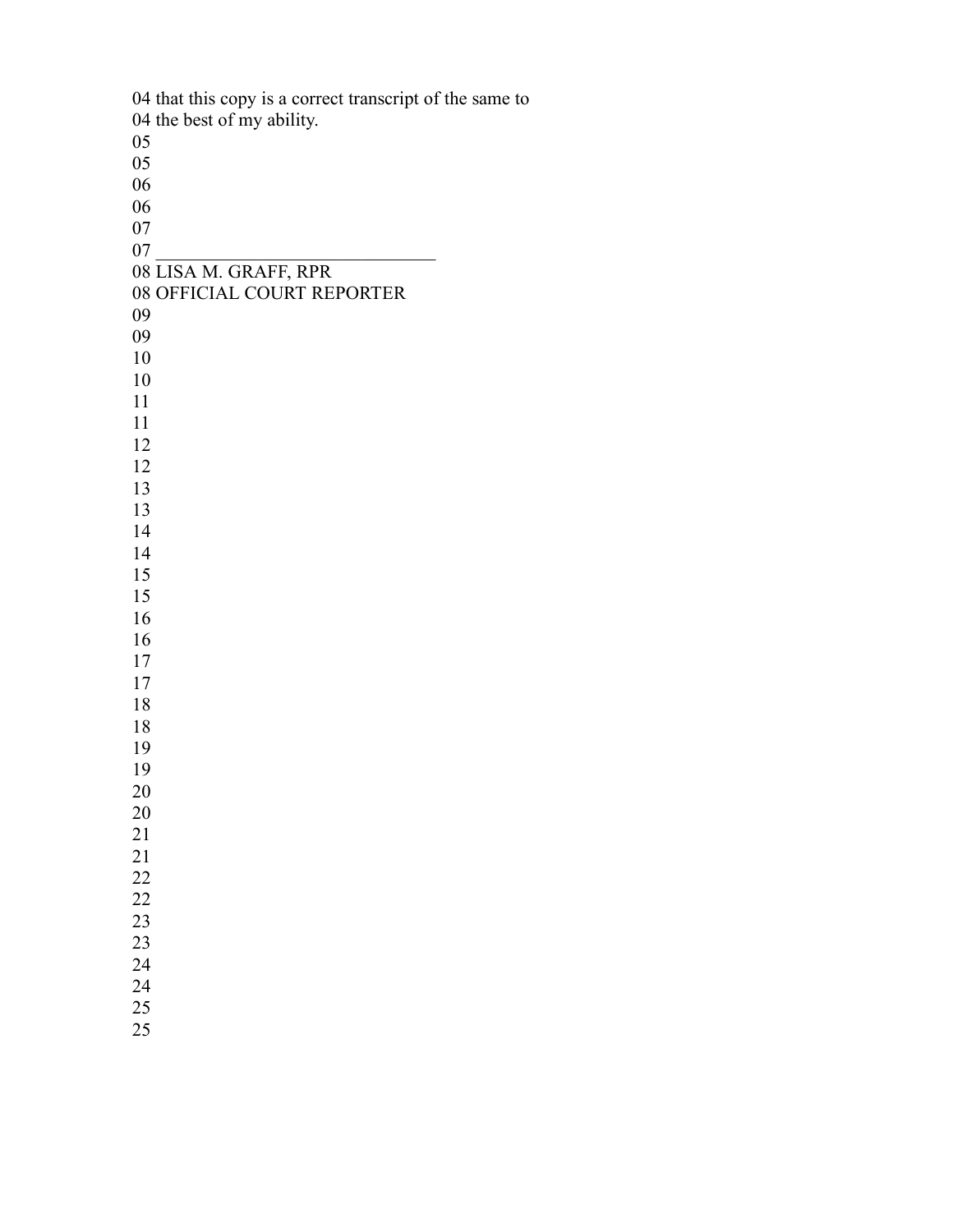04 that this copy is a correct transcript of the same to
04 the best of my ability.
05
05
06
06
07
07 ______________________________
08 LISA M. GRAFF, RPR
08 OFFICIAL COURT REPORTER
09
09
10
10
11
11
12
12
13
13
14
14
15
15
16
16
17
17
18
18
19
19
20
20
21
21
22
22
23
23
24
24
25
25